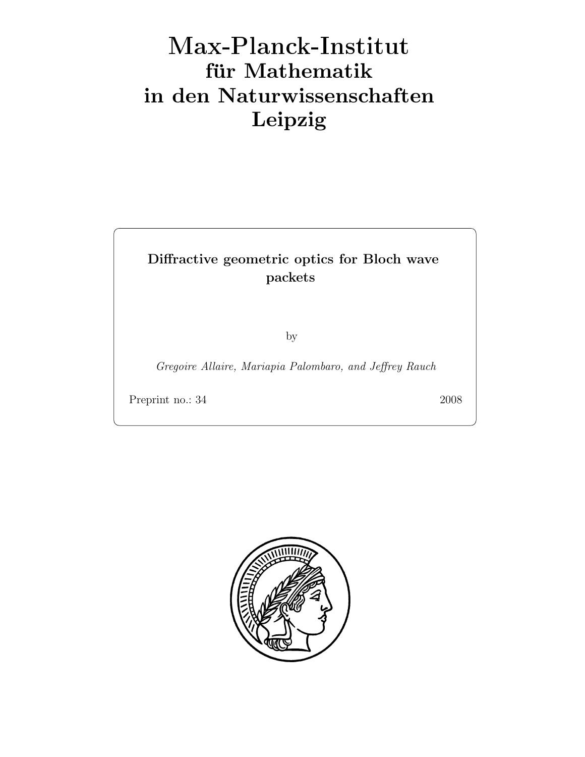# Max-Planck-Institut
## für Mathematik
## in den Naturwissenschaften
## Leipzig

**Diffractive geometric optics for Bloch wave packets**

by

*Gregoire Allaire, Mariapia Palombaro, and Jeffrey Rauch*

Preprint no.: 34 2008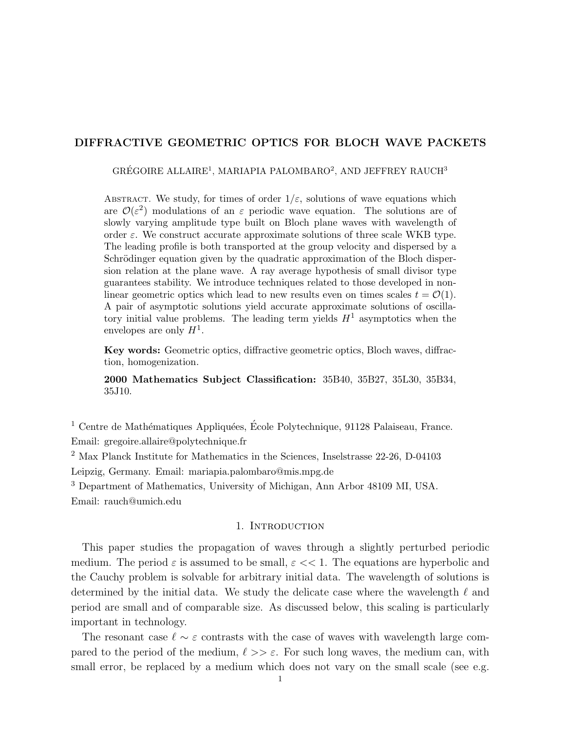# DIFFRACTIVE GEOMETRIC OPTICS FOR BLOCH WAVE PACKETS

GRÉGOIRE ALLAIRE[1], MARIAPIA PALOMBARO[2], AND JEFFREY RAUCH[3]

ABSTRACT. We study, for times of order $1/\varepsilon$, solutions of wave equations which are $\mathcal{O}(\varepsilon^2)$ modulations of an $\varepsilon$ periodic wave equation. The solutions are of slowly varying amplitude type built on Bloch plane waves with wavelength of order $\varepsilon$. We construct accurate approximate solutions of three scale WKB type. The leading profile is both transported at the group velocity and dispersed by a Schrödinger equation given by the quadratic approximation of the Bloch dispersion relation at the plane wave. A ray average hypothesis of small divisor type guarantees stability. We introduce techniques related to those developed in nonlinear geometric optics which lead to new results even on times scales $t = \mathcal{O}(1)$. A pair of asymptotic solutions yield accurate approximate solutions of oscillatory initial value problems. The leading term yields $H^1$ asymptotics when the envelopes are only $H^1$.

**Key words:** Geometric optics, diffractive geometric optics, Bloch waves, diffraction, homogenization.

**2000 Mathematics Subject Classification:** 35B40, 35B27, 35L30, 35B34, 35J10.

[1] Centre de Mathématiques Appliquées, École Polytechnique, 91128 Palaiseau, France. Email: gregoire.allaire@polytechnique.fr

[2] Max Planck Institute for Mathematics in the Sciences, Inselstrasse 22-26, D-04103 Leipzig, Germany. Email: mariapia.palombaro@mis.mpg.de

[3] Department of Mathematics, University of Michigan, Ann Arbor 48109 MI, USA. Email: rauch@umich.edu

## 1. Introduction

This paper studies the propagation of waves through a slightly perturbed periodic medium. The period $\varepsilon$ is assumed to be small, $\varepsilon << 1$. The equations are hyperbolic and the Cauchy problem is solvable for arbitrary initial data. The wavelength of solutions is determined by the initial data. We study the delicate case where the wavelength $\ell$ and period are small and of comparable size. As discussed below, this scaling is particularly important in technology.

The resonant case $\ell \sim \varepsilon$ contrasts with the case of waves with wavelength large compared to the period of the medium, $\ell >> \varepsilon$. For such long waves, the medium can, with small error, be replaced by a medium which does not vary on the small scale (see e.g.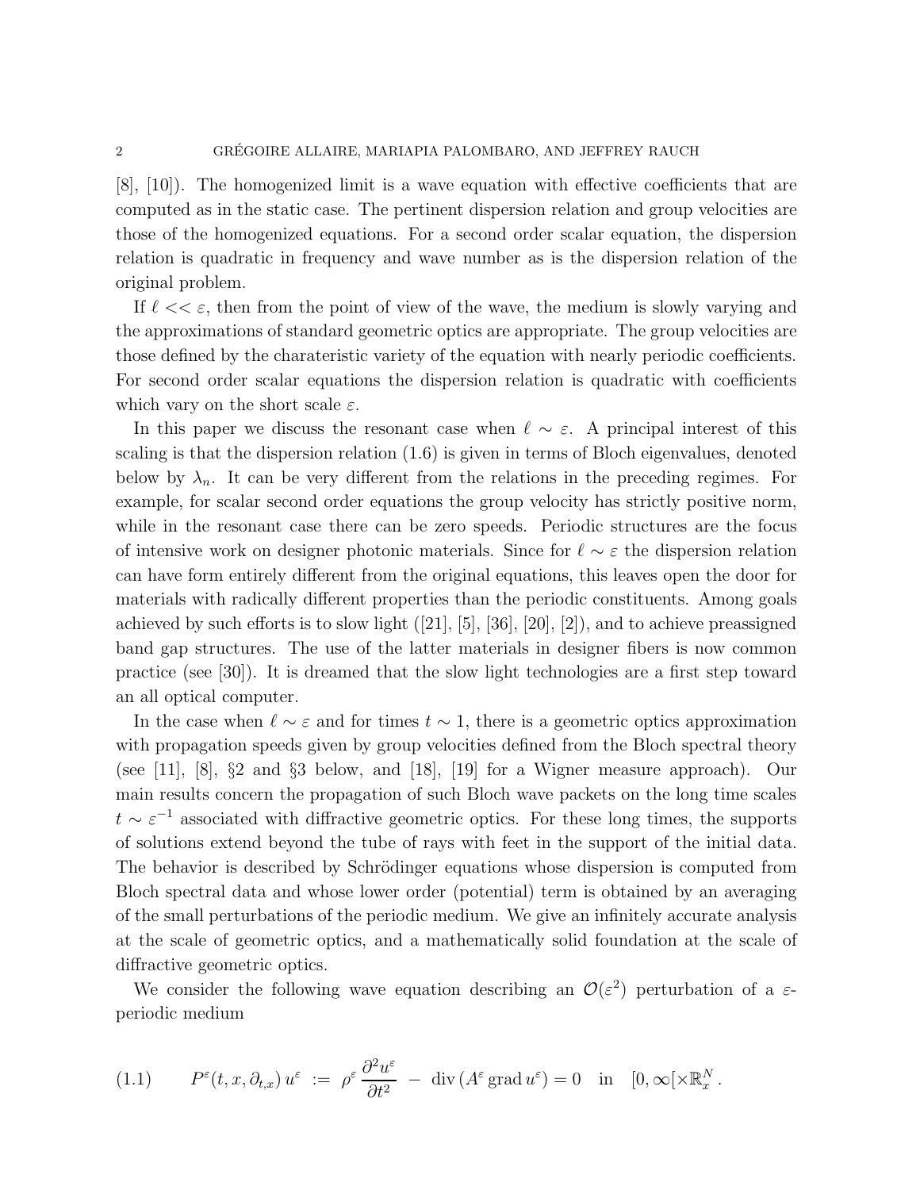[8], [10]). The homogenized limit is a wave equation with effective coefficients that are computed as in the static case. The pertinent dispersion relation and group velocities are those of the homogenized equations. For a second order scalar equation, the dispersion relation is quadratic in frequency and wave number as is the dispersion relation of the original problem.

If $\ell << \varepsilon$, then from the point of view of the wave, the medium is slowly varying and the approximations of standard geometric optics are appropriate. The group velocities are those defined by the charateristic variety of the equation with nearly periodic coefficients. For second order scalar equations the dispersion relation is quadratic with coefficients which vary on the short scale $\varepsilon$.

In this paper we discuss the resonant case when $\ell \sim \varepsilon$. A principal interest of this scaling is that the dispersion relation (1.6) is given in terms of Bloch eigenvalues, denoted below by $\lambda_n$. It can be very different from the relations in the preceding regimes. For example, for scalar second order equations the group velocity has strictly positive norm, while in the resonant case there can be zero speeds. Periodic structures are the focus of intensive work on designer photonic materials. Since for $\ell \sim \varepsilon$ the dispersion relation can have form entirely different from the original equations, this leaves open the door for materials with radically different properties than the periodic constituents. Among goals achieved by such efforts is to slow light ([21], [5], [36], [20], [2]), and to achieve preassigned band gap structures. The use of the latter materials in designer fibers is now common practice (see [30]). It is dreamed that the slow light technologies are a first step toward an all optical computer.

In the case when $\ell \sim \varepsilon$ and for times $t \sim 1$, there is a geometric optics approximation with propagation speeds given by group velocities defined from the Bloch spectral theory (see [11], [8], §2 and §3 below, and [18], [19] for a Wigner measure approach). Our main results concern the propagation of such Bloch wave packets on the long time scales $t \sim \varepsilon^{-1}$ associated with diffractive geometric optics. For these long times, the supports of solutions extend beyond the tube of rays with feet in the support of the initial data. The behavior is described by Schrödinger equations whose dispersion is computed from Bloch spectral data and whose lower order (potential) term is obtained by an averaging of the small perturbations of the periodic medium. We give an infinitely accurate analysis at the scale of geometric optics, and a mathematically solid foundation at the scale of diffractive geometric optics.

We consider the following wave equation describing an $\mathcal{O}(\varepsilon^2)$ perturbation of a $\varepsilon$-periodic medium

$$
P^\varepsilon(t, x, \partial_{t,x})\, u^\varepsilon \;:=\; \rho^\varepsilon \, \frac{\partial^2 u^\varepsilon}{\partial t^2} \;-\; \operatorname{div}\left(A^\varepsilon \operatorname{grad} u^\varepsilon\right) = 0 \quad \text{in} \quad [0, \infty[ \times \mathbb{R}^N_x \,. \tag{1.1}
$$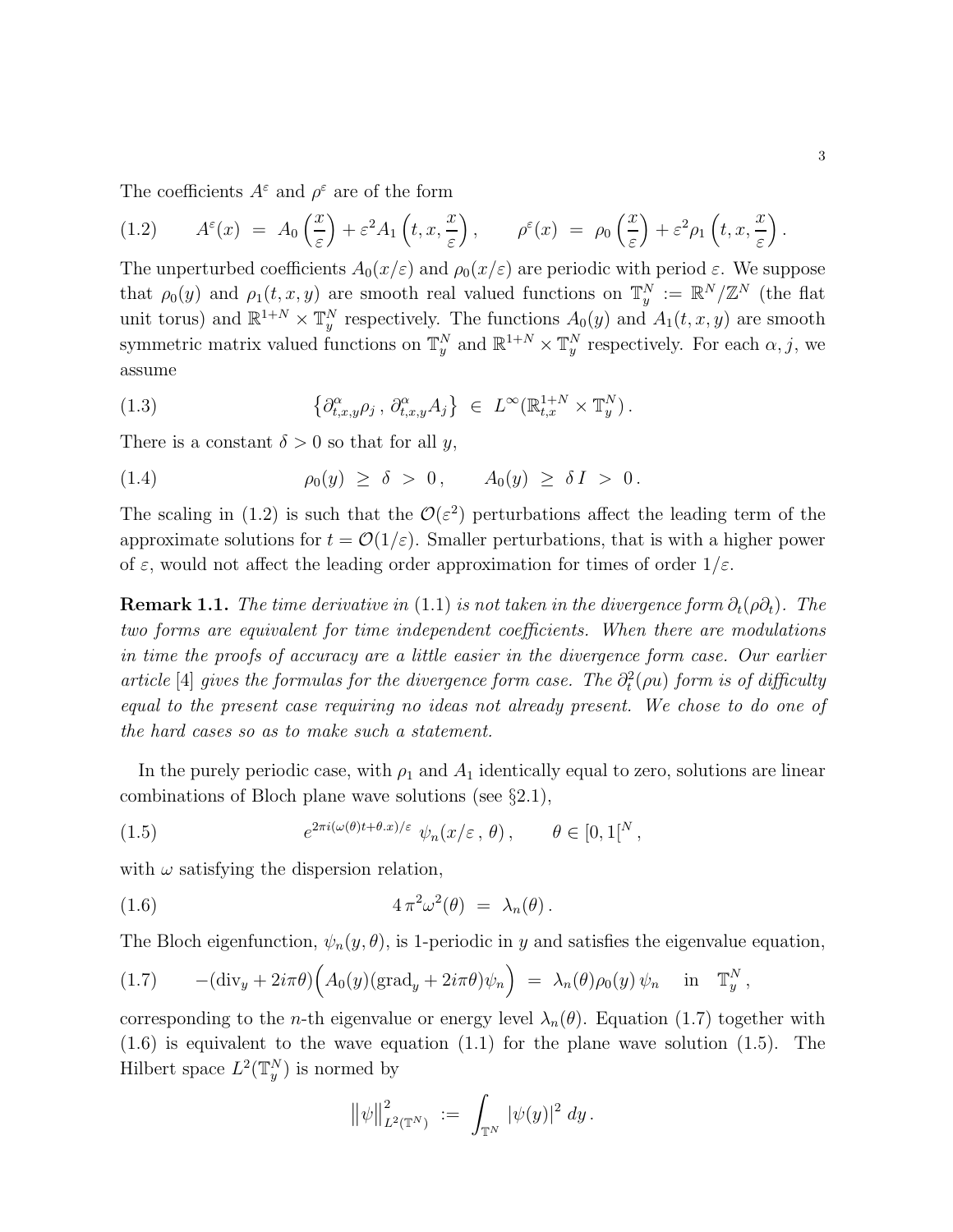The coefficients $A^\varepsilon$ and $\rho^\varepsilon$ are of the form

$$
A^\varepsilon(x) \;=\; A_0\left(\frac{x}{\varepsilon}\right) + \varepsilon^2 A_1\left(t, x, \frac{x}{\varepsilon}\right), \qquad \rho^\varepsilon(x) \;=\; \rho_0\left(\frac{x}{\varepsilon}\right) + \varepsilon^2 \rho_1\left(t, x, \frac{x}{\varepsilon}\right). \tag{1.2}
$$

The unperturbed coefficients $A_0(x/\varepsilon)$ and $\rho_0(x/\varepsilon)$ are periodic with period $\varepsilon$. We suppose that $\rho_0(y)$ and $\rho_1(t,x,y)$ are smooth real valued functions on $\mathbb{T}_y^N := \mathbb{R}^N/\mathbb{Z}^N$ (the flat unit torus) and $\mathbb{R}^{1+N} \times \mathbb{T}_y^N$ respectively. The functions $A_0(y)$ and $A_1(t,x,y)$ are smooth symmetric matrix valued functions on $\mathbb{T}_y^N$ and $\mathbb{R}^{1+N} \times \mathbb{T}_y^N$ respectively. For each $\alpha, j$, we assume

$$
\left\{\partial_{t,x,y}^\alpha \rho_j \,,\, \partial_{t,x,y}^\alpha A_j\right\} \;\in\; L^\infty(\mathbb{R}^{1+N}_{t,x} \times \mathbb{T}_y^N)\,. \tag{1.3}
$$

There is a constant $\delta > 0$ so that for all $y$,

$$
\rho_0(y) \;\geq\; \delta \;>\; 0\,, \qquad A_0(y) \;\geq\; \delta\, I \;>\; 0\,. \tag{1.4}
$$

The scaling in (1.2) is such that the $\mathcal{O}(\varepsilon^2)$ perturbations affect the leading term of the approximate solutions for $t = \mathcal{O}(1/\varepsilon)$. Smaller perturbations, that is with a higher power of $\varepsilon$, would not affect the leading order approximation for times of order $1/\varepsilon$.

**Remark 1.1.** *The time derivative in* (1.1) *is not taken in the divergence form $\partial_t(\rho\partial_t)$. The two forms are equivalent for time independent coefficients. When there are modulations in time the proofs of accuracy are a little easier in the divergence form case. Our earlier article* [4] *gives the formulas for the divergence form case. The $\partial_t^2(\rho u)$ form is of difficulty equal to the present case requiring no ideas not already present. We chose to do one of the hard cases so as to make such a statement.*

In the purely periodic case, with $\rho_1$ and $A_1$ identically equal to zero, solutions are linear combinations of Bloch plane wave solutions (see §2.1),

$$
e^{2\pi i(\omega(\theta)t + \theta.x)/\varepsilon}\; \psi_n(x/\varepsilon\,,\,\theta)\,, \qquad \theta \in [0,1[^N\,, \tag{1.5}
$$

with $\omega$ satisfying the dispersion relation,

$$
4\,\pi^2\omega^2(\theta) \;=\; \lambda_n(\theta)\,. \tag{1.6}
$$

The Bloch eigenfunction, $\psi_n(y,\theta)$, is 1-periodic in $y$ and satisfies the eigenvalue equation,

$$
-(\mathrm{div}_y + 2i\pi\theta)\Big(A_0(y)(\mathrm{grad}_y + 2i\pi\theta)\psi_n\Big) \;=\; \lambda_n(\theta)\rho_0(y)\,\psi_n \quad \text{in} \quad \mathbb{T}_y^N\,, \tag{1.7}
$$

corresponding to the $n$-th eigenvalue or energy level $\lambda_n(\theta)$. Equation (1.7) together with (1.6) is equivalent to the wave equation (1.1) for the plane wave solution (1.5). The Hilbert space $L^2(\mathbb{T}_y^N)$ is normed by

$$
\big\|\psi\big\|^2_{L^2(\mathbb{T}^N)} \;:=\; \int_{\mathbb{T}^N} |\psi(y)|^2 \; dy\,.
$$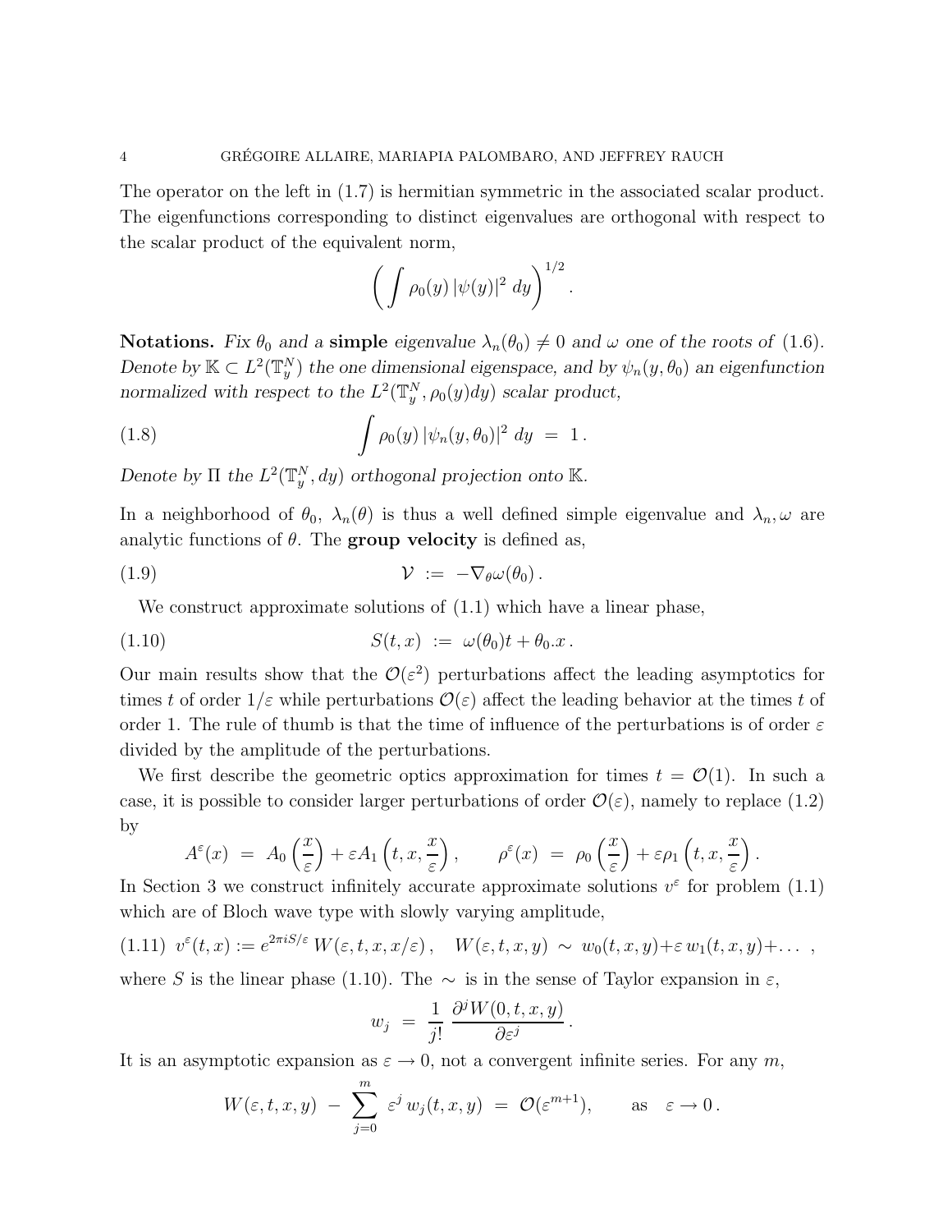The operator on the left in (1.7) is hermitian symmetric in the associated scalar product. The eigenfunctions corresponding to distinct eigenvalues are orthogonal with respect to the scalar product of the equivalent norm,

$$\left( \int \rho_0(y)\, |\psi(y)|^2 \, dy \right)^{1/2} .$$

**Notations.** *Fix $\theta_0$ and a* **simple** *eigenvalue $\lambda_n(\theta_0) \neq 0$ and $\omega$ one of the roots of (1.6). Denote by $\mathbb{K} \subset L^2(\mathbb{T}^N_y)$ the one dimensional eigenspace, and by $\psi_n(y, \theta_0)$ an eigenfunction normalized with respect to the $L^2(\mathbb{T}^N_y, \rho_0(y)dy)$ scalar product,*

$$\int \rho_0(y)\, |\psi_n(y, \theta_0)|^2 \, dy \;=\; 1 \,. \tag{1.8}$$

*Denote by $\Pi$ the $L^2(\mathbb{T}^N_y, dy)$ orthogonal projection onto $\mathbb{K}$.*

In a neighborhood of $\theta_0$, $\lambda_n(\theta)$ is thus a well defined simple eigenvalue and $\lambda_n, \omega$ are analytic functions of $\theta$. The **group velocity** is defined as,

$$\mathcal{V} \;:=\; -\nabla_\theta \omega(\theta_0) \,. \tag{1.9}$$

We construct approximate solutions of (1.1) which have a linear phase,

$$S(t, x) \;:=\; \omega(\theta_0) t + \theta_0 . x \,. \tag{1.10}$$

Our main results show that the $\mathcal{O}(\varepsilon^2)$ perturbations affect the leading asymptotics for times $t$ of order $1/\varepsilon$ while perturbations $\mathcal{O}(\varepsilon)$ affect the leading behavior at the times $t$ of order 1. The rule of thumb is that the time of influence of the perturbations is of order $\varepsilon$ divided by the amplitude of the perturbations.

We first describe the geometric optics approximation for times $t = \mathcal{O}(1)$. In such a case, it is possible to consider larger perturbations of order $\mathcal{O}(\varepsilon)$, namely to replace (1.2) by

$$A^\varepsilon(x) \;=\; A_0\left(\frac{x}{\varepsilon}\right) + \varepsilon A_1\left(t, x, \frac{x}{\varepsilon}\right), \qquad \rho^\varepsilon(x) \;=\; \rho_0\left(\frac{x}{\varepsilon}\right) + \varepsilon \rho_1\left(t, x, \frac{x}{\varepsilon}\right).$$

In Section 3 we construct infinitely accurate approximate solutions $v^\varepsilon$ for problem (1.1) which are of Bloch wave type with slowly varying amplitude,

$$v^\varepsilon(t, x) := e^{2\pi i S/\varepsilon}\, W(\varepsilon, t, x, x/\varepsilon) \,, \quad W(\varepsilon, t, x, y) \;\sim\; w_0(t, x, y) + \varepsilon\, w_1(t, x, y) + \ldots \;, \tag{1.11}$$

where $S$ is the linear phase (1.10). The $\sim$ is in the sense of Taylor expansion in $\varepsilon$,

$$w_j \;=\; \frac{1}{j!}\, \frac{\partial^j W(0, t, x, y)}{\partial \varepsilon^j} \,.$$

It is an asymptotic expansion as $\varepsilon \to 0$, not a convergent infinite series. For any $m$,

$$W(\varepsilon, t, x, y) \;-\; \sum_{j=0}^{m} \varepsilon^j\, w_j(t, x, y) \;=\; \mathcal{O}(\varepsilon^{m+1}), \qquad \text{as} \quad \varepsilon \to 0 \,.$$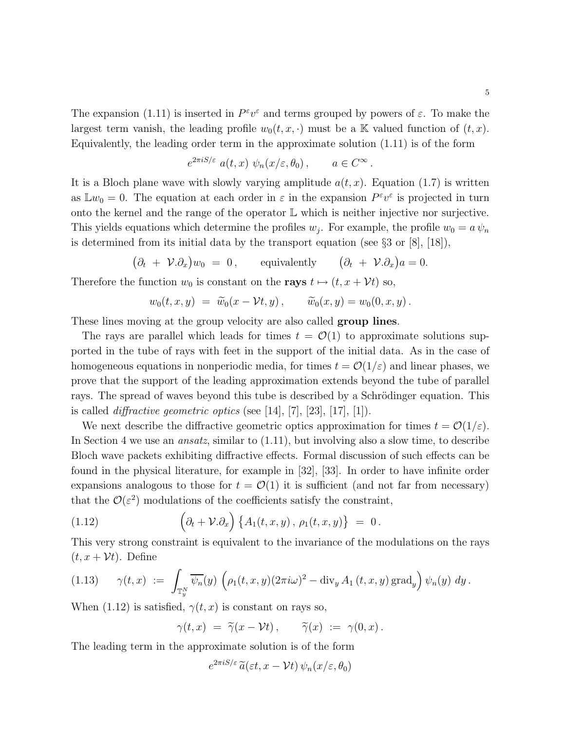The expansion (1.11) is inserted in $P^\varepsilon v^\varepsilon$ and terms grouped by powers of $\varepsilon$. To make the largest term vanish, the leading profile $w_0(t,x,\cdot)$ must be a $\mathbb{K}$ valued function of $(t,x)$. Equivalently, the leading order term in the approximate solution (1.11) is of the form

$$e^{2\pi i S/\varepsilon}\ a(t,x)\ \psi_n(x/\varepsilon,\theta_0)\,, \qquad a\in C^\infty\,.$$

It is a Bloch plane wave with slowly varying amplitude $a(t,x)$. Equation (1.7) is written as $\mathbb{L}w_0 = 0$. The equation at each order in $\varepsilon$ in the expansion $P^\varepsilon v^\varepsilon$ is projected in turn onto the kernel and the range of the operator $\mathbb{L}$ which is neither injective nor surjective. This yields equations which determine the profiles $w_j$. For example, the profile $w_0 = a\,\psi_n$ is determined from its initial data by the transport equation (see §3 or [8], [18]),

$$\big(\partial_t\ +\ \mathcal{V}.\partial_x\big)w_0\ =\ 0\,, \qquad \text{equivalently} \qquad \big(\partial_t\ +\ \mathcal{V}.\partial_x\big)a = 0.$$

Therefore the function $w_0$ is constant on the **rays** $t\mapsto(t,x+\mathcal{V}t)$ so,

$$w_0(t,x,y)\ =\ \widetilde{w}_0(x-\mathcal{V}t,y)\,, \qquad \widetilde{w}_0(x,y) = w_0(0,x,y)\,.$$

These lines moving at the group velocity are also called **group lines**.

The rays are parallel which leads for times $t=\mathcal{O}(1)$ to approximate solutions supported in the tube of rays with feet in the support of the initial data. As in the case of homogeneous equations in nonperiodic media, for times $t=\mathcal{O}(1/\varepsilon)$ and linear phases, we prove that the support of the leading approximation extends beyond the tube of parallel rays. The spread of waves beyond this tube is described by a Schrödinger equation. This is called *diffractive geometric optics* (see [14], [7], [23], [17], [1]).

We next describe the diffractive geometric optics approximation for times $t=\mathcal{O}(1/\varepsilon)$. In Section 4 we use an *ansatz*, similar to (1.11), but involving also a slow time, to describe Bloch wave packets exhibiting diffractive effects. Formal discussion of such effects can be found in the physical literature, for example in [32], [33]. In order to have infinite order expansions analogous to those for $t=\mathcal{O}(1)$ it is sufficient (and not far from necessary) that the $\mathcal{O}(\varepsilon^2)$ modulations of the coefficients satisfy the constraint,

$$\Big(\partial_t + \mathcal{V}.\partial_x\Big)\,\big\{A_1(t,x,y)\,,\,\rho_1(t,x,y)\big\}\ =\ 0\,. \tag{1.12}$$

This very strong constraint is equivalent to the invariance of the modulations on the rays $(t,x+\mathcal{V}t)$. Define

$$\gamma(t,x)\ :=\ \int_{\mathbb{T}^N_y}\overline{\psi_n}(y)\ \Big(\rho_1(t,x,y)(2\pi i\omega)^2 - \operatorname{div}_y A_1\,(t,x,y)\operatorname{grad}_y\Big)\,\psi_n(y)\ dy\,. \tag{1.13}$$

When (1.12) is satisfied, $\gamma(t,x)$ is constant on rays so,

$$\gamma(t,x)\ =\ \widetilde{\gamma}(x-\mathcal{V}t)\,, \qquad \widetilde{\gamma}(x)\ :=\ \gamma(0,x)\,.$$

The leading term in the approximate solution is of the form

$$e^{2\pi i S/\varepsilon}\,\widetilde{a}(\varepsilon t, x-\mathcal{V}t)\,\psi_n(x/\varepsilon,\theta_0)$$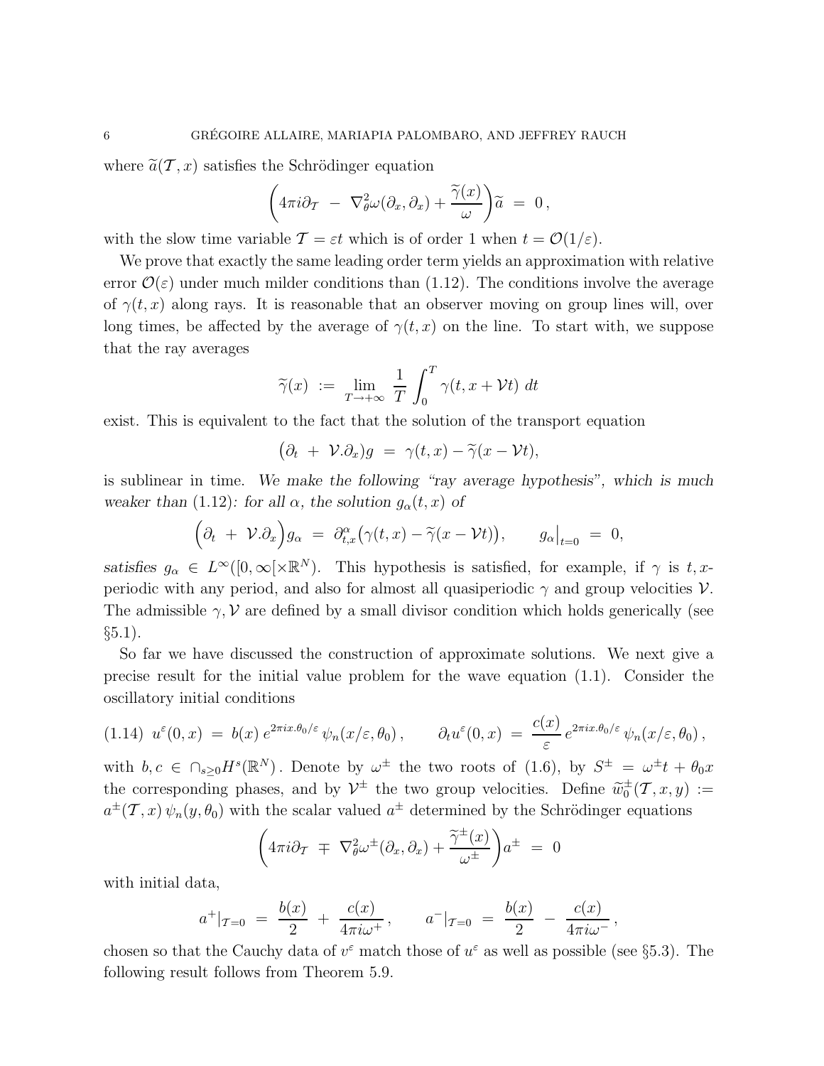where $\widetilde{a}(\mathcal{T}, x)$ satisfies the Schrödinger equation

$$\left(4\pi i\partial_{\mathcal{T}} \; - \; \nabla^2_\theta \omega(\partial_x, \partial_x) + \frac{\widetilde{\gamma}(x)}{\omega}\right)\widetilde{a} \; = \; 0\,,$$

with the slow time variable $\mathcal{T} = \varepsilon t$ which is of order 1 when $t = \mathcal{O}(1/\varepsilon)$.

We prove that exactly the same leading order term yields an approximation with relative error $\mathcal{O}(\varepsilon)$ under much milder conditions than (1.12). The conditions involve the average of $\gamma(t, x)$ along rays. It is reasonable that an observer moving on group lines will, over long times, be affected by the average of $\gamma(t, x)$ on the line. To start with, we suppose that the ray averages

$$\widetilde{\gamma}(x) \; := \; \lim_{T \to +\infty} \; \frac{1}{T} \int_0^T \gamma(t, x + \mathcal{V}t) \; dt$$

exist. This is equivalent to the fact that the solution of the transport equation

$$\big(\partial_t \; + \; \mathcal{V}.\partial_x\big) g \; = \; \gamma(t, x) - \widetilde{\gamma}(x - \mathcal{V}t),$$

is sublinear in time. *We make the following "ray average hypothesis", which is much weaker than* (1.12)*: for all $\alpha$, the solution $g_\alpha(t, x)$ of*

$$\Big(\partial_t \; + \; \mathcal{V}.\partial_x\Big) g_\alpha \; = \; \partial^\alpha_{t,x}\big(\gamma(t, x) - \widetilde{\gamma}(x - \mathcal{V}t)\big), \qquad g_\alpha\big|_{t=0} \; = \; 0,$$

*satisfies* $g_\alpha \in L^\infty([0, \infty[\times\mathbb{R}^N)$. This hypothesis is satisfied, for example, if $\gamma$ is $t, x$-periodic with any period, and also for almost all quasiperiodic $\gamma$ and group velocities $\mathcal{V}$. The admissible $\gamma, \mathcal{V}$ are defined by a small divisor condition which holds generically (see §5.1).

So far we have discussed the construction of approximate solutions. We next give a precise result for the initial value problem for the wave equation (1.1). Consider the oscillatory initial conditions

$$u^\varepsilon(0, x) \; = \; b(x)\, e^{2\pi i x.\theta_0/\varepsilon}\, \psi_n(x/\varepsilon, \theta_0)\,, \qquad \partial_t u^\varepsilon(0, x) \; = \; \frac{c(x)}{\varepsilon}\, e^{2\pi i x.\theta_0/\varepsilon}\, \psi_n(x/\varepsilon, \theta_0)\,, \tag{1.14}$$

with $b, c \in \cap_{s \geq 0} H^s(\mathbb{R}^N)$. Denote by $\omega^\pm$ the two roots of (1.6), by $S^\pm = \omega^\pm t + \theta_0 x$ the corresponding phases, and by $\mathcal{V}^\pm$ the two group velocities. Define $\widetilde{w}_0^\pm(\mathcal{T}, x, y) := a^\pm(\mathcal{T}, x)\, \psi_n(y, \theta_0)$ with the scalar valued $a^\pm$ determined by the Schrödinger equations

$$\left(4\pi i\partial_{\mathcal{T}} \; \mp \; \nabla^2_\theta \omega^\pm(\partial_x, \partial_x) + \frac{\widetilde{\gamma}^\pm(x)}{\omega^\pm}\right) a^\pm \; = \; 0$$

with initial data,

$$a^+|_{\mathcal{T}=0} \; = \; \frac{b(x)}{2} \; + \; \frac{c(x)}{4\pi i\omega^+}\,, \qquad a^-|_{\mathcal{T}=0} \; = \; \frac{b(x)}{2} \; - \; \frac{c(x)}{4\pi i\omega^-}\,,$$

chosen so that the Cauchy data of $v^\varepsilon$ match those of $u^\varepsilon$ as well as possible (see §5.3). The following result follows from Theorem 5.9.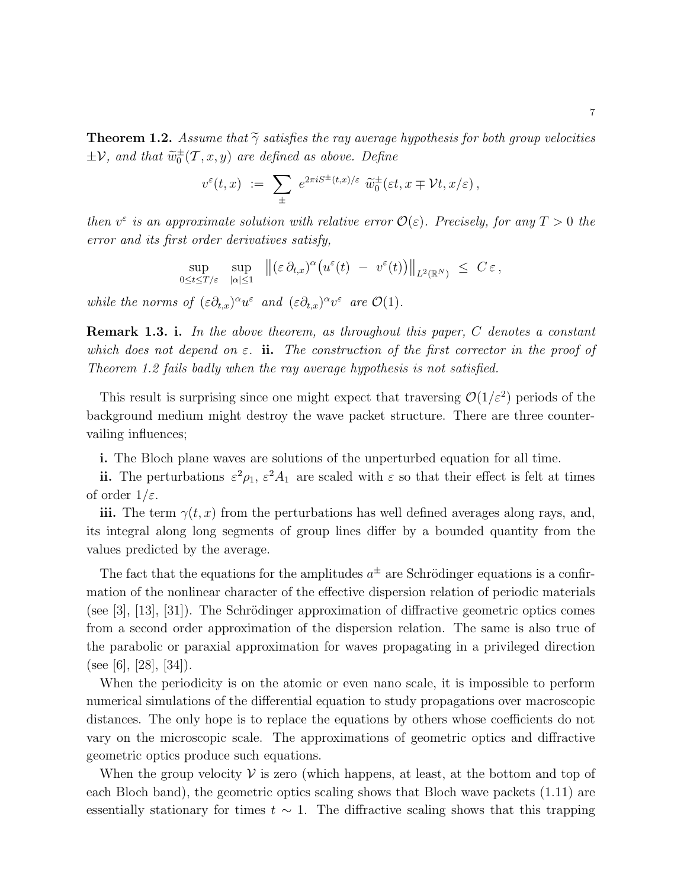**Theorem 1.2.** *Assume that $\widetilde{\gamma}$ satisfies the ray average hypothesis for both group velocities $\pm\mathcal{V}$, and that $\widetilde{w}_0^{\pm}(\mathcal{T},x,y)$ are defined as above. Define*

$$v^\varepsilon(t,x) \;:=\; \sum_{\pm} \; e^{2\pi i S^{\pm}(t,x)/\varepsilon}\; \widetilde{w}_0^{\pm}(\varepsilon t, x \mp \mathcal{V}t, x/\varepsilon)\,,$$

*then $v^\varepsilon$ is an approximate solution with relative error $\mathcal{O}(\varepsilon)$. Precisely, for any $T>0$ the error and its first order derivatives satisfy,*

$$\sup_{0\le t\le T/\varepsilon}\;\sup_{|\alpha|\le 1}\;\left\|(\varepsilon\,\partial_{t,x})^\alpha\big(u^\varepsilon(t)\;-\;v^\varepsilon(t)\big)\right\|_{L^2(\mathbb{R}^N)}\;\le\; C\,\varepsilon\,,$$

*while the norms of $(\varepsilon\partial_{t,x})^\alpha u^\varepsilon$ and $(\varepsilon\partial_{t,x})^\alpha v^\varepsilon$ are $\mathcal{O}(1)$.*

**Remark 1.3. i.** *In the above theorem, as throughout this paper, $C$ denotes a constant which does not depend on $\varepsilon$.* **ii.** *The construction of the first corrector in the proof of Theorem 1.2 fails badly when the ray average hypothesis is not satisfied.*

This result is surprising since one might expect that traversing $\mathcal{O}(1/\varepsilon^2)$ periods of the background medium might destroy the wave packet structure. There are three countervailing influences;

**i.** The Bloch plane waves are solutions of the unperturbed equation for all time.

**ii.** The perturbations $\varepsilon^2\rho_1$, $\varepsilon^2 A_1$ are scaled with $\varepsilon$ so that their effect is felt at times of order $1/\varepsilon$.

**iii.** The term $\gamma(t,x)$ from the perturbations has well defined averages along rays, and, its integral along long segments of group lines differ by a bounded quantity from the values predicted by the average.

The fact that the equations for the amplitudes $a^{\pm}$ are Schrödinger equations is a confirmation of the nonlinear character of the effective dispersion relation of periodic materials (see [3], [13], [31]). The Schrödinger approximation of diffractive geometric optics comes from a second order approximation of the dispersion relation. The same is also true of the parabolic or paraxial approximation for waves propagating in a privileged direction (see [6], [28], [34]).

When the periodicity is on the atomic or even nano scale, it is impossible to perform numerical simulations of the differential equation to study propagations over macroscopic distances. The only hope is to replace the equations by others whose coefficients do not vary on the microscopic scale. The approximations of geometric optics and diffractive geometric optics produce such equations.

When the group velocity $\mathcal{V}$ is zero (which happens, at least, at the bottom and top of each Bloch band), the geometric optics scaling shows that Bloch wave packets (1.11) are essentially stationary for times $t\sim 1$. The diffractive scaling shows that this trapping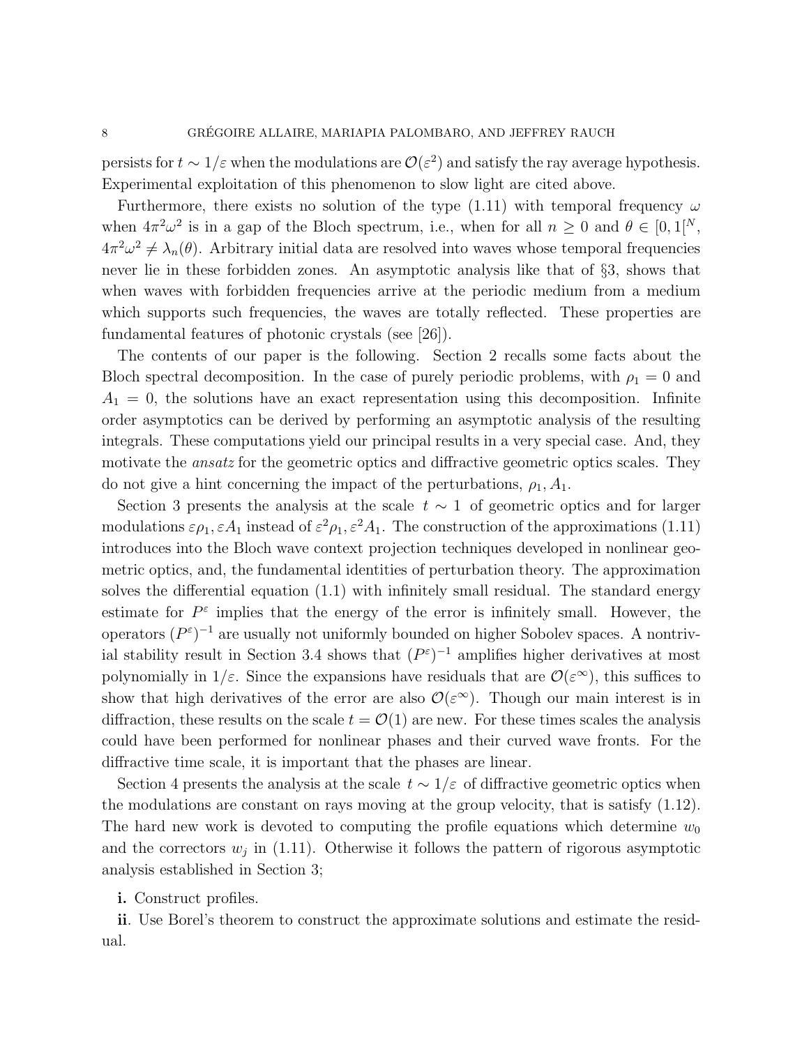persists for $t \sim 1/\varepsilon$ when the modulations are $\mathcal{O}(\varepsilon^2)$ and satisfy the ray average hypothesis. Experimental exploitation of this phenomenon to slow light are cited above.

Furthermore, there exists no solution of the type (1.11) with temporal frequency $\omega$ when $4\pi^2\omega^2$ is in a gap of the Bloch spectrum, i.e., when for all $n \geq 0$ and $\theta \in [0,1[^N$, $4\pi^2\omega^2 \neq \lambda_n(\theta)$. Arbitrary initial data are resolved into waves whose temporal frequencies never lie in these forbidden zones. An asymptotic analysis like that of §3, shows that when waves with forbidden frequencies arrive at the periodic medium from a medium which supports such frequencies, the waves are totally reflected. These properties are fundamental features of photonic crystals (see [26]).

The contents of our paper is the following. Section 2 recalls some facts about the Bloch spectral decomposition. In the case of purely periodic problems, with $\rho_1 = 0$ and $A_1 = 0$, the solutions have an exact representation using this decomposition. Infinite order asymptotics can be derived by performing an asymptotic analysis of the resulting integrals. These computations yield our principal results in a very special case. And, they motivate the *ansatz* for the geometric optics and diffractive geometric optics scales. They do not give a hint concerning the impact of the perturbations, $\rho_1, A_1$.

Section 3 presents the analysis at the scale $t \sim 1$ of geometric optics and for larger modulations $\varepsilon\rho_1, \varepsilon A_1$ instead of $\varepsilon^2\rho_1, \varepsilon^2 A_1$. The construction of the approximations (1.11) introduces into the Bloch wave context projection techniques developed in nonlinear geometric optics, and, the fundamental identities of perturbation theory. The approximation solves the differential equation (1.1) with infinitely small residual. The standard energy estimate for $P^\varepsilon$ implies that the energy of the error is infinitely small. However, the operators $(P^\varepsilon)^{-1}$ are usually not uniformly bounded on higher Sobolev spaces. A nontrivial stability result in Section 3.4 shows that $(P^\varepsilon)^{-1}$ amplifies higher derivatives at most polynomially in $1/\varepsilon$. Since the expansions have residuals that are $\mathcal{O}(\varepsilon^\infty)$, this suffices to show that high derivatives of the error are also $\mathcal{O}(\varepsilon^\infty)$. Though our main interest is in diffraction, these results on the scale $t = \mathcal{O}(1)$ are new. For these times scales the analysis could have been performed for nonlinear phases and their curved wave fronts. For the diffractive time scale, it is important that the phases are linear.

Section 4 presents the analysis at the scale $t \sim 1/\varepsilon$ of diffractive geometric optics when the modulations are constant on rays moving at the group velocity, that is satisfy (1.12). The hard new work is devoted to computing the profile equations which determine $w_0$ and the correctors $w_j$ in (1.11). Otherwise it follows the pattern of rigorous asymptotic analysis established in Section 3;

**i.** Construct profiles.

**ii**. Use Borel's theorem to construct the approximate solutions and estimate the residual.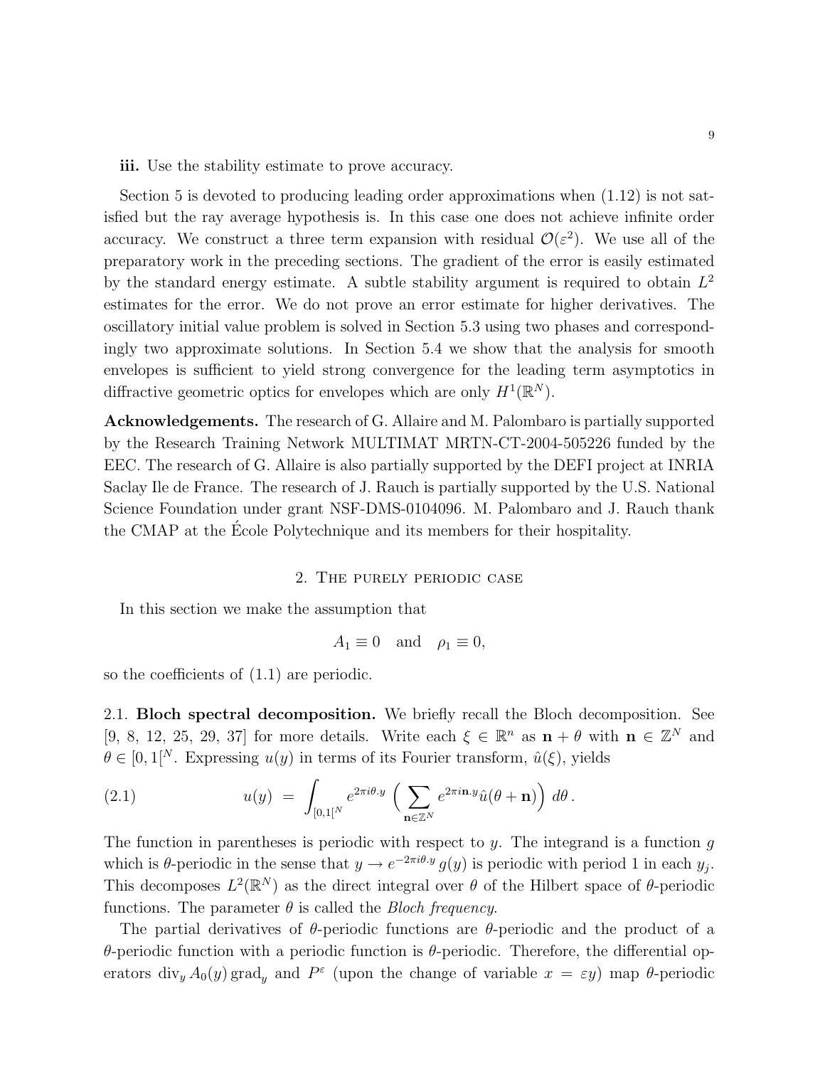**iii.** Use the stability estimate to prove accuracy.

Section 5 is devoted to producing leading order approximations when (1.12) is not satisfied but the ray average hypothesis is. In this case one does not achieve infinite order accuracy. We construct a three term expansion with residual $\mathcal{O}(\varepsilon^2)$. We use all of the preparatory work in the preceding sections. The gradient of the error is easily estimated by the standard energy estimate. A subtle stability argument is required to obtain $L^2$ estimates for the error. We do not prove an error estimate for higher derivatives. The oscillatory initial value problem is solved in Section 5.3 using two phases and correspondingly two approximate solutions. In Section 5.4 we show that the analysis for smooth envelopes is sufficient to yield strong convergence for the leading term asymptotics in diffractive geometric optics for envelopes which are only $H^1(\mathbb{R}^N)$.

**Acknowledgements.** The research of G. Allaire and M. Palombaro is partially supported by the Research Training Network MULTIMAT MRTN-CT-2004-505226 funded by the EEC. The research of G. Allaire is also partially supported by the DEFI project at INRIA Saclay Ile de France. The research of J. Rauch is partially supported by the U.S. National Science Foundation under grant NSF-DMS-0104096. M. Palombaro and J. Rauch thank the CMAP at the École Polytechnique and its members for their hospitality.

## 2. The purely periodic case

In this section we make the assumption that

$$A_1 \equiv 0 \quad \text{and} \quad \rho_1 \equiv 0,$$

so the coefficients of (1.1) are periodic.

2.1. **Bloch spectral decomposition.** We briefly recall the Bloch decomposition. See [9, 8, 12, 25, 29, 37] for more details. Write each $\xi \in \mathbb{R}^n$ as $\mathbf{n} + \theta$ with $\mathbf{n} \in \mathbb{Z}^N$ and $\theta \in [0,1[^N$. Expressing $u(y)$ in terms of its Fourier transform, $\hat{u}(\xi)$, yields

$$u(y) \;=\; \int_{[0,1[^N} e^{2\pi i\theta . y} \Big( \sum_{\mathbf{n}\in\mathbb{Z}^N} e^{2\pi i\mathbf{n}.y} \hat{u}(\theta + \mathbf{n})\Big)\, d\theta\,. \tag{2.1}$$

The function in parentheses is periodic with respect to $y$. The integrand is a function $g$ which is $\theta$-periodic in the sense that $y \to e^{-2\pi i\theta . y}\, g(y)$ is periodic with period 1 in each $y_j$. This decomposes $L^2(\mathbb{R}^N)$ as the direct integral over $\theta$ of the Hilbert space of $\theta$-periodic functions. The parameter $\theta$ is called the *Bloch frequency*.

The partial derivatives of $\theta$-periodic functions are $\theta$-periodic and the product of a $\theta$-periodic function with a periodic function is $\theta$-periodic. Therefore, the differential operators $\operatorname{div}_y A_0(y) \operatorname{grad}_y$ and $P^\varepsilon$ (upon the change of variable $x = \varepsilon y$) map $\theta$-periodic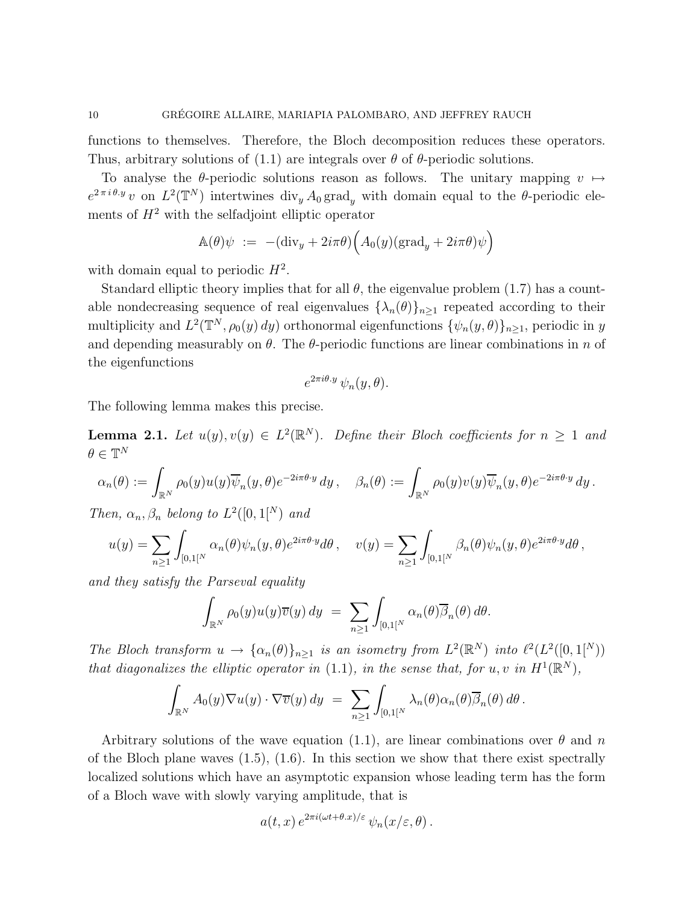functions to themselves. Therefore, the Bloch decomposition reduces these operators. Thus, arbitrary solutions of (1.1) are integrals over $\theta$ of $\theta$-periodic solutions.

To analyse the $\theta$-periodic solutions reason as follows. The unitary mapping $v \mapsto e^{2\pi i \theta . y} v$ on $L^2(\mathbb{T}^N)$ intertwines $\operatorname{div}_y A_0 \operatorname{grad}_y$ with domain equal to the $\theta$-periodic elements of $H^2$ with the selfadjoint elliptic operator

$$\mathbb{A}(\theta)\psi \;:=\; -(\operatorname{div}_y + 2i\pi\theta)\Big(A_0(y)(\operatorname{grad}_y + 2i\pi\theta)\psi\Big)$$

with domain equal to periodic $H^2$.

Standard elliptic theory implies that for all $\theta$, the eigenvalue problem (1.7) has a countable nondecreasing sequence of real eigenvalues $\{\lambda_n(\theta)\}_{n\geq 1}$ repeated according to their multiplicity and $L^2(\mathbb{T}^N, \rho_0(y)\,dy)$ orthonormal eigenfunctions $\{\psi_n(y,\theta)\}_{n\geq 1}$, periodic in $y$ and depending measurably on $\theta$. The $\theta$-periodic functions are linear combinations in $n$ of the eigenfunctions

$$e^{2\pi i\theta . y}\,\psi_n(y,\theta).$$

The following lemma makes this precise.

**Lemma 2.1.** *Let $u(y), v(y) \in L^2(\mathbb{R}^N)$. Define their Bloch coefficients for $n \geq 1$ and $\theta \in \mathbb{T}^N$*

$$\alpha_n(\theta) := \int_{\mathbb{R}^N} \rho_0(y) u(y) \overline{\psi}_n(y,\theta) e^{-2i\pi\theta\cdot y}\,dy\,, \quad \beta_n(\theta) := \int_{\mathbb{R}^N} \rho_0(y) v(y) \overline{\psi}_n(y,\theta) e^{-2i\pi\theta\cdot y}\,dy\,.$$

*Then, $\alpha_n, \beta_n$ belong to $L^2([0,1[^N)$ and*

$$u(y) = \sum_{n\geq 1} \int_{[0,1[^N} \alpha_n(\theta)\psi_n(y,\theta)e^{2i\pi\theta\cdot y}d\theta\,, \quad v(y) = \sum_{n\geq 1} \int_{[0,1[^N} \beta_n(\theta)\psi_n(y,\theta)e^{2i\pi\theta\cdot y}d\theta\,,$$

*and they satisfy the Parseval equality*

$$\int_{\mathbb{R}^N} \rho_0(y) u(y) \overline{v}(y)\,dy \;=\; \sum_{n\geq 1} \int_{[0,1[^N} \alpha_n(\theta)\overline{\beta}_n(\theta)\,d\theta.$$

*The Bloch transform $u \to \{\alpha_n(\theta)\}_{n\geq 1}$ is an isometry from $L^2(\mathbb{R}^N)$ into $\ell^2(L^2([0,1[^N))$ that diagonalizes the elliptic operator in (1.1), in the sense that, for $u, v$ in $H^1(\mathbb{R}^N)$,*

$$\int_{\mathbb{R}^N} A_0(y)\nabla u(y)\cdot\nabla\overline{v}(y)\,dy \;=\; \sum_{n\geq 1} \int_{[0,1[^N} \lambda_n(\theta)\alpha_n(\theta)\overline{\beta}_n(\theta)\,d\theta\,.$$

Arbitrary solutions of the wave equation (1.1), are linear combinations over $\theta$ and $n$ of the Bloch plane waves (1.5), (1.6). In this section we show that there exist spectrally localized solutions which have an asymptotic expansion whose leading term has the form of a Bloch wave with slowly varying amplitude, that is

$$a(t,x)\,e^{2\pi i(\omega t+\theta . x)/\varepsilon}\,\psi_n(x/\varepsilon,\theta)\,.$$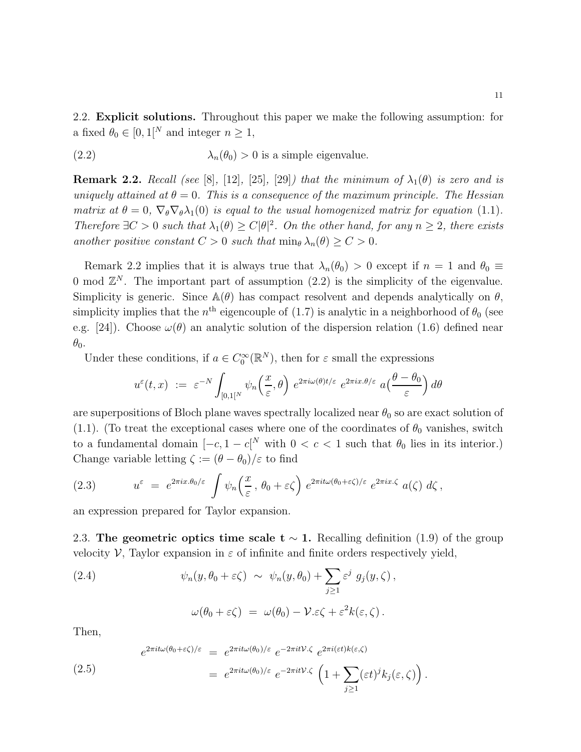2.2. **Explicit solutions.** Throughout this paper we make the following assumption: for a fixed $\theta_0 \in [0,1[^N$ and integer $n \geq 1$,

$$\lambda_n(\theta_0) > 0 \text{ is a simple eigenvalue.} \tag{2.2}$$

**Remark 2.2.** *Recall (see* [8], [12], [25], [29]*) that the minimum of $\lambda_1(\theta)$ is zero and is uniquely attained at $\theta = 0$. This is a consequence of the maximum principle. The Hessian matrix at $\theta = 0$, $\nabla_\theta \nabla_\theta \lambda_1(0)$ is equal to the usual homogenized matrix for equation* (1.1)*. Therefore $\exists C > 0$ such that $\lambda_1(\theta) \geq C|\theta|^2$. On the other hand, for any $n \geq 2$, there exists another positive constant $C > 0$ such that $\min_\theta \lambda_n(\theta) \geq C > 0$.*

Remark 2.2 implies that it is always true that $\lambda_n(\theta_0) > 0$ except if $n = 1$ and $\theta_0 \equiv 0 \bmod \mathbb{Z}^N$. The important part of assumption (2.2) is the simplicity of the eigenvalue. Simplicity is generic. Since $\mathbb{A}(\theta)$ has compact resolvent and depends analytically on $\theta$, simplicity implies that the $n^{\text{th}}$ eigencouple of (1.7) is analytic in a neighborhood of $\theta_0$ (see e.g. [24]). Choose $\omega(\theta)$ an analytic solution of the dispersion relation (1.6) defined near $\theta_0$.

Under these conditions, if $a \in C_0^\infty(\mathbb{R}^N)$, then for $\varepsilon$ small the expressions

$$u^\varepsilon(t,x) \ := \ \varepsilon^{-N} \int_{[0,1[^N} \psi_n\Big(\frac{x}{\varepsilon}, \theta\Big) \ e^{2\pi i \omega(\theta) t/\varepsilon} \ e^{2\pi i x.\theta/\varepsilon} \ a\Big(\frac{\theta - \theta_0}{\varepsilon}\Big) \, d\theta$$

are superpositions of Bloch plane waves spectrally localized near $\theta_0$ so are exact solution of (1.1). (To treat the exceptional cases where one of the coordinates of $\theta_0$ vanishes, switch to a fundamental domain $[-c, 1-c[^N$ with $0 < c < 1$ such that $\theta_0$ lies in its interior.) Change variable letting $\zeta := (\theta - \theta_0)/\varepsilon$ to find

$$u^\varepsilon \ = \ e^{2\pi i x.\theta_0/\varepsilon} \int \psi_n\Big(\frac{x}{\varepsilon}\,,\, \theta_0 + \varepsilon\zeta\Big) \ e^{2\pi i t \omega(\theta_0 + \varepsilon\zeta)/\varepsilon} \ e^{2\pi i x.\zeta} \ a(\zeta) \ d\zeta\,, \tag{2.3}$$

an expression prepared for Taylor expansion.

2.3. **The geometric optics time scale $\mathbf{t \sim 1}$.** Recalling definition (1.9) of the group velocity $\mathcal{V}$, Taylor expansion in $\varepsilon$ of infinite and finite orders respectively yield,

$$\psi_n(y, \theta_0 + \varepsilon\zeta) \ \sim \ \psi_n(y, \theta_0) + \sum_{j \geq 1} \varepsilon^j \ g_j(y, \zeta)\,, \tag{2.4}$$

$$\omega(\theta_0 + \varepsilon\zeta) \ = \ \omega(\theta_0) - \mathcal{V}.\varepsilon\zeta + \varepsilon^2 k(\varepsilon, \zeta)\,.$$

Then,

$$\begin{aligned} e^{2\pi i t \omega(\theta_0 + \varepsilon\zeta)/\varepsilon} \ &= \ e^{2\pi i t \omega(\theta_0)/\varepsilon} \ e^{-2\pi i t \mathcal{V}.\zeta} \ e^{2\pi i (\varepsilon t) k(\varepsilon, \zeta)} \\ &= \ e^{2\pi i t \omega(\theta_0)/\varepsilon} \ e^{-2\pi i t \mathcal{V}.\zeta} \ \Big(1 + \sum_{j \geq 1} (\varepsilon t)^j k_j(\varepsilon, \zeta)\Big)\,. \end{aligned} \tag{2.5}$$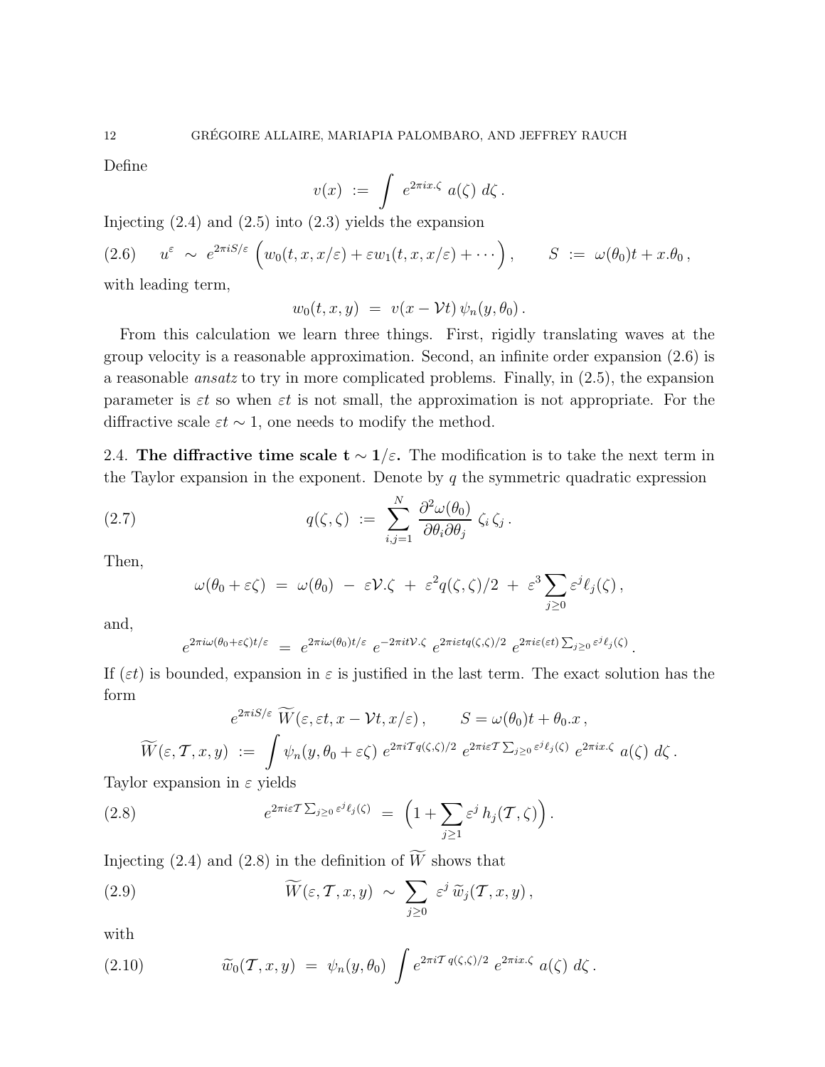Define

$$v(x) \ := \ \int \ e^{2\pi i x.\zeta} \ a(\zeta) \ d\zeta \,.$$

Injecting (2.4) and (2.5) into (2.3) yields the expansion

$$(2.6) \qquad u^\varepsilon \ \sim \ e^{2\pi i S/\varepsilon} \ \Big( w_0(t,x,x/\varepsilon) + \varepsilon w_1(t,x,x/\varepsilon) + \cdots \Big) \,, \qquad S \ := \ \omega(\theta_0) t + x.\theta_0 \,,$$

with leading term,

$$w_0(t,x,y) \ = \ v(x - \mathcal{V}t) \, \psi_n(y,\theta_0) \,.$$

From this calculation we learn three things. First, rigidly translating waves at the group velocity is a reasonable approximation. Second, an infinite order expansion (2.6) is a reasonable *ansatz* to try in more complicated problems. Finally, in (2.5), the expansion parameter is $\varepsilon t$ so when $\varepsilon t$ is not small, the approximation is not appropriate. For the diffractive scale $\varepsilon t \sim 1$, one needs to modify the method.

2.4. **The diffractive time scale $\mathbf{t \sim 1/\varepsilon}$.** The modification is to take the next term in the Taylor expansion in the exponent. Denote by $q$ the symmetric quadratic expression

$$(2.7) \qquad q(\zeta,\zeta) \ := \ \sum_{i,j=1}^{N} \frac{\partial^2 \omega(\theta_0)}{\partial \theta_i \partial \theta_j} \, \zeta_i \, \zeta_j \,.$$

Then,

$$\omega(\theta_0 + \varepsilon\zeta) \ = \ \omega(\theta_0) \ - \ \varepsilon \mathcal{V}.\zeta \ + \ \varepsilon^2 q(\zeta,\zeta)/2 \ + \ \varepsilon^3 \sum_{j \geq 0} \varepsilon^j \ell_j(\zeta) \,,$$

and,

$$e^{2\pi i \omega(\theta_0 + \varepsilon\zeta)t/\varepsilon} \ = \ e^{2\pi i \omega(\theta_0)t/\varepsilon} \ e^{-2\pi i t \mathcal{V}.\zeta} \ e^{2\pi i \varepsilon t q(\zeta,\zeta)/2} \ e^{2\pi i \varepsilon (\varepsilon t) \sum_{j\geq 0} \varepsilon^j \ell_j(\zeta)} \,.$$

If $(\varepsilon t)$ is bounded, expansion in $\varepsilon$ is justified in the last term. The exact solution has the form

$$e^{2\pi i S/\varepsilon} \ \widetilde{W}(\varepsilon, \varepsilon t, x - \mathcal{V}t, x/\varepsilon) \,, \qquad S = \omega(\theta_0) t + \theta_0.x \,,$$

$$\widetilde{W}(\varepsilon, \mathcal{T}, x, y) \ := \ \int \psi_n(y, \theta_0 + \varepsilon\zeta) \ e^{2\pi i \mathcal{T} q(\zeta,\zeta)/2} \ e^{2\pi i \varepsilon \mathcal{T} \sum_{j\geq 0} \varepsilon^j \ell_j(\zeta)} \ e^{2\pi i x.\zeta} \ a(\zeta) \ d\zeta \,.$$

Taylor expansion in $\varepsilon$ yields

$$(2.8) \qquad e^{2\pi i \varepsilon \mathcal{T} \sum_{j\geq 0} \varepsilon^j \ell_j(\zeta)} \ = \ \Big( 1 + \sum_{j \geq 1} \varepsilon^j \, h_j(\mathcal{T}, \zeta) \Big) \,.$$

Injecting (2.4) and (2.8) in the definition of $\widetilde{W}$ shows that

$$(2.9) \qquad \widetilde{W}(\varepsilon, \mathcal{T}, x, y) \ \sim \ \sum_{j \geq 0} \ \varepsilon^j \, \widetilde{w}_j(\mathcal{T}, x, y) \,,$$

with

$$(2.10) \qquad \widetilde{w}_0(\mathcal{T}, x, y) \ = \ \psi_n(y, \theta_0) \ \int e^{2\pi i \mathcal{T} \, q(\zeta,\zeta)/2} \ e^{2\pi i x.\zeta} \ a(\zeta) \ d\zeta \,.$$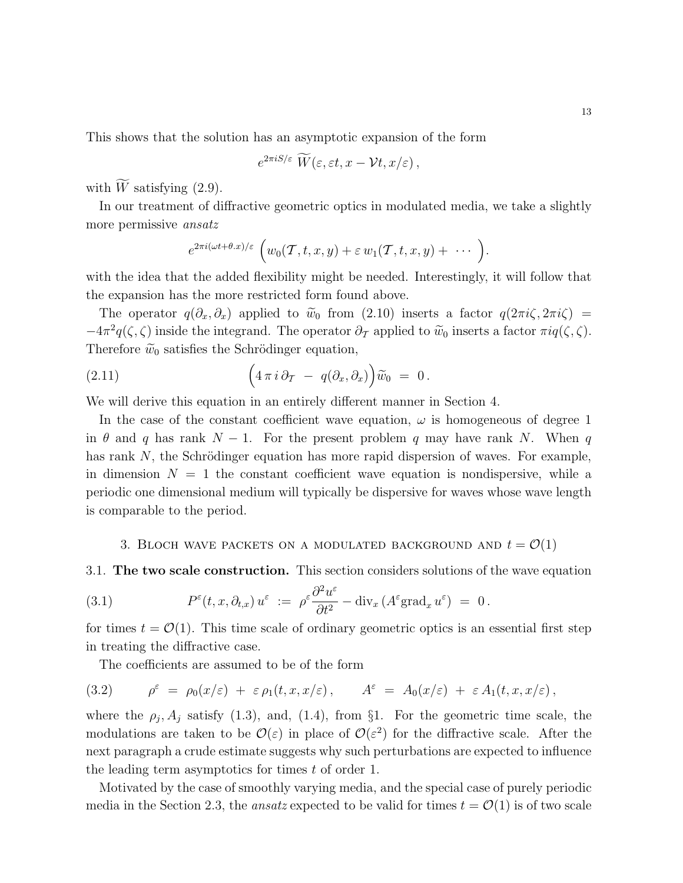This shows that the solution has an asymptotic expansion of the form

$$e^{2\pi i S/\varepsilon}\ \widetilde{W}(\varepsilon, \varepsilon t, x - \mathcal{V}t, x/\varepsilon)\,,$$

with $\widetilde{W}$ satisfying (2.9).

In our treatment of diffractive geometric optics in modulated media, we take a slightly more permissive *ansatz*

$$e^{2\pi i(\omega t + \theta . x)/\varepsilon}\ \Big(w_0(\mathcal{T}, t, x, y) + \varepsilon\, w_1(\mathcal{T}, t, x, y) + \ \cdots\ \Big).$$

with the idea that the added flexibility might be needed. Interestingly, it will follow that the expansion has the more restricted form found above.

The operator $q(\partial_x, \partial_x)$ applied to $\widetilde{w}_0$ from (2.10) inserts a factor $q(2\pi i\zeta, 2\pi i\zeta) = -4\pi^2 q(\zeta,\zeta)$ inside the integrand. The operator $\partial_{\mathcal{T}}$ applied to $\widetilde{w}_0$ inserts a factor $\pi i q(\zeta,\zeta)$. Therefore $\widetilde{w}_0$ satisfies the Schrödinger equation,

$$\Big(4\,\pi\, i\, \partial_{\mathcal{T}}\ -\ q(\partial_x, \partial_x)\Big)\widetilde{w}_0\ =\ 0\,. \tag{2.11}$$

We will derive this equation in an entirely different manner in Section 4.

In the case of the constant coefficient wave equation, $\omega$ is homogeneous of degree 1 in $\theta$ and $q$ has rank $N-1$. For the present problem $q$ may have rank $N$. When $q$ has rank $N$, the Schrödinger equation has more rapid dispersion of waves. For example, in dimension $N = 1$ the constant coefficient wave equation is nondispersive, while a periodic one dimensional medium will typically be dispersive for waves whose wave length is comparable to the period.

## 3. Bloch wave packets on a modulated background and $t = \mathcal{O}(1)$

### 3.1. **The two scale construction.**

This section considers solutions of the wave equation

$$P^\varepsilon(t, x, \partial_{t,x})\, u^\varepsilon\ :=\ \rho^\varepsilon \frac{\partial^2 u^\varepsilon}{\partial t^2} - \mathrm{div}_x\,(A^\varepsilon \mathrm{grad}_x\, u^\varepsilon)\ =\ 0\,. \tag{3.1}$$

for times $t = \mathcal{O}(1)$. This time scale of ordinary geometric optics is an essential first step in treating the diffractive case.

The coefficients are assumed to be of the form

$$\rho^\varepsilon\ =\ \rho_0(x/\varepsilon)\ +\ \varepsilon\, \rho_1(t, x, x/\varepsilon)\,, \qquad A^\varepsilon\ =\ A_0(x/\varepsilon)\ +\ \varepsilon\, A_1(t, x, x/\varepsilon)\,, \tag{3.2}$$

where the $\rho_j, A_j$ satisfy (1.3), and, (1.4), from §1. For the geometric time scale, the modulations are taken to be $\mathcal{O}(\varepsilon)$ in place of $\mathcal{O}(\varepsilon^2)$ for the diffractive scale. After the next paragraph a crude estimate suggests why such perturbations are expected to influence the leading term asymptotics for times $t$ of order 1.

Motivated by the case of smoothly varying media, and the special case of purely periodic media in the Section 2.3, the *ansatz* expected to be valid for times $t = \mathcal{O}(1)$ is of two scale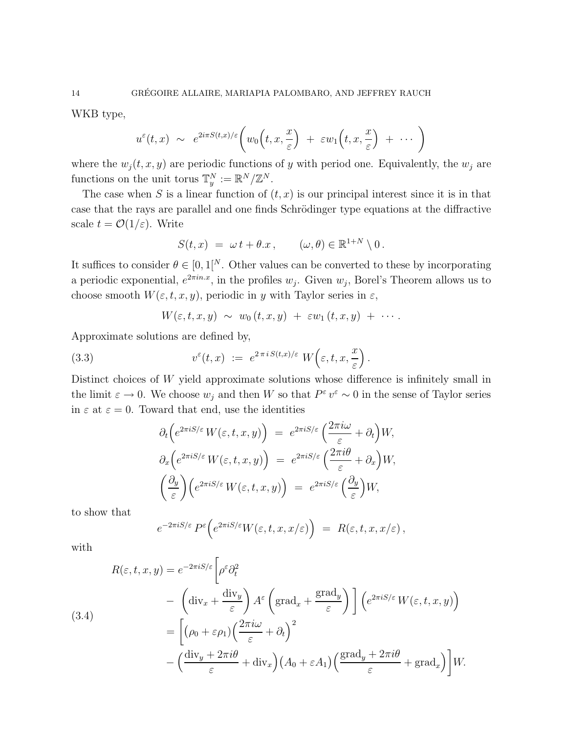WKB type,

$$u^\varepsilon(t,x) \ \sim \ e^{2i\pi S(t,x)/\varepsilon}\bigg( w_0\Big(t,x,\frac{x}{\varepsilon}\Big) \ + \ \varepsilon w_1\Big(t,x,\frac{x}{\varepsilon}\Big) \ + \ \cdots \ \bigg)$$

where the $w_j(t,x,y)$ are periodic functions of $y$ with period one. Equivalently, the $w_j$ are functions on the unit torus $\mathbb{T}^N_y := \mathbb{R}^N/\mathbb{Z}^N$.

The case when $S$ is a linear function of $(t,x)$ is our principal interest since it is in that case that the rays are parallel and one finds Schrödinger type equations at the diffractive scale $t = \mathcal{O}(1/\varepsilon)$. Write

$$S(t,x) \ = \ \omega\, t + \theta.x\,, \qquad (\omega,\theta) \in \mathbb{R}^{1+N}\setminus 0\,.$$

It suffices to consider $\theta \in [0,1[^N$. Other values can be converted to these by incorporating a periodic exponential, $e^{2\pi i n.x}$, in the profiles $w_j$. Given $w_j$, Borel's Theorem allows us to choose smooth $W(\varepsilon,t,x,y)$, periodic in $y$ with Taylor series in $\varepsilon$,

$$W(\varepsilon,t,x,y) \ \sim \ w_0\,(t,x,y) \ + \ \varepsilon w_1\,(t,x,y) \ + \ \cdots\,.$$

Approximate solutions are defined by,

$$v^\varepsilon(t,x) \ := \ e^{2\,\pi\, i\, S(t,x)/\varepsilon}\ W\Big(\varepsilon,t,x,\frac{x}{\varepsilon}\Big)\,. \tag{3.3}$$

Distinct choices of $W$ yield approximate solutions whose difference is infinitely small in the limit $\varepsilon \to 0$. We choose $w_j$ and then $W$ so that $P^\varepsilon\, v^\varepsilon \sim 0$ in the sense of Taylor series in $\varepsilon$ at $\varepsilon = 0$. Toward that end, use the identities

$$\begin{aligned}
\partial_t\Big(e^{2\pi i S/\varepsilon}\, W(\varepsilon,t,x,y)\Big) \ &= \ e^{2\pi i S/\varepsilon}\,\Big(\frac{2\pi i\omega}{\varepsilon} + \partial_t\Big)W,\\
\partial_x\Big(e^{2\pi i S/\varepsilon}\, W(\varepsilon,t,x,y)\Big) \ &= \ e^{2\pi i S/\varepsilon}\,\Big(\frac{2\pi i\theta}{\varepsilon} + \partial_x\Big)W,\\
\Big(\frac{\partial_y}{\varepsilon}\Big)\Big(e^{2\pi i S/\varepsilon}\, W(\varepsilon,t,x,y)\Big) \ &= \ e^{2\pi i S/\varepsilon}\,\Big(\frac{\partial_y}{\varepsilon}\Big)W,
\end{aligned}$$

to show that

$$e^{-2\pi i S/\varepsilon}\, P^\varepsilon\Big(e^{2\pi i S/\varepsilon} W(\varepsilon,t,x,x/\varepsilon)\Big) \ = \ R(\varepsilon,t,x,x/\varepsilon)\,,$$

with

$$\begin{aligned}
R(\varepsilon,t,x,y) &= e^{-2\pi i S/\varepsilon}\Bigg[\rho^\varepsilon\partial_t^2\\
&\quad - \ \left(\mathrm{div}_x + \frac{\mathrm{div}_y}{\varepsilon}\right) A^\varepsilon\left(\mathrm{grad}_x + \frac{\mathrm{grad}_y}{\varepsilon}\right)\Bigg]\ \Big(e^{2\pi i S/\varepsilon}\, W(\varepsilon,t,x,y)\Big)\\
&= \Bigg[\big(\rho_0 + \varepsilon\rho_1\big)\Big(\frac{2\pi i\omega}{\varepsilon} + \partial_t\Big)^2\\
&\quad - \Big(\frac{\mathrm{div}_y + 2\pi i\theta}{\varepsilon} + \mathrm{div}_x\Big)\big(A_0 + \varepsilon A_1\big)\Big(\frac{\mathrm{grad}_y + 2\pi i\theta}{\varepsilon} + \mathrm{grad}_x\Big)\Bigg]W.
\end{aligned} \tag{3.4}$$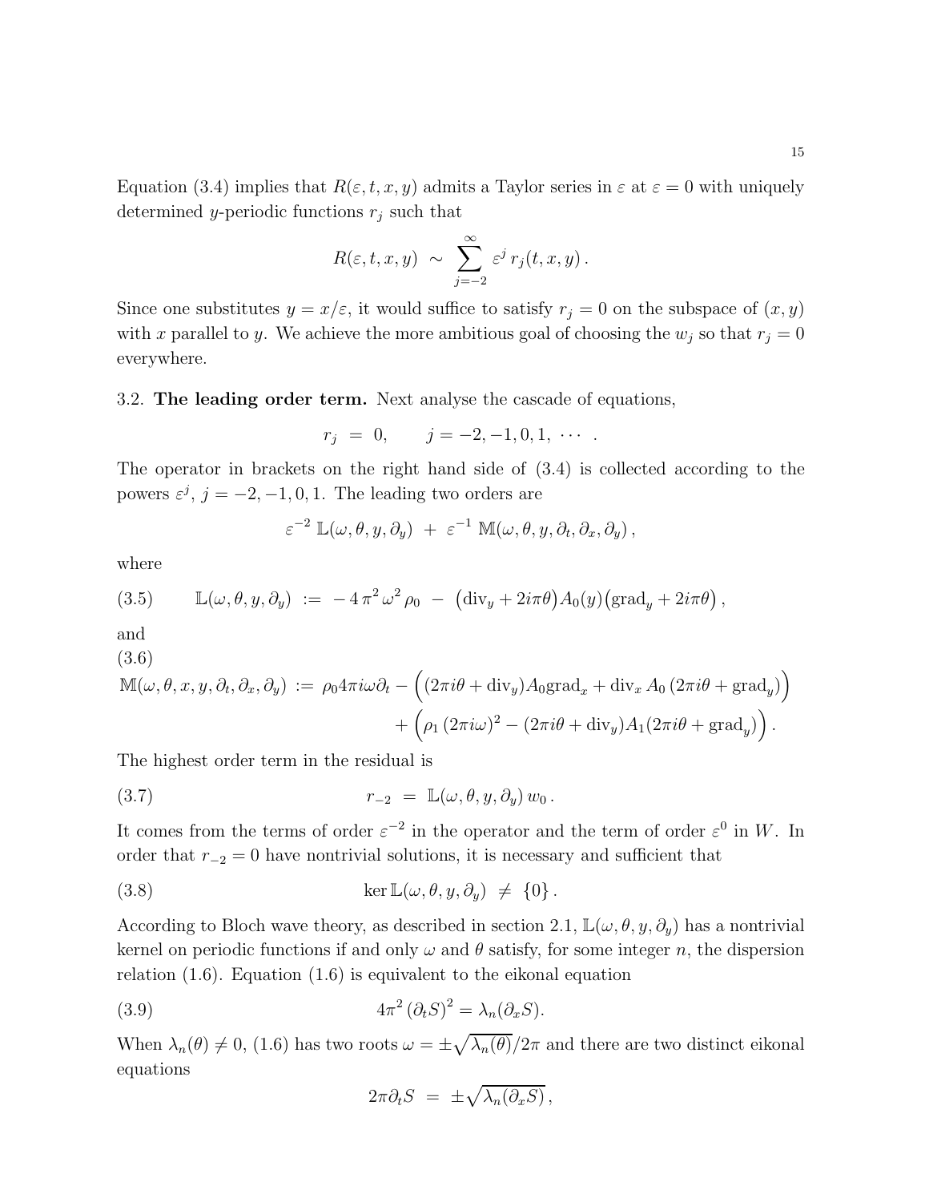Equation (3.4) implies that $R(\varepsilon, t, x, y)$ admits a Taylor series in $\varepsilon$ at $\varepsilon = 0$ with uniquely determined $y$-periodic functions $r_j$ such that

$$R(\varepsilon, t, x, y) \ \sim \ \sum_{j=-2}^{\infty} \varepsilon^j \, r_j(t, x, y)\,.$$

Since one substitutes $y = x/\varepsilon$, it would suffice to satisfy $r_j = 0$ on the subspace of $(x, y)$ with $x$ parallel to $y$. We achieve the more ambitious goal of choosing the $w_j$ so that $r_j = 0$ everywhere.

3.2. **The leading order term.** Next analyse the cascade of equations,

$$r_j \ = \ 0, \qquad j = -2, -1, 0, 1, \ \cdots \ .$$

The operator in brackets on the right hand side of (3.4) is collected according to the powers $\varepsilon^j$, $j = -2, -1, 0, 1$. The leading two orders are

$$\varepsilon^{-2} \, \mathbb{L}(\omega, \theta, y, \partial_y) \ + \ \varepsilon^{-1} \, \mathbb{M}(\omega, \theta, y, \partial_t, \partial_x, \partial_y)\,,$$

where

$$\mathbb{L}(\omega, \theta, y, \partial_y) \ := \ -4\,\pi^2\,\omega^2\,\rho_0 \ - \ \big(\mathrm{div}_y + 2i\pi\theta\big)A_0(y)\big(\mathrm{grad}_y + 2i\pi\theta\big)\,, \tag{3.5}$$

and

$$\begin{aligned}\mathbb{M}(\omega, \theta, x, y, \partial_t, \partial_x, \partial_y) \ := \ & \rho_0 4\pi i\omega\partial_t - \Big((2\pi i\theta + \mathrm{div}_y)A_0\mathrm{grad}_x + \mathrm{div}_x\, A_0\,(2\pi i\theta + \mathrm{grad}_y)\Big) \\ & + \Big(\rho_1\,(2\pi i\omega)^2 - (2\pi i\theta + \mathrm{div}_y)A_1(2\pi i\theta + \mathrm{grad}_y)\Big)\,.\end{aligned} \tag{3.6}$$

The highest order term in the residual is

$$r_{-2} \ = \ \mathbb{L}(\omega, \theta, y, \partial_y)\, w_0\,. \tag{3.7}$$

It comes from the terms of order $\varepsilon^{-2}$ in the operator and the term of order $\varepsilon^0$ in $W$. In order that $r_{-2} = 0$ have nontrivial solutions, it is necessary and sufficient that

$$\ker \mathbb{L}(\omega, \theta, y, \partial_y) \ \neq \ \{0\}\,. \tag{3.8}$$

According to Bloch wave theory, as described in section 2.1, $\mathbb{L}(\omega, \theta, y, \partial_y)$ has a nontrivial kernel on periodic functions if and only $\omega$ and $\theta$ satisfy, for some integer $n$, the dispersion relation (1.6). Equation (1.6) is equivalent to the eikonal equation

$$4\pi^2\,(\partial_t S)^2 = \lambda_n(\partial_x S). \tag{3.9}$$

When $\lambda_n(\theta) \neq 0$, (1.6) has two roots $\omega = \pm\sqrt{\lambda_n(\theta)}/2\pi$ and there are two distinct eikonal equations

$$2\pi\partial_t S \ = \ \pm\sqrt{\lambda_n(\partial_x S)}\,,$$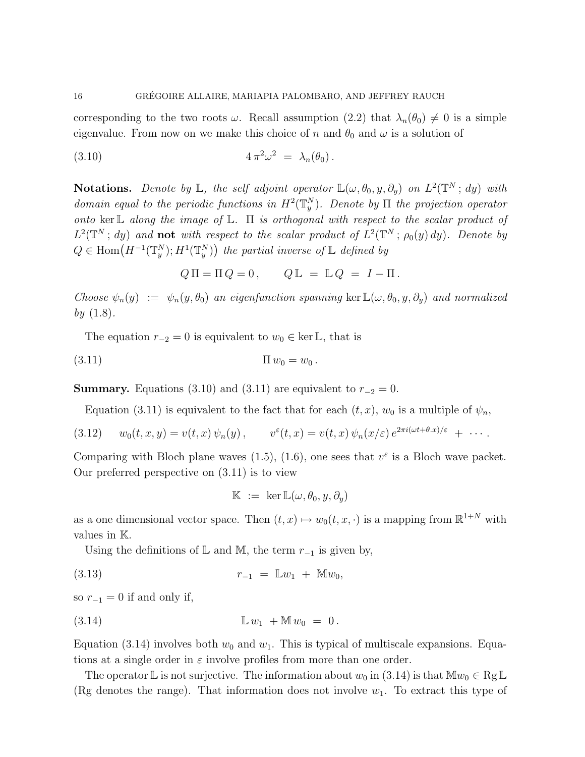corresponding to the two roots $\omega$. Recall assumption (2.2) that $\lambda_n(\theta_0) \neq 0$ is a simple eigenvalue. From now on we make this choice of $n$ and $\theta_0$ and $\omega$ is a solution of

$$4\,\pi^2 \omega^2 \;=\; \lambda_n(\theta_0)\,. \tag{3.10}$$

**Notations.** *Denote by $\mathbb{L}$, the self adjoint operator $\mathbb{L}(\omega, \theta_0, y, \partial_y)$ on $L^2(\mathbb{T}^N\,;\,dy)$ with domain equal to the periodic functions in $H^2(\mathbb{T}^N_y)$. Denote by $\Pi$ the projection operator onto $\ker \mathbb{L}$ along the image of $\mathbb{L}$. $\Pi$ is orthogonal with respect to the scalar product of $L^2(\mathbb{T}^N\,;\,dy)$ and* **not** *with respect to the scalar product of $L^2(\mathbb{T}^N\,;\,\rho_0(y)\,dy)$. Denote by $Q \in \mathrm{Hom}\big(H^{-1}(\mathbb{T}^N_y); H^1(\mathbb{T}^N_y)\big)$ the partial inverse of $\mathbb{L}$ defined by*

$$Q\,\Pi = \Pi\,Q = 0\,, \qquad Q\,\mathbb{L} \;=\; \mathbb{L}\,Q \;=\; I - \Pi\,.$$

*Choose $\psi_n(y) \;:=\; \psi_n(y, \theta_0)$ an eigenfunction spanning $\ker \mathbb{L}(\omega, \theta_0, y, \partial_y)$ and normalized by (1.8).*

The equation $r_{-2} = 0$ is equivalent to $w_0 \in \ker \mathbb{L}$, that is

$$\Pi\, w_0 = w_0\,. \tag{3.11}$$

**Summary.** Equations (3.10) and (3.11) are equivalent to $r_{-2} = 0$.

Equation (3.11) is equivalent to the fact that for each $(t, x)$, $w_0$ is a multiple of $\psi_n$,

$$w_0(t, x, y) = v(t, x)\,\psi_n(y)\,, \qquad v^\varepsilon(t, x) = v(t, x)\,\psi_n(x/\varepsilon)\,e^{2\pi i(\omega t + \theta . x)/\varepsilon} \;+\; \cdots\,. \tag{3.12}$$

Comparing with Bloch plane waves (1.5), (1.6), one sees that $v^\varepsilon$ is a Bloch wave packet. Our preferred perspective on (3.11) is to view

$$\mathbb{K} \;:=\; \ker \mathbb{L}(\omega, \theta_0, y, \partial_y)$$

as a one dimensional vector space. Then $(t, x) \mapsto w_0(t, x, \cdot)$ is a mapping from $\mathbb{R}^{1+N}$ with values in $\mathbb{K}$.

Using the definitions of $\mathbb{L}$ and $\mathbb{M}$, the term $r_{-1}$ is given by,

$$r_{-1} \;=\; \mathbb{L} w_1 \;+\; \mathbb{M} w_0, \tag{3.13}$$

so $r_{-1} = 0$ if and only if,

$$\mathbb{L}\, w_1 \;+ \mathbb{M}\, w_0 \;=\; 0\,. \tag{3.14}$$

Equation (3.14) involves both $w_0$ and $w_1$. This is typical of multiscale expansions. Equations at a single order in $\varepsilon$ involve profiles from more than one order.

The operator $\mathbb{L}$ is not surjective. The information about $w_0$ in (3.14) is that $\mathbb{M} w_0 \in \mathrm{Rg}\,\mathbb{L}$ (Rg denotes the range). That information does not involve $w_1$. To extract this type of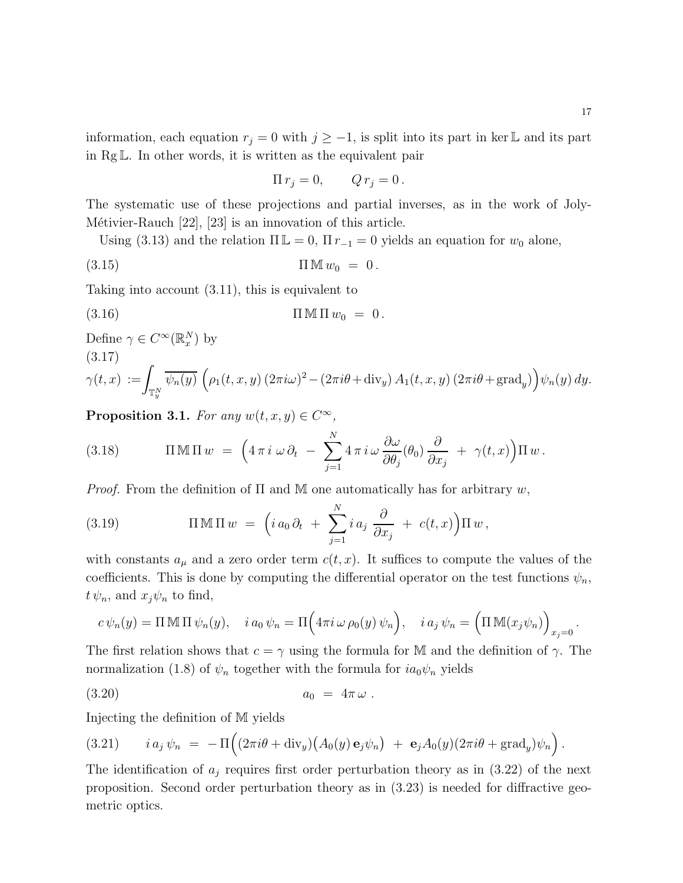information, each equation $r_j = 0$ with $j \geq -1$, is split into its part in $\ker \mathbb{L}$ and its part in $\mathrm{Rg}\, \mathbb{L}$. In other words, it is written as the equivalent pair

$$\Pi\, r_j = 0, \qquad Q\, r_j = 0\,.$$

The systematic use of these projections and partial inverses, as in the work of Joly-Métivier-Rauch [22], [23] is an innovation of this article.

Using (3.13) and the relation $\Pi\, \mathbb{L} = 0$, $\Pi\, r_{-1} = 0$ yields an equation for $w_0$ alone,

$$\Pi\, \mathbb{M}\, w_0 \;=\; 0\,. \tag{3.15}$$

Taking into account (3.11), this is equivalent to

$$\Pi\, \mathbb{M}\, \Pi\, w_0 \;=\; 0\,. \tag{3.16}$$

Define $\gamma \in C^\infty(\mathbb{R}^N_x)$ by

$$\gamma(t,x) \;:= \int_{\mathbb{T}^N_y} \overline{\psi_n(y)}\, \Big(\rho_1(t,x,y)\,(2\pi i\omega)^2 - (2\pi i\theta + \mathrm{div}_y)\, A_1(t,x,y)\, (2\pi i\theta + \mathrm{grad}_y)\Big)\psi_n(y)\, dy. \tag{3.17}$$

**Proposition 3.1.** *For any $w(t,x,y) \in C^\infty$,*

$$\Pi\, \mathbb{M}\, \Pi\, w \;=\; \Big(4\,\pi\, i\;\omega\, \partial_t \;-\; \sum_{j=1}^{N} 4\,\pi\, i\, \omega\, \frac{\partial \omega}{\partial \theta_j}(\theta_0)\, \frac{\partial}{\partial x_j} \;+\; \gamma(t,x)\Big)\Pi\, w\,. \tag{3.18}$$

*Proof.* From the definition of $\Pi$ and $\mathbb{M}$ one automatically has for arbitrary $w$,

$$\Pi\, \mathbb{M}\, \Pi\, w \;=\; \Big(i\, a_0\, \partial_t \;+\; \sum_{j=1}^{N} i\, a_j\, \frac{\partial}{\partial x_j} \;+\; c(t,x)\Big)\Pi\, w\,, \tag{3.19}$$

with constants $a_\mu$ and a zero order term $c(t,x)$. It suffices to compute the values of the coefficients. This is done by computing the differential operator on the test functions $\psi_n$, $t\,\psi_n$, and $x_j\psi_n$ to find,

$$c\,\psi_n(y) = \Pi\, \mathbb{M}\, \Pi\, \psi_n(y), \quad i\, a_0\, \psi_n = \Pi\Big(4\pi i\, \omega\, \rho_0(y)\, \psi_n\Big), \quad i\, a_j\, \psi_n = \Big(\Pi\, \mathbb{M}(x_j \psi_n)\Big)_{x_j = 0}.$$

The first relation shows that $c = \gamma$ using the formula for $\mathbb{M}$ and the definition of $\gamma$. The normalization (1.8) of $\psi_n$ together with the formula for $i a_0 \psi_n$ yields

$$a_0 \;=\; 4\pi\, \omega\ . \tag{3.20}$$

Injecting the definition of $\mathbb{M}$ yields

$$i\, a_j\, \psi_n \;=\; -\,\Pi\Big((2\pi i\theta + \mathrm{div}_y)\big(A_0(y)\, \mathbf{e}_j \psi_n\big) \;+\; \mathbf{e}_j A_0(y)(2\pi i\theta + \mathrm{grad}_y)\psi_n\Big)\,. \tag{3.21}$$

The identification of $a_j$ requires first order perturbation theory as in (3.22) of the next proposition. Second order perturbation theory as in (3.23) is needed for diffractive geometric optics.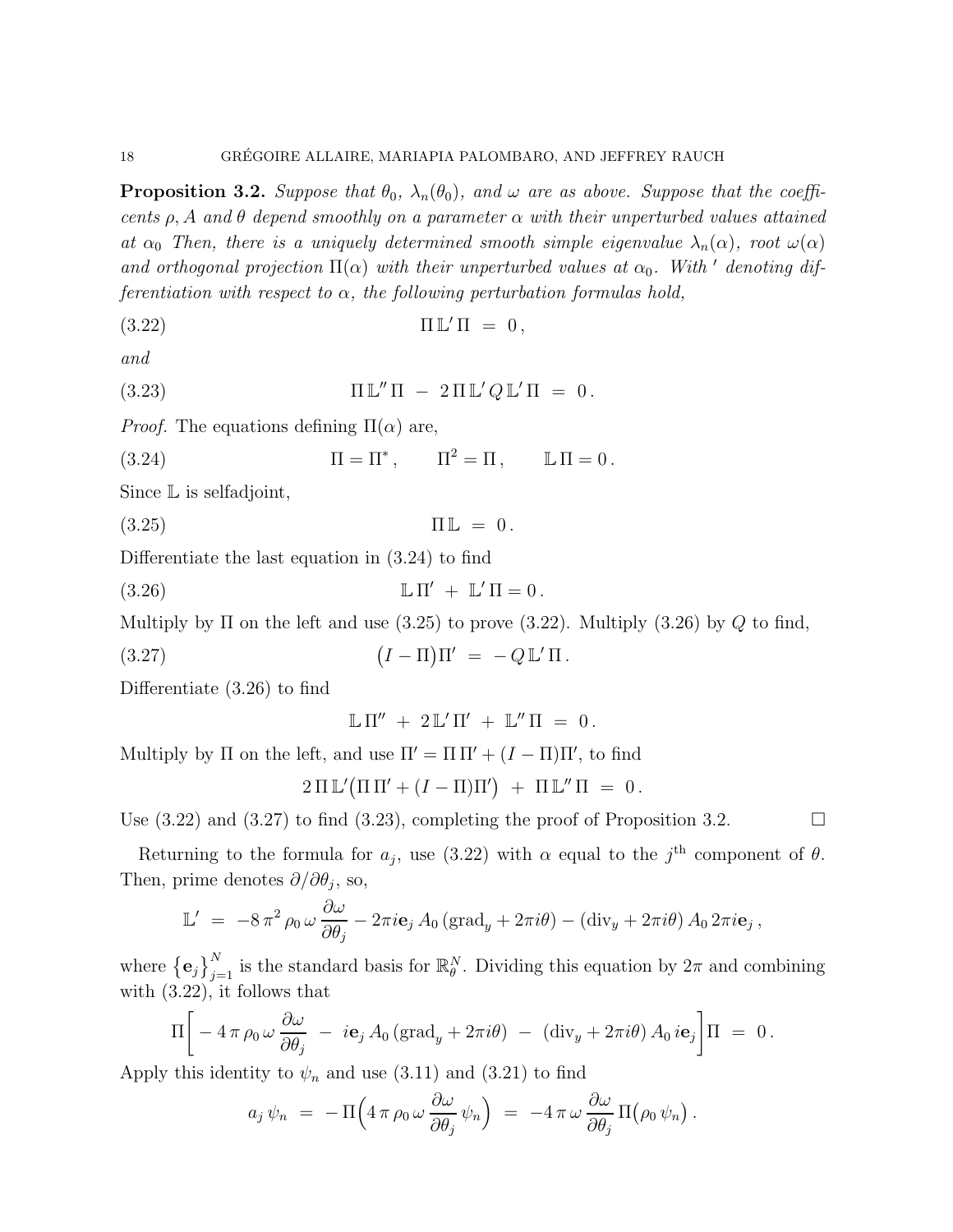**Proposition 3.2.** *Suppose that $\theta_0$, $\lambda_n(\theta_0)$, and $\omega$ are as above. Suppose that the coefficents $\rho, A$ and $\theta$ depend smoothly on a parameter $\alpha$ with their unperturbed values attained at $\alpha_0$ Then, there is a uniquely determined smooth simple eigenvalue $\lambda_n(\alpha)$, root $\omega(\alpha)$ and orthogonal projection $\Pi(\alpha)$ with their unperturbed values at $\alpha_0$. With $'$ denoting differentiation with respect to $\alpha$, the following perturbation formulas hold,*

$$\Pi\, \mathbb{L}'\, \Pi \;=\; 0\,, \tag{3.22}$$

*and*

$$\Pi\, \mathbb{L}''\, \Pi \;-\; 2\, \Pi\, \mathbb{L}'\, Q\, \mathbb{L}'\, \Pi \;=\; 0\,. \tag{3.23}$$

*Proof.* The equations defining $\Pi(\alpha)$ are,

$$\Pi = \Pi^*\,, \qquad \Pi^2 = \Pi\,, \qquad \mathbb{L}\, \Pi = 0\,. \tag{3.24}$$

Since $\mathbb{L}$ is selfadjoint,

$$\Pi\, \mathbb{L} \;=\; 0\,. \tag{3.25}$$

Differentiate the last equation in (3.24) to find

$$\mathbb{L}\, \Pi' \;+\; \mathbb{L}'\, \Pi = 0\,. \tag{3.26}$$

Multiply by $\Pi$ on the left and use (3.25) to prove (3.22). Multiply (3.26) by $Q$ to find,

$$\big(I - \Pi\big)\Pi' \;=\; -\, Q\, \mathbb{L}'\, \Pi\,. \tag{3.27}$$

Differentiate (3.26) to find

$$\mathbb{L}\, \Pi'' \;+\; 2\, \mathbb{L}'\, \Pi' \;+\; \mathbb{L}''\, \Pi \;=\; 0\,.$$

Multiply by $\Pi$ on the left, and use $\Pi' = \Pi\, \Pi' + (I - \Pi)\Pi'$, to find

$$2\, \Pi\, \mathbb{L}'\big(\Pi\, \Pi' + (I - \Pi)\Pi'\big) \;+\; \Pi\, \mathbb{L}''\, \Pi \;=\; 0\,.$$

Use (3.22) and (3.27) to find (3.23), completing the proof of Proposition 3.2. $\square$

Returning to the formula for $a_j$, use (3.22) with $\alpha$ equal to the $j^{\text{th}}$ component of $\theta$. Then, prime denotes $\partial/\partial\theta_j$, so,

$$\mathbb{L}' \;=\; -8\, \pi^2\, \rho_0\, \omega\, \frac{\partial \omega}{\partial \theta_j} - 2\pi i \mathbf{e}_j\, A_0\, (\text{grad}_y + 2\pi i\theta) - (\text{div}_y + 2\pi i \theta)\, A_0\, 2\pi i \mathbf{e}_j\,,$$

where $\{\mathbf{e}_j\}_{j=1}^N$ is the standard basis for $\mathbb{R}^N_\theta$. Dividing this equation by $2\pi$ and combining with (3.22), it follows that

$$\Pi\bigg[ -4\, \pi\, \rho_0\, \omega\, \frac{\partial \omega}{\partial \theta_j} \;-\; i\mathbf{e}_j\, A_0\, (\text{grad}_y + 2\pi i \theta) \;-\; (\text{div}_y + 2\pi i \theta)\, A_0\, i\mathbf{e}_j \bigg]\Pi \;=\; 0\,.$$

Apply this identity to $\psi_n$ and use (3.11) and (3.21) to find

$$a_j\, \psi_n \;=\; -\,\Pi\Big( 4\, \pi\, \rho_0\, \omega\, \frac{\partial \omega}{\partial \theta_j}\, \psi_n \Big) \;=\; -4\, \pi\, \omega\, \frac{\partial \omega}{\partial \theta_j}\, \Pi\big(\rho_0\, \psi_n\big)\,.$$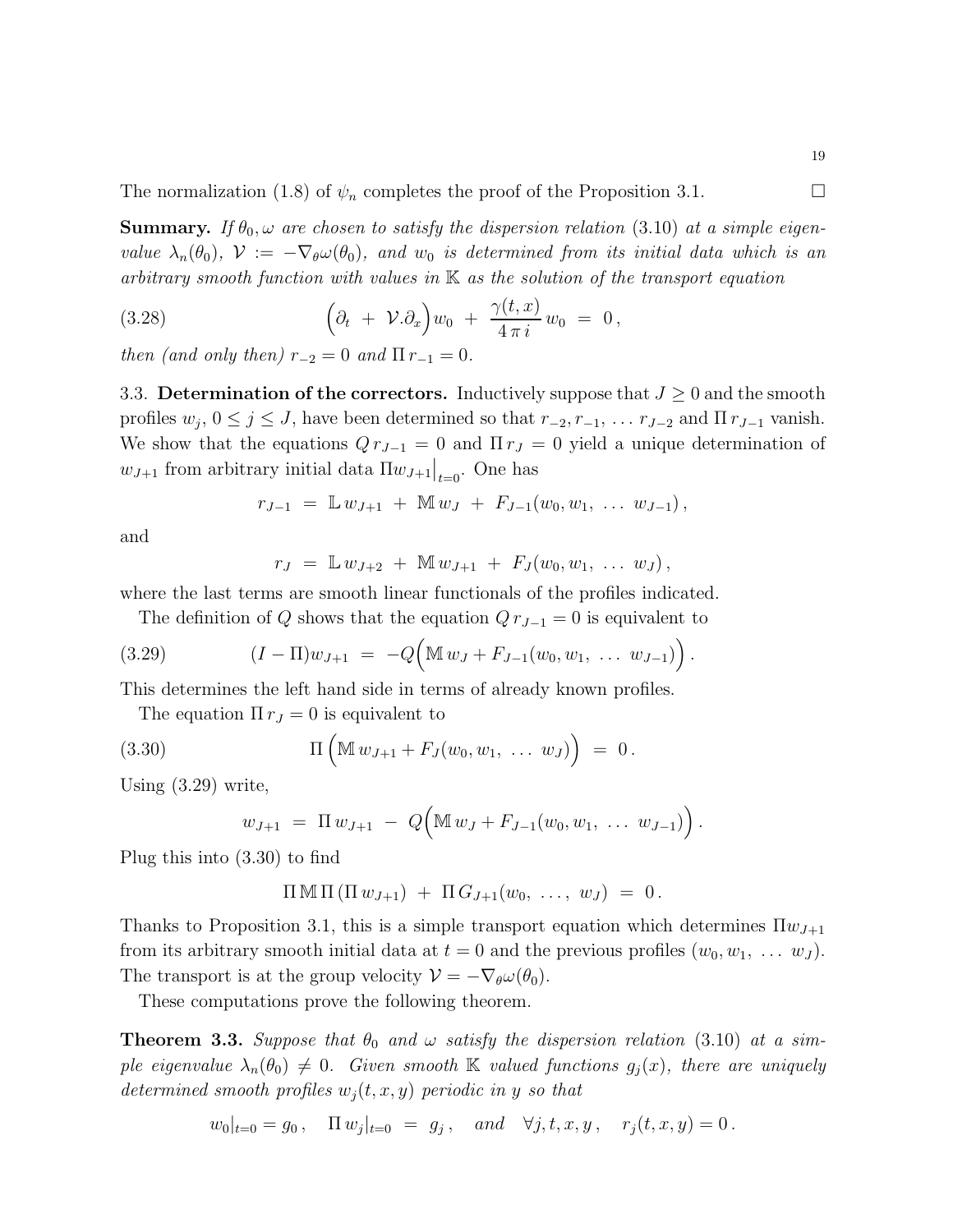The normalization (1.8) of $\psi_n$ completes the proof of the Proposition 3.1. $\square$

**Summary.** *If $\theta_0, \omega$ are chosen to satisfy the dispersion relation (3.10) at a simple eigenvalue $\lambda_n(\theta_0)$, $\mathcal{V} := -\nabla_\theta \omega(\theta_0)$, and $w_0$ is determined from its initial data which is an arbitrary smooth function with values in $\mathbb{K}$ as the solution of the transport equation*

$$
\Big(\partial_t \;+\; \mathcal{V}.\partial_x\Big) w_0 \;+\; \frac{\gamma(t,x)}{4\,\pi\,i}\, w_0 \;=\; 0\,, \tag{3.28}
$$

*then (and only then) $r_{-2} = 0$ and $\Pi\, r_{-1} = 0$.*

### 3.3. Determination of the correctors.

Inductively suppose that $J \geq 0$ and the smooth profiles $w_j$, $0 \leq j \leq J$, have been determined so that $r_{-2}, r_{-1}, \ldots\, r_{J-2}$ and $\Pi\, r_{J-1}$ vanish. We show that the equations $Q\, r_{J-1} = 0$ and $\Pi\, r_J = 0$ yield a unique determination of $w_{J+1}$ from arbitrary initial data $\Pi w_{J+1}\big|_{t=0}$. One has

$$
r_{J-1} \;=\; \mathbb{L}\, w_{J+1} \;+\; \mathbb{M}\, w_J \;+\; F_{J-1}(w_0, w_1,\; \ldots\; w_{J-1})\,,
$$

and

$$
r_J \;=\; \mathbb{L}\, w_{J+2} \;+\; \mathbb{M}\, w_{J+1} \;+\; F_J(w_0, w_1,\; \ldots\; w_J)\,,
$$

where the last terms are smooth linear functionals of the profiles indicated.

The definition of $Q$ shows that the equation $Q\, r_{J-1} = 0$ is equivalent to

$$
(I - \Pi) w_{J+1} \;=\; -Q\Big(\mathbb{M}\, w_J + F_{J-1}(w_0, w_1,\; \ldots\; w_{J-1})\Big)\,. \tag{3.29}
$$

This determines the left hand side in terms of already known profiles.

The equation $\Pi\, r_J = 0$ is equivalent to

$$
\Pi\,\Big(\mathbb{M}\, w_{J+1} + F_J(w_0, w_1,\; \ldots\; w_J)\Big) \;=\; 0\,. \tag{3.30}
$$

Using (3.29) write,

$$
w_{J+1} \;=\; \Pi\, w_{J+1} \;-\; Q\Big(\mathbb{M}\, w_J + F_{J-1}(w_0, w_1,\; \ldots\; w_{J-1})\Big)\,.
$$

Plug this into (3.30) to find

$$
\Pi\, \mathbb{M}\, \Pi\, (\Pi\, w_{J+1}) \;+\; \Pi\, G_{J+1}(w_0,\; \ldots,\; w_J) \;=\; 0\,.
$$

Thanks to Proposition 3.1, this is a simple transport equation which determines $\Pi w_{J+1}$ from its arbitrary smooth initial data at $t = 0$ and the previous profiles $(w_0, w_1,\; \ldots\; w_J)$. The transport is at the group velocity $\mathcal{V} = -\nabla_\theta \omega(\theta_0)$.

These computations prove the following theorem.

**Theorem 3.3.** *Suppose that $\theta_0$ and $\omega$ satisfy the dispersion relation (3.10) at a simple eigenvalue $\lambda_n(\theta_0) \neq 0$. Given smooth $\mathbb{K}$ valued functions $g_j(x)$, there are uniquely determined smooth profiles $w_j(t,x,y)$ periodic in $y$ so that*

$$
w_0|_{t=0} = g_0\,, \quad \Pi\, w_j|_{t=0} \;=\; g_j\,, \quad \text{and} \quad \forall j, t, x, y\,, \quad r_j(t,x,y) = 0\,.
$$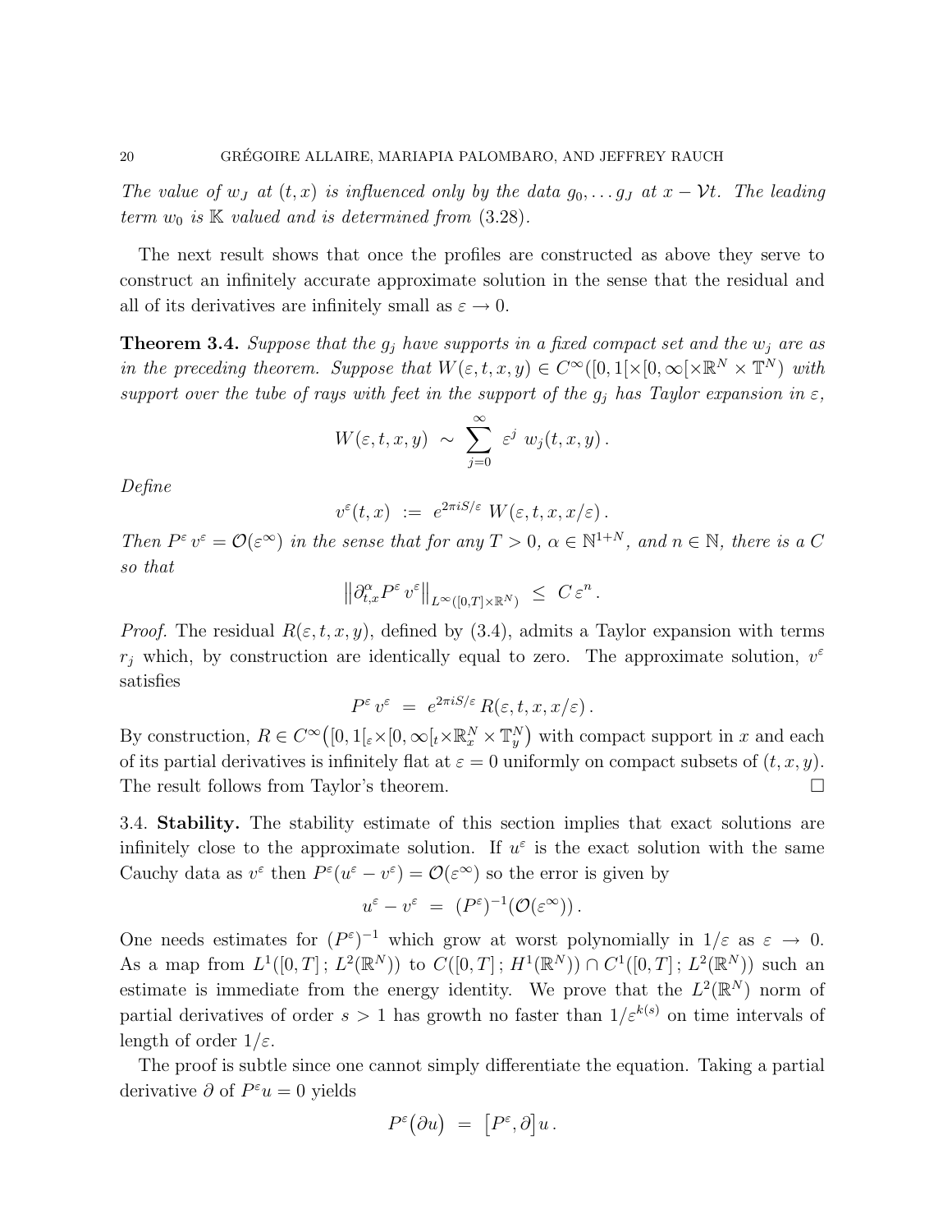*The value of $w_J$ at $(t,x)$ is influenced only by the data $g_0, \dots g_J$ at $x - \mathcal{V}t$. The leading term $w_0$ is $\mathbb{K}$ valued and is determined from (3.28).*

The next result shows that once the profiles are constructed as above they serve to construct an infinitely accurate approximate solution in the sense that the residual and all of its derivatives are infinitely small as $\varepsilon \to 0$.

**Theorem 3.4.** *Suppose that the $g_j$ have supports in a fixed compact set and the $w_j$ are as in the preceding theorem. Suppose that $W(\varepsilon, t, x, y) \in C^\infty([0,1[\times[0,\infty[\times\mathbb{R}^N \times \mathbb{T}^N)$ with support over the tube of rays with feet in the support of the $g_j$ has Taylor expansion in $\varepsilon$,*

$$W(\varepsilon, t, x, y) \ \sim \ \sum_{j=0}^{\infty} \ \varepsilon^j \ w_j(t,x,y)\,.$$

*Define*

$$v^\varepsilon(t,x) \ := \ e^{2\pi i S/\varepsilon} \ W(\varepsilon, t, x, x/\varepsilon)\,.$$

*Then $P^\varepsilon v^\varepsilon = \mathcal{O}(\varepsilon^\infty)$ in the sense that for any $T > 0$, $\alpha \in \mathbb{N}^{1+N}$, and $n \in \mathbb{N}$, there is a $C$ so that*

$$\left\| \partial_{t,x}^\alpha P^\varepsilon \, v^\varepsilon \right\|_{L^\infty([0,T]\times\mathbb{R}^N)} \ \le \ C\, \varepsilon^n\,.$$

*Proof.* The residual $R(\varepsilon, t, x, y)$, defined by (3.4), admits a Taylor expansion with terms $r_j$ which, by construction are identically equal to zero. The approximate solution, $v^\varepsilon$ satisfies

$$P^\varepsilon \, v^\varepsilon \ = \ e^{2\pi i S/\varepsilon} \, R(\varepsilon, t, x, x/\varepsilon)\,.$$

By construction, $R \in C^\infty\big([0,1[_\varepsilon \times [0,\infty[_t \times \mathbb{R}_x^N \times \mathbb{T}_y^N\big)$ with compact support in $x$ and each of its partial derivatives is infinitely flat at $\varepsilon = 0$ uniformly on compact subsets of $(t,x,y)$. The result follows from Taylor's theorem. $\square$

3.4. **Stability.** The stability estimate of this section implies that exact solutions are infinitely close to the approximate solution. If $u^\varepsilon$ is the exact solution with the same Cauchy data as $v^\varepsilon$ then $P^\varepsilon(u^\varepsilon - v^\varepsilon) = \mathcal{O}(\varepsilon^\infty)$ so the error is given by

$$u^\varepsilon - v^\varepsilon \ = \ (P^\varepsilon)^{-1}(\mathcal{O}(\varepsilon^\infty))\,.$$

One needs estimates for $(P^\varepsilon)^{-1}$ which grow at worst polynomially in $1/\varepsilon$ as $\varepsilon \to 0$. As a map from $L^1([0,T]\,;\, L^2(\mathbb{R}^N))$ to $C([0,T]\,;\, H^1(\mathbb{R}^N)) \cap C^1([0,T]\,;\, L^2(\mathbb{R}^N))$ such an estimate is immediate from the energy identity. We prove that the $L^2(\mathbb{R}^N)$ norm of partial derivatives of order $s > 1$ has growth no faster than $1/\varepsilon^{k(s)}$ on time intervals of length of order $1/\varepsilon$.

The proof is subtle since one cannot simply differentiate the equation. Taking a partial derivative $\partial$ of $P^\varepsilon u = 0$ yields

$$P^\varepsilon\big(\partial u\big) \ = \ \big[P^\varepsilon, \partial\big]\, u\,.$$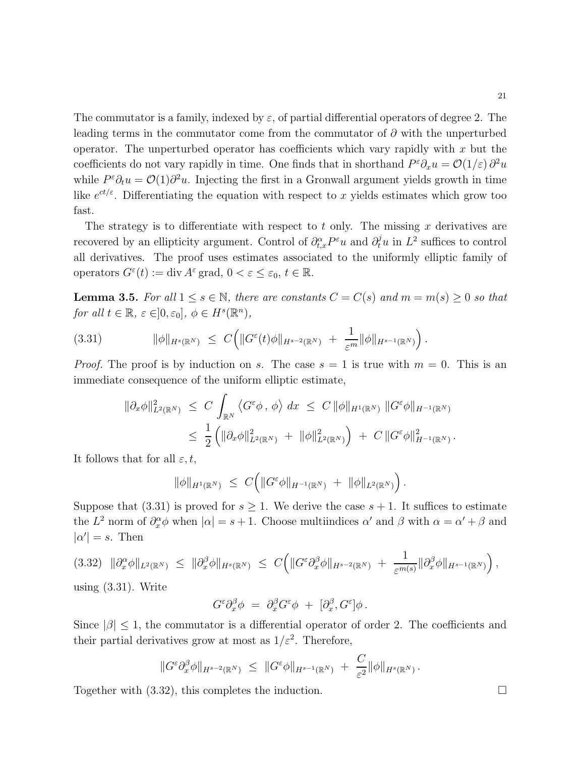The commutator is a family, indexed by $\varepsilon$, of partial differential operators of degree 2. The leading terms in the commutator come from the commutator of $\partial$ with the unperturbed operator. The unperturbed operator has coefficients which vary rapidly with $x$ but the coefficients do not vary rapidly in time. One finds that in shorthand $P^\varepsilon \partial_x u = \mathcal{O}(1/\varepsilon)\, \partial^2 u$ while $P^\varepsilon \partial_t u = \mathcal{O}(1) \partial^2 u$. Injecting the first in a Gronwall argument yields growth in time like $e^{ct/\varepsilon}$. Differentiating the equation with respect to $x$ yields estimates which grow too fast.

The strategy is to differentiate with respect to $t$ only. The missing $x$ derivatives are recovered by an ellipticity argument. Control of $\partial^\alpha_{t,x} P^\varepsilon u$ and $\partial_t^j u$ in $L^2$ suffices to control all derivatives. The proof uses estimates associated to the uniformly elliptic family of operators $G^\varepsilon(t) := \operatorname{div} A^\varepsilon \operatorname{grad}$, $0 < \varepsilon \leq \varepsilon_0$, $t \in \mathbb{R}$.

**Lemma 3.5.** *For all $1 \leq s \in \mathbb{N}$, there are constants $C = C(s)$ and $m = m(s) \geq 0$ so that for all $t \in \mathbb{R}$, $\varepsilon \in ]0, \varepsilon_0]$, $\phi \in H^s(\mathbb{R}^n)$,*

$$\|\phi\|_{H^s(\mathbb{R}^N)} \;\leq\; C\Big( \|G^\varepsilon(t)\phi\|_{H^{s-2}(\mathbb{R}^N)} \;+\; \frac{1}{\varepsilon^m} \|\phi\|_{H^{s-1}(\mathbb{R}^N)} \Big)\,. \tag{3.31}$$

*Proof.* The proof is by induction on $s$. The case $s=1$ is true with $m=0$. This is an immediate consequence of the uniform elliptic estimate,

$$\begin{aligned}
\|\partial_x \phi\|^2_{L^2(\mathbb{R}^N)} \;&\leq\; C \int_{\mathbb{R}^N} \big\langle G^\varepsilon \phi \,,\, \phi \big\rangle \; dx \;\leq\; C\, \|\phi\|_{H^1(\mathbb{R}^N)}\, \|G^\varepsilon \phi\|_{H^{-1}(\mathbb{R}^N)} \\
&\leq\; \frac{1}{2}\Big( \|\partial_x \phi\|^2_{L^2(\mathbb{R}^N)} \;+\; \|\phi\|^2_{L^2(\mathbb{R}^N)} \Big) \;+\; C\, \|G^\varepsilon \phi\|^2_{H^{-1}(\mathbb{R}^N)}\,.
\end{aligned}$$

It follows that for all $\varepsilon, t$,

$$\|\phi\|_{H^1(\mathbb{R}^N)} \;\leq\; C\Big( \|G^\varepsilon \phi\|_{H^{-1}(\mathbb{R}^N)} \;+\; \|\phi\|_{L^2(\mathbb{R}^N)} \Big)\,.$$

Suppose that (3.31) is proved for $s \geq 1$. We derive the case $s+1$. It suffices to estimate the $L^2$ norm of $\partial_x^\alpha \phi$ when $|\alpha| = s+1$. Choose multiindices $\alpha'$ and $\beta$ with $\alpha = \alpha' + \beta$ and $|\alpha'| = s$. Then

$$\|\partial_x^\alpha \phi\|_{L^2(\mathbb{R}^N)} \;\leq\; \|\partial_x^\beta \phi\|_{H^s(\mathbb{R}^N)} \;\leq\; C\Big( \|G^\varepsilon \partial_x^\beta \phi\|_{H^{s-2}(\mathbb{R}^N)} \;+\; \frac{1}{\varepsilon^{m(s)}} \|\partial_x^\beta \phi\|_{H^{s-1}(\mathbb{R}^N)} \Big)\,, \tag{3.32}$$

using (3.31). Write

$$G^\varepsilon \partial_x^\beta \phi \;=\; \partial_x^\beta G^\varepsilon \phi \;+\; [\partial_x^\beta, G^\varepsilon]\phi\,.$$

Since $|\beta| \leq 1$, the commutator is a differential operator of order 2. The coefficients and their partial derivatives grow at most as $1/\varepsilon^2$. Therefore,

$$\|G^\varepsilon \partial_x^\beta \phi\|_{H^{s-2}(\mathbb{R}^N)} \;\leq\; \|G^\varepsilon \phi\|_{H^{s-1}(\mathbb{R}^N)} \;+\; \frac{C}{\varepsilon^2} \|\phi\|_{H^s(\mathbb{R}^N)}\,.$$

Together with (3.32), this completes the induction. $\square$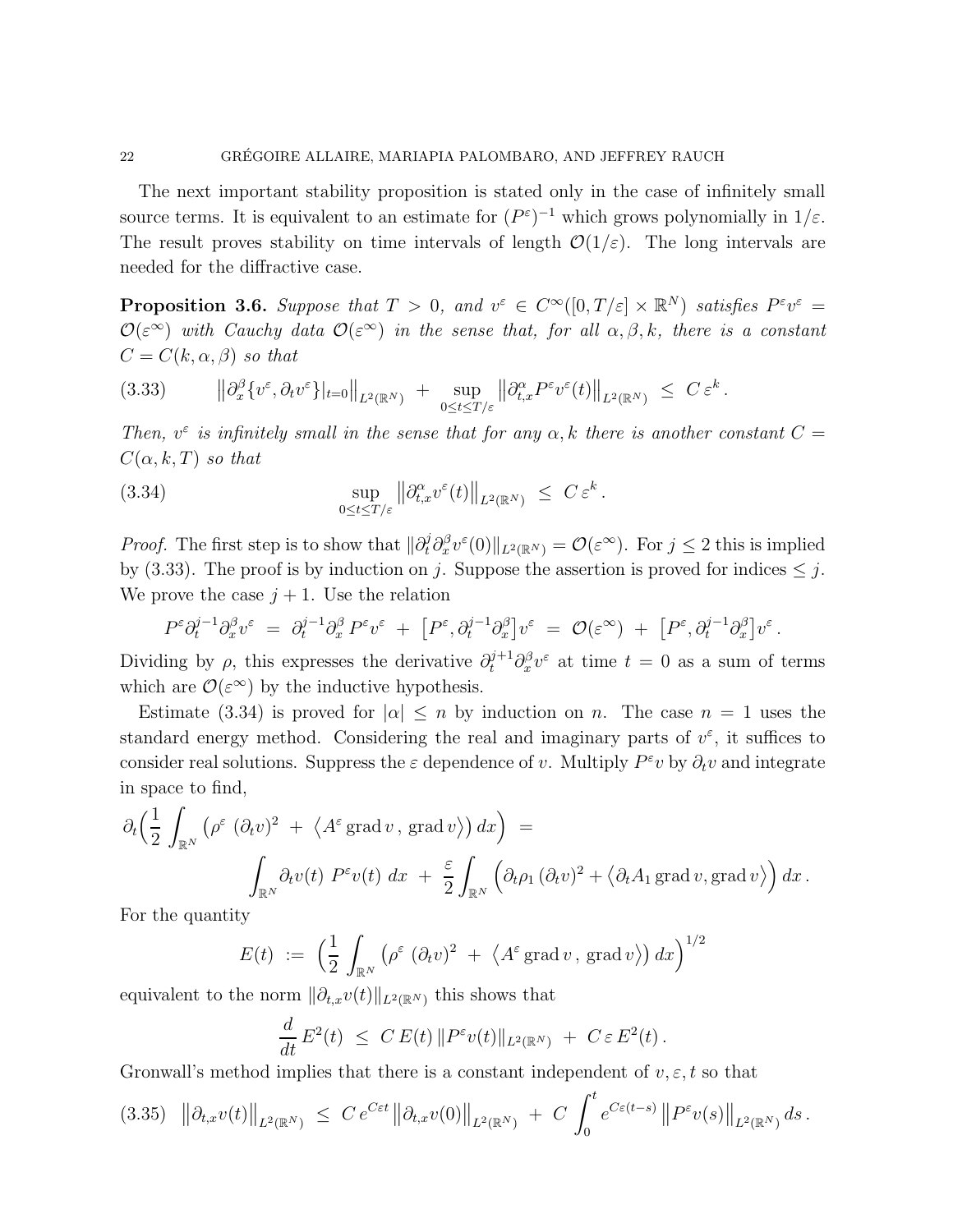The next important stability proposition is stated only in the case of infinitely small source terms. It is equivalent to an estimate for $(P^\varepsilon)^{-1}$ which grows polynomially in $1/\varepsilon$. The result proves stability on time intervals of length $\mathcal{O}(1/\varepsilon)$. The long intervals are needed for the diffractive case.

**Proposition 3.6.** *Suppose that $T > 0$, and $v^\varepsilon \in C^\infty([0, T/\varepsilon] \times \mathbb{R}^N)$ satisfies $P^\varepsilon v^\varepsilon = \mathcal{O}(\varepsilon^\infty)$ with Cauchy data $\mathcal{O}(\varepsilon^\infty)$ in the sense that, for all $\alpha, \beta, k$, there is a constant $C = C(k, \alpha, \beta)$ so that*

$$\left\|\partial_x^\beta \{v^\varepsilon, \partial_t v^\varepsilon\}|_{t=0}\right\|_{L^2(\mathbb{R}^N)} \; + \; \sup_{0\le t\le T/\varepsilon} \left\|\partial_{t,x}^\alpha P^\varepsilon v^\varepsilon(t)\right\|_{L^2(\mathbb{R}^N)} \;\le\; C\,\varepsilon^k \,. \tag{3.33}$$

*Then, $v^\varepsilon$ is infinitely small in the sense that for any $\alpha, k$ there is another constant $C = C(\alpha, k, T)$ so that*

$$\sup_{0\le t\le T/\varepsilon} \left\|\partial_{t,x}^\alpha v^\varepsilon(t)\right\|_{L^2(\mathbb{R}^N)} \;\le\; C\,\varepsilon^k \,. \tag{3.34}$$

*Proof.* The first step is to show that $\|\partial_t^j \partial_x^\beta v^\varepsilon(0)\|_{L^2(\mathbb{R}^N)} = \mathcal{O}(\varepsilon^\infty)$. For $j \le 2$ this is implied by (3.33). The proof is by induction on $j$. Suppose the assertion is proved for indices $\le j$. We prove the case $j+1$. Use the relation

$$P^\varepsilon \partial_t^{j-1} \partial_x^\beta v^\varepsilon \;=\; \partial_t^{j-1}\partial_x^\beta\, P^\varepsilon v^\varepsilon \;+\; \big[P^\varepsilon, \partial_t^{j-1}\partial_x^\beta\big] v^\varepsilon \;=\; \mathcal{O}(\varepsilon^\infty) \;+\; \big[P^\varepsilon, \partial_t^{j-1}\partial_x^\beta\big] v^\varepsilon \,.$$

Dividing by $\rho$, this expresses the derivative $\partial_t^{j+1}\partial_x^\beta v^\varepsilon$ at time $t = 0$ as a sum of terms which are $\mathcal{O}(\varepsilon^\infty)$ by the inductive hypothesis.

Estimate (3.34) is proved for $|\alpha| \le n$ by induction on $n$. The case $n = 1$ uses the standard energy method. Considering the real and imaginary parts of $v^\varepsilon$, it suffices to consider real solutions. Suppress the $\varepsilon$ dependence of $v$. Multiply $P^\varepsilon v$ by $\partial_t v$ and integrate in space to find,

$$\partial_t\Big(\frac12 \int_{\mathbb{R}^N} \big(\rho^\varepsilon\ (\partial_t v)^2 \;+\; \big\langle A^\varepsilon \operatorname{grad} v \,,\, \operatorname{grad} v\big\rangle\big)\, dx\Big) \;=\; \int_{\mathbb{R}^N} \partial_t v(t)\ P^\varepsilon v(t)\ dx \;+\; \frac{\varepsilon}{2}\int_{\mathbb{R}^N} \Big(\partial_t \rho_1\, (\partial_t v)^2 + \big\langle \partial_t A_1 \operatorname{grad} v, \operatorname{grad} v\big\rangle\Big)\, dx \,.$$

For the quantity

$$E(t) \;:=\; \Big(\frac12 \int_{\mathbb{R}^N} \big(\rho^\varepsilon\ (\partial_t v)^2 \;+\; \big\langle A^\varepsilon \operatorname{grad} v \,,\, \operatorname{grad} v\big\rangle\big)\, dx\Big)^{1/2}$$

equivalent to the norm $\|\partial_{t,x} v(t)\|_{L^2(\mathbb{R}^N)}$ this shows that

$$\frac{d}{dt}\, E^2(t) \;\le\; C\, E(t)\, \|P^\varepsilon v(t)\|_{L^2(\mathbb{R}^N)} \;+\; C\,\varepsilon\, E^2(t)\,.$$

Gronwall's method implies that there is a constant independent of $v, \varepsilon, t$ so that

$$\left\|\partial_{t,x} v(t)\right\|_{L^2(\mathbb{R}^N)} \;\le\; C\, e^{C\varepsilon t} \left\|\partial_{t,x} v(0)\right\|_{L^2(\mathbb{R}^N)} \;+\; C\int_0^t e^{C\varepsilon(t-s)} \left\|P^\varepsilon v(s)\right\|_{L^2(\mathbb{R}^N)} ds\,. \tag{3.35}$$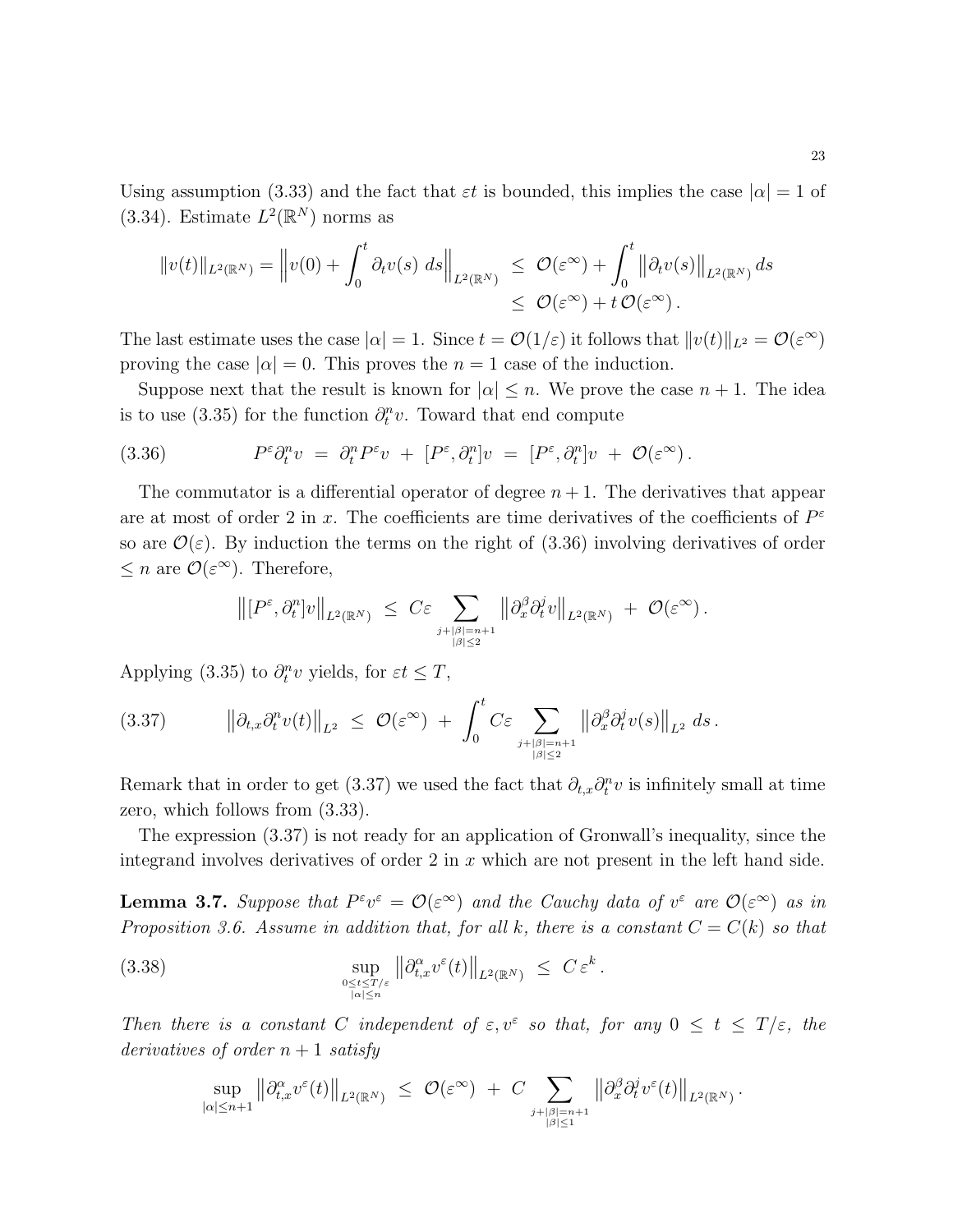Using assumption (3.33) and the fact that $\varepsilon t$ is bounded, this implies the case $|\alpha| = 1$ of (3.34). Estimate $L^2(\mathbb{R}^N)$ norms as

$$\|v(t)\|_{L^2(\mathbb{R}^N)} = \Big\| v(0) + \int_0^t \partial_t v(s)\; ds \Big\|_{L^2(\mathbb{R}^N)} \;\leq\; \mathcal{O}(\varepsilon^\infty) + \int_0^t \big\|\partial_t v(s)\big\|_{L^2(\mathbb{R}^N)}\, ds$$
$$\leq\; \mathcal{O}(\varepsilon^\infty) + t\,\mathcal{O}(\varepsilon^\infty)\,.$$

The last estimate uses the case $|\alpha| = 1$. Since $t = \mathcal{O}(1/\varepsilon)$ it follows that $\|v(t)\|_{L^2} = \mathcal{O}(\varepsilon^\infty)$ proving the case $|\alpha| = 0$. This proves the $n = 1$ case of the induction.

Suppose next that the result is known for $|\alpha| \leq n$. We prove the case $n+1$. The idea is to use (3.35) for the function $\partial_t^n v$. Toward that end compute

$$P^\varepsilon \partial_t^n v \;=\; \partial_t^n P^\varepsilon v \;+\; [P^\varepsilon, \partial_t^n] v \;=\; [P^\varepsilon, \partial_t^n] v \;+\; \mathcal{O}(\varepsilon^\infty)\,. \tag{3.36}$$

The commutator is a differential operator of degree $n+1$. The derivatives that appear are at most of order 2 in $x$. The coefficients are time derivatives of the coefficients of $P^\varepsilon$ so are $\mathcal{O}(\varepsilon)$. By induction the terms on the right of (3.36) involving derivatives of order $\leq n$ are $\mathcal{O}(\varepsilon^\infty)$. Therefore,

$$\big\|[P^\varepsilon, \partial_t^n] v\big\|_{L^2(\mathbb{R}^N)} \;\leq\; C\varepsilon \sum_{\substack{j+|\beta| = n+1 \\ |\beta| \leq 2}} \big\|\partial_x^\beta \partial_t^j v\big\|_{L^2(\mathbb{R}^N)} \;+\; \mathcal{O}(\varepsilon^\infty)\,.$$

Applying (3.35) to $\partial_t^n v$ yields, for $\varepsilon t \leq T$,

$$\big\|\partial_{t,x} \partial_t^n v(t)\big\|_{L^2} \;\leq\; \mathcal{O}(\varepsilon^\infty) \;+\; \int_0^t C\varepsilon \sum_{\substack{j+|\beta| = n+1 \\ |\beta| \leq 2}} \big\|\partial_x^\beta \partial_t^j v(s)\big\|_{L^2}\; ds\,. \tag{3.37}$$

Remark that in order to get (3.37) we used the fact that $\partial_{t,x}\partial_t^n v$ is infinitely small at time zero, which follows from (3.33).

The expression (3.37) is not ready for an application of Gronwall's inequality, since the integrand involves derivatives of order 2 in $x$ which are not present in the left hand side.

**Lemma 3.7.** *Suppose that $P^\varepsilon v^\varepsilon = \mathcal{O}(\varepsilon^\infty)$ and the Cauchy data of $v^\varepsilon$ are $\mathcal{O}(\varepsilon^\infty)$ as in Proposition 3.6. Assume in addition that, for all $k$, there is a constant $C = C(k)$ so that*

$$\sup_{\substack{0 \leq t \leq T/\varepsilon \\ |\alpha| \leq n}} \big\|\partial_{t,x}^\alpha v^\varepsilon(t)\big\|_{L^2(\mathbb{R}^N)} \;\leq\; C\,\varepsilon^k\,. \tag{3.38}$$

*Then there is a constant $C$ independent of $\varepsilon, v^\varepsilon$ so that, for any $0 \leq t \leq T/\varepsilon$, the derivatives of order $n+1$ satisfy*

$$\sup_{|\alpha| \leq n+1} \big\|\partial_{t,x}^\alpha v^\varepsilon(t)\big\|_{L^2(\mathbb{R}^N)} \;\leq\; \mathcal{O}(\varepsilon^\infty) \;+\; C \sum_{\substack{j+|\beta| = n+1 \\ |\beta| \leq 1}} \big\|\partial_x^\beta \partial_t^j v^\varepsilon(t)\big\|_{L^2(\mathbb{R}^N)}\,.$$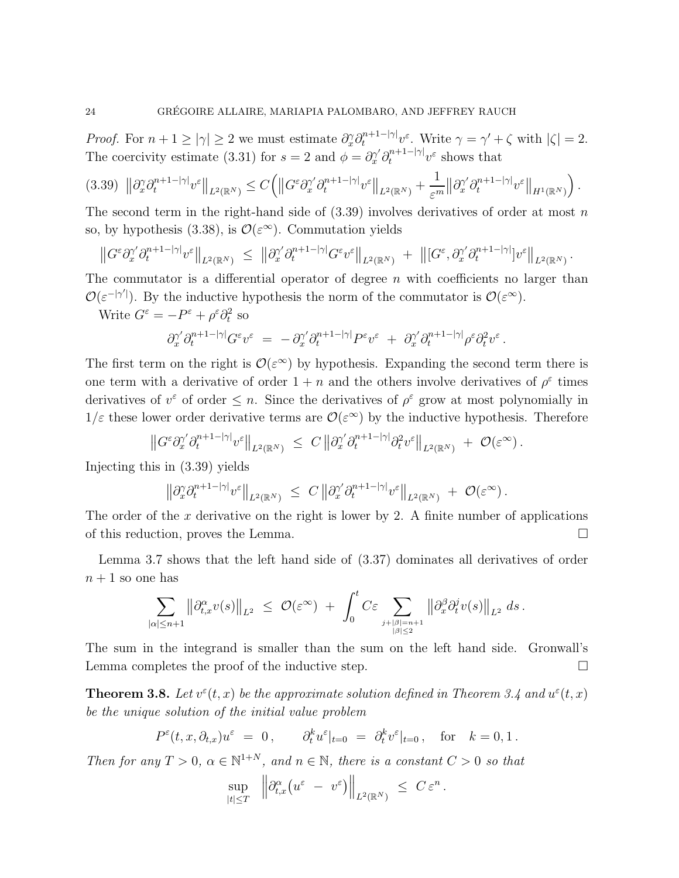*Proof.* For $n+1 \geq |\gamma| \geq 2$ we must estimate $\partial_x^\gamma \partial_t^{n+1-|\gamma|} v^\varepsilon$. Write $\gamma = \gamma' + \zeta$ with $|\zeta| = 2$. The coercivity estimate (3.31) for $s = 2$ and $\phi = \partial_x^{\gamma'} \partial_t^{n+1-|\gamma|} v^\varepsilon$ shows that

$$
(3.39) \quad \left\| \partial_x^\gamma \partial_t^{n+1-|\gamma|} v^\varepsilon \right\|_{L^2(\mathbb{R}^N)} \leq C \Big( \left\| G^\varepsilon \partial_x^{\gamma'} \partial_t^{n+1-|\gamma|} v^\varepsilon \right\|_{L^2(\mathbb{R}^N)} + \frac{1}{\varepsilon^m} \left\| \partial_x^{\gamma'} \partial_t^{n+1-|\gamma|} v^\varepsilon \right\|_{H^1(\mathbb{R}^N)} \Big) .
$$

The second term in the right-hand side of (3.39) involves derivatives of order at most $n$ so, by hypothesis (3.38), is $\mathcal{O}(\varepsilon^\infty)$. Commutation yields

$$
\left\| G^\varepsilon \partial_x^{\gamma'} \partial_t^{n+1-|\gamma|} v^\varepsilon \right\|_{L^2(\mathbb{R}^N)} \ \leq \ \left\| \partial_x^{\gamma'} \partial_t^{n+1-|\gamma|} G^\varepsilon v^\varepsilon \right\|_{L^2(\mathbb{R}^N)} \ + \ \left\| [G^\varepsilon, \partial_x^{\gamma'} \partial_t^{n+1-|\gamma|}] v^\varepsilon \right\|_{L^2(\mathbb{R}^N)} .
$$

The commutator is a differential operator of degree $n$ with coefficients no larger than $\mathcal{O}(\varepsilon^{-|\gamma'|})$. By the inductive hypothesis the norm of the commutator is $\mathcal{O}(\varepsilon^\infty)$.

Write $G^\varepsilon = -P^\varepsilon + \rho^\varepsilon \partial_t^2$ so

$$
\partial_x^{\gamma'} \partial_t^{n+1-|\gamma|} G^\varepsilon v^\varepsilon \ = \ - \partial_x^{\gamma'} \partial_t^{n+1-|\gamma|} P^\varepsilon v^\varepsilon \ + \ \partial_x^{\gamma'} \partial_t^{n+1-|\gamma|} \rho^\varepsilon \partial_t^2 v^\varepsilon .
$$

The first term on the right is $\mathcal{O}(\varepsilon^\infty)$ by hypothesis. Expanding the second term there is one term with a derivative of order $1+n$ and the others involve derivatives of $\rho^\varepsilon$ times derivatives of $v^\varepsilon$ of order $\leq n$. Since the derivatives of $\rho^\varepsilon$ grow at most polynomially in $1/\varepsilon$ these lower order derivative terms are $\mathcal{O}(\varepsilon^\infty)$ by the inductive hypothesis. Therefore

$$
\left\| G^\varepsilon \partial_x^{\gamma'} \partial_t^{n+1-|\gamma|} v^\varepsilon \right\|_{L^2(\mathbb{R}^N)} \ \leq \ C \left\| \partial_x^{\gamma'} \partial_t^{n+1-|\gamma|} \partial_t^2 v^\varepsilon \right\|_{L^2(\mathbb{R}^N)} \ + \ \mathcal{O}(\varepsilon^\infty) .
$$

Injecting this in (3.39) yields

$$
\left\| \partial_x^{\gamma} \partial_t^{n+1-|\gamma|} v^\varepsilon \right\|_{L^2(\mathbb{R}^N)} \ \leq \ C \left\| \partial_x^{\gamma'} \partial_t^{n+1-|\gamma|} v^\varepsilon \right\|_{L^2(\mathbb{R}^N)} \ + \ \mathcal{O}(\varepsilon^\infty) .
$$

The order of the $x$ derivative on the right is lower by 2. A finite number of applications of this reduction, proves the Lemma. □

Lemma 3.7 shows that the left hand side of (3.37) dominates all derivatives of order $n+1$ so one has

$$
\sum_{|\alpha| \leq n+1} \left\| \partial_{t,x}^\alpha v(s) \right\|_{L^2} \ \leq \ \mathcal{O}(\varepsilon^\infty) \ + \ \int_0^t C\varepsilon \sum_{\substack{j+|\beta|=n+1 \\ |\beta| \leq 2}} \left\| \partial_x^\beta \partial_t^j v(s) \right\|_{L^2} \, ds .
$$

The sum in the integrand is smaller than the sum on the left hand side. Gronwall's Lemma completes the proof of the inductive step. □

**Theorem 3.8.** *Let $v^\varepsilon(t,x)$ be the approximate solution defined in Theorem 3.4 and $u^\varepsilon(t,x)$ be the unique solution of the initial value problem*

$$
P^\varepsilon(t,x,\partial_{t,x}) u^\varepsilon \ = \ 0 , \qquad \partial_t^k u^\varepsilon|_{t=0} \ = \ \partial_t^k v^\varepsilon|_{t=0} , \quad \text{for} \quad k = 0, 1 .
$$

*Then for any $T > 0$, $\alpha \in \mathbb{N}^{1+N}$, and $n \in \mathbb{N}$, there is a constant $C > 0$ so that*

$$
\sup_{|t| \leq T} \ \left\| \partial_{t,x}^\alpha \big( u^\varepsilon \ - \ v^\varepsilon \big) \right\|_{L^2(\mathbb{R}^N)} \ \leq \ C \, \varepsilon^n .
$$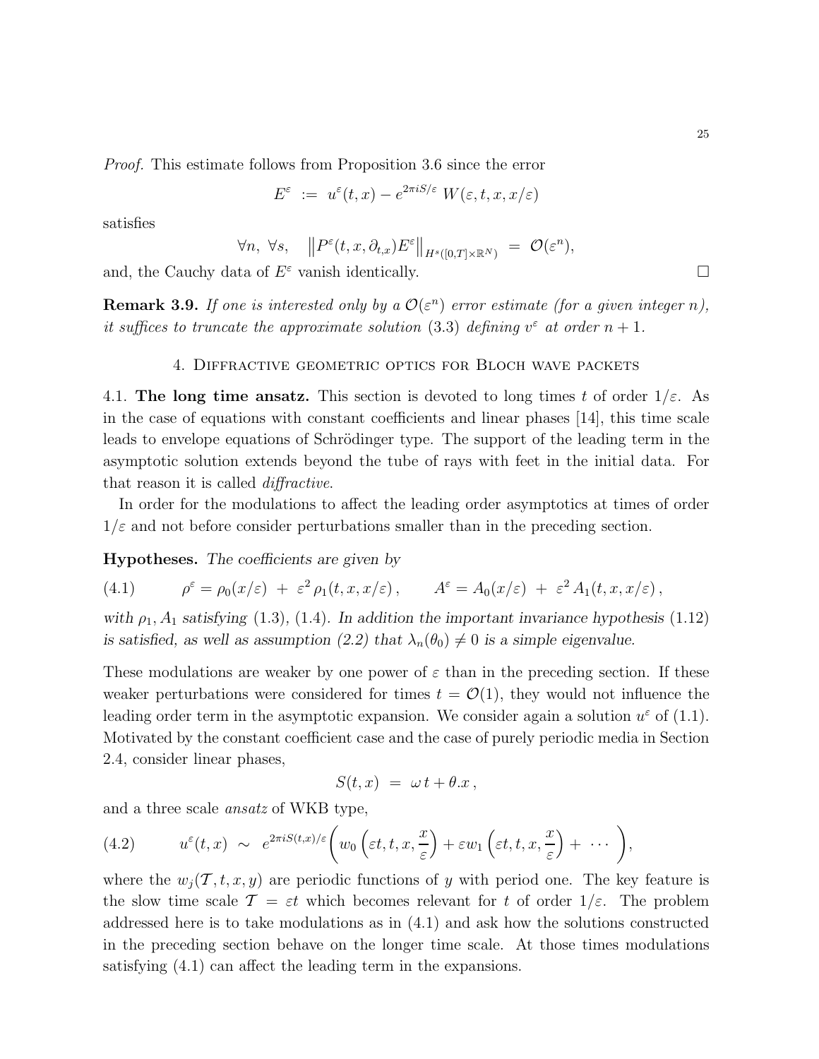*Proof.* This estimate follows from Proposition 3.6 since the error

$$E^\varepsilon \;:=\; u^\varepsilon(t,x) - e^{2\pi i S/\varepsilon}\, W(\varepsilon, t, x, x/\varepsilon)$$

satisfies

$$\forall n,\ \forall s, \quad \big\| P^\varepsilon(t,x,\partial_{t,x}) E^\varepsilon \big\|_{H^s([0,T]\times\mathbb{R}^N)} \;=\; \mathcal{O}(\varepsilon^n),$$

and, the Cauchy data of $E^\varepsilon$ vanish identically. □

**Remark 3.9.** *If one is interested only by a $\mathcal{O}(\varepsilon^n)$ error estimate (for a given integer $n$), it suffices to truncate the approximate solution* (3.3) *defining $v^\varepsilon$ at order $n+1$.*

## 4. Diffractive geometric optics for Bloch wave packets

4.1. **The long time ansatz.** This section is devoted to long times $t$ of order $1/\varepsilon$. As in the case of equations with constant coefficients and linear phases [14], this time scale leads to envelope equations of Schrödinger type. The support of the leading term in the asymptotic solution extends beyond the tube of rays with feet in the initial data. For that reason it is called *diffractive*.

In order for the modulations to affect the leading order asymptotics at times of order $1/\varepsilon$ and not before consider perturbations smaller than in the preceding section.

**Hypotheses.** *The coefficients are given by*

$$\rho^\varepsilon = \rho_0(x/\varepsilon) \;+\; \varepsilon^2\, \rho_1(t,x,x/\varepsilon)\,, \qquad A^\varepsilon = A_0(x/\varepsilon) \;+\; \varepsilon^2\, A_1(t,x,x/\varepsilon)\,, \tag{4.1}$$

*with $\rho_1, A_1$ satisfying* (1.3), (1.4)*. In addition the important invariance hypothesis* (1.12) *is satisfied, as well as assumption (2.2) that $\lambda_n(\theta_0) \neq 0$ is a simple eigenvalue.*

These modulations are weaker by one power of $\varepsilon$ than in the preceding section. If these weaker perturbations were considered for times $t = \mathcal{O}(1)$, they would not influence the leading order term in the asymptotic expansion. We consider again a solution $u^\varepsilon$ of (1.1). Motivated by the constant coefficient case and the case of purely periodic media in Section 2.4, consider linear phases,

$$S(t,x) \;=\; \omega\, t + \theta . x\,,$$

and a three scale *ansatz* of WKB type,

$$u^\varepsilon(t,x) \;\sim\; e^{2\pi i S(t,x)/\varepsilon} \bigg( w_0\Big(\varepsilon t, t, x, \frac{x}{\varepsilon}\Big) + \varepsilon w_1\Big(\varepsilon t, t, x, \frac{x}{\varepsilon}\Big) + \;\cdots\; \bigg), \tag{4.2}$$

where the $w_j(\mathcal{T}, t, x, y)$ are periodic functions of $y$ with period one. The key feature is the slow time scale $\mathcal{T} = \varepsilon t$ which becomes relevant for $t$ of order $1/\varepsilon$. The problem addressed here is to take modulations as in (4.1) and ask how the solutions constructed in the preceding section behave on the longer time scale. At those times modulations satisfying (4.1) can affect the leading term in the expansions.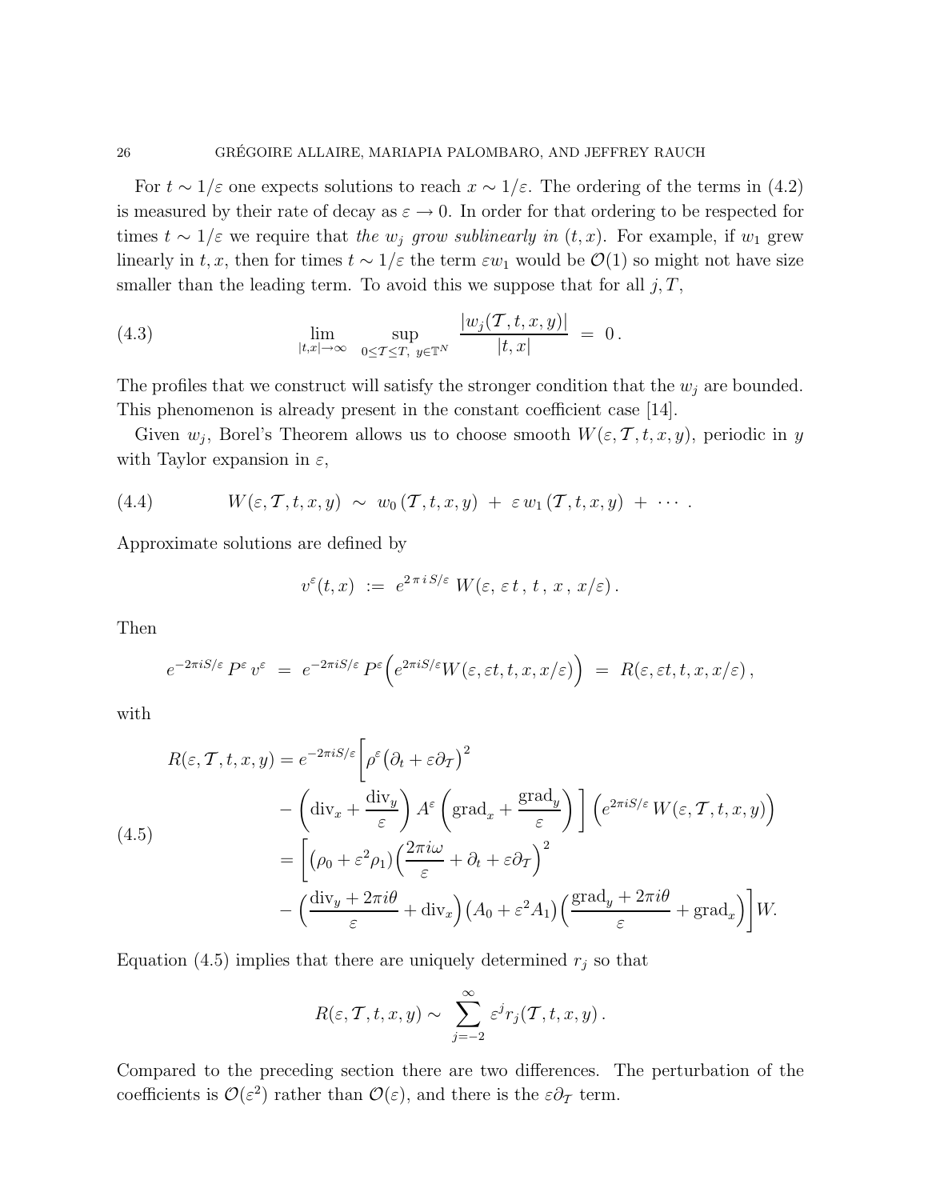For $t \sim 1/\varepsilon$ one expects solutions to reach $x \sim 1/\varepsilon$. The ordering of the terms in (4.2) is measured by their rate of decay as $\varepsilon \to 0$. In order for that ordering to be respected for times $t \sim 1/\varepsilon$ we require that *the $w_j$ grow sublinearly in $(t, x)$*. For example, if $w_1$ grew linearly in $t, x$, then for times $t \sim 1/\varepsilon$ the term $\varepsilon w_1$ would be $\mathcal{O}(1)$ so might not have size smaller than the leading term. To avoid this we suppose that for all $j, T$,

$$
\lim_{|t,x|\to\infty} \sup_{0\le \mathcal{T}\le T,\ y\in\mathbb{T}^N} \frac{|w_j(\mathcal{T},t,x,y)|}{|t,x|} \;=\; 0\,. \tag{4.3}
$$

The profiles that we construct will satisfy the stronger condition that the $w_j$ are bounded. This phenomenon is already present in the constant coefficient case [14].

Given $w_j$, Borel's Theorem allows us to choose smooth $W(\varepsilon, \mathcal{T}, t, x, y)$, periodic in $y$ with Taylor expansion in $\varepsilon$,

$$
W(\varepsilon,\mathcal{T},t,x,y) \;\sim\; w_0\,(\mathcal{T},t,x,y) \;+\; \varepsilon\, w_1\,(\mathcal{T},t,x,y) \;+\; \cdots\,. \tag{4.4}
$$

Approximate solutions are defined by

$$
v^\varepsilon(t,x) \;:=\; e^{2\,\pi\,i\,S/\varepsilon}\; W(\varepsilon,\,\varepsilon\,t\,,\,t\,,\,x\,,\,x/\varepsilon)\,.
$$

Then

$$
e^{-2\pi i S/\varepsilon}\, P^\varepsilon\, v^\varepsilon \;=\; e^{-2\pi i S/\varepsilon}\, P^\varepsilon\Big(e^{2\pi i S/\varepsilon} W(\varepsilon,\varepsilon t,t,x,x/\varepsilon)\Big) \;=\; R(\varepsilon,\varepsilon t,t,x,x/\varepsilon)\,,
$$

with

$$
\begin{aligned}
R(\varepsilon,\mathcal{T},t,x,y) &= e^{-2\pi i S/\varepsilon}\bigg[\rho^\varepsilon\big(\partial_t+\varepsilon\partial_{\mathcal{T}}\big)^2 \\
&\qquad - \left(\mathrm{div}_x + \frac{\mathrm{div}_y}{\varepsilon}\right) A^\varepsilon \left(\mathrm{grad}_x + \frac{\mathrm{grad}_y}{\varepsilon}\right)\bigg]\, \Big(e^{2\pi i S/\varepsilon}\, W(\varepsilon,\mathcal{T},t,x,y)\Big) \\
&= \bigg[\big(\rho_0+\varepsilon^2\rho_1\big)\Big(\frac{2\pi i\omega}{\varepsilon}+\partial_t+\varepsilon\partial_{\mathcal{T}}\Big)^2 \\
&\qquad - \Big(\frac{\mathrm{div}_y+2\pi i\theta}{\varepsilon}+\mathrm{div}_x\Big)\big(A_0+\varepsilon^2 A_1\big)\Big(\frac{\mathrm{grad}_y+2\pi i\theta}{\varepsilon}+\mathrm{grad}_x\Big)\bigg]W.
\end{aligned} \tag{4.5}
$$

Equation (4.5) implies that there are uniquely determined $r_j$ so that

$$
R(\varepsilon,\mathcal{T},t,x,y) \sim \sum_{j=-2}^{\infty} \varepsilon^j r_j(\mathcal{T},t,x,y)\,.
$$

Compared to the preceding section there are two differences. The perturbation of the coefficients is $\mathcal{O}(\varepsilon^2)$ rather than $\mathcal{O}(\varepsilon)$, and there is the $\varepsilon\partial_{\mathcal{T}}$ term.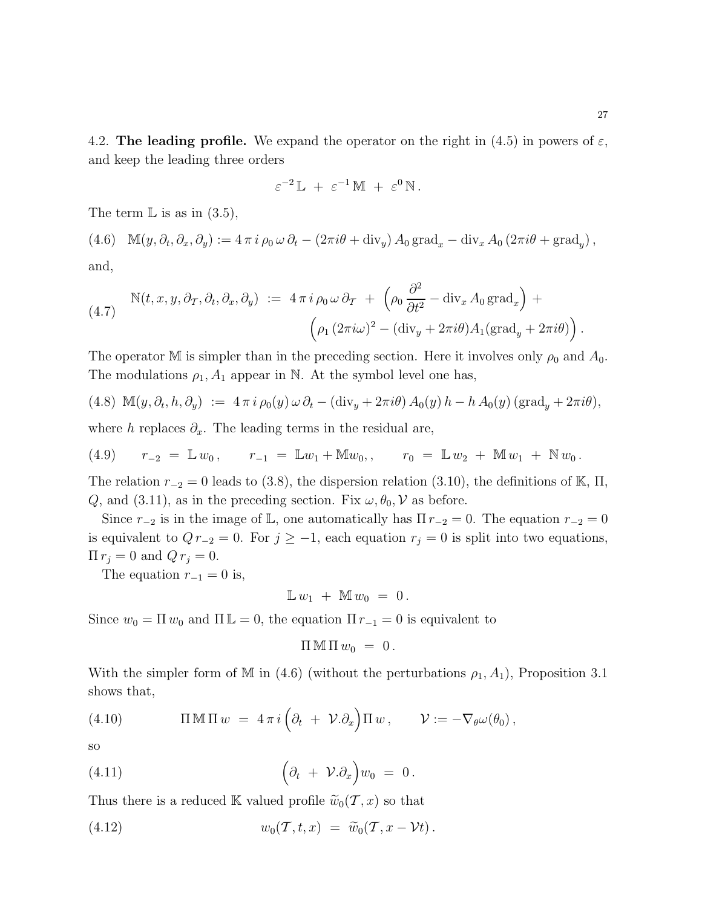4.2. **The leading profile.** We expand the operator on the right in (4.5) in powers of $\varepsilon$, and keep the leading three orders

$$\varepsilon^{-2}\,\mathbb{L} \;+\; \varepsilon^{-1}\,\mathbb{M} \;+\; \varepsilon^{0}\,\mathbb{N}\,.$$

The term $\mathbb{L}$ is as in (3.5),

$$\mathbb{M}(y,\partial_t,\partial_x,\partial_y) := 4\,\pi\,i\,\rho_0\,\omega\,\partial_t - (2\pi i\theta + \mathrm{div}_y)\,A_0\,\mathrm{grad}_x - \mathrm{div}_x\,A_0\,(2\pi i\theta + \mathrm{grad}_y)\,, \tag{4.6}$$

and,

$$\begin{aligned}\mathbb{N}(t,x,y,\partial_{\mathcal{T}},\partial_t,\partial_x,\partial_y) \;:=\; 4\,\pi\,i\,\rho_0\,\omega\,\partial_{\mathcal{T}} \;+\; \Big(\rho_0\,\frac{\partial^2}{\partial t^2} - \mathrm{div}_x\,A_0\,\mathrm{grad}_x\Big) \;+ \\ \Big(\rho_1\,(2\pi i\omega)^2 - (\mathrm{div}_y + 2\pi i\theta)A_1(\mathrm{grad}_y + 2\pi i\theta)\Big)\,.\end{aligned} \tag{4.7}$$

The operator $\mathbb{M}$ is simpler than in the preceding section. Here it involves only $\rho_0$ and $A_0$. The modulations $\rho_1, A_1$ appear in $\mathbb{N}$. At the symbol level one has,

$$\mathbb{M}(y,\partial_t,h,\partial_y) \;:=\; 4\,\pi\,i\,\rho_0(y)\,\omega\,\partial_t - (\mathrm{div}_y + 2\pi i\theta)\,A_0(y)\,h - h\,A_0(y)\,(\mathrm{grad}_y + 2\pi i\theta), \tag{4.8}$$

where $h$ replaces $\partial_x$. The leading terms in the residual are,

$$r_{-2} \;=\; \mathbb{L}\,w_0\,, \qquad r_{-1} \;=\; \mathbb{L}w_1 + \mathbb{M}w_0,, \qquad r_0 \;=\; \mathbb{L}\,w_2 \;+\; \mathbb{M}\,w_1 \;+\; \mathbb{N}\,w_0\,. \tag{4.9}$$

The relation $r_{-2} = 0$ leads to (3.8), the dispersion relation (3.10), the definitions of $\mathbb{K}$, $\Pi$, $Q$, and (3.11), as in the preceding section. Fix $\omega, \theta_0, \mathcal{V}$ as before.

Since $r_{-2}$ is in the image of $\mathbb{L}$, one automatically has $\Pi\, r_{-2} = 0$. The equation $r_{-2} = 0$ is equivalent to $Q\, r_{-2} = 0$. For $j \geq -1$, each equation $r_j = 0$ is split into two equations, $\Pi\, r_j = 0$ and $Q\, r_j = 0$.

The equation $r_{-1} = 0$ is,

$$\mathbb{L}\,w_1 \;+\; \mathbb{M}\,w_0 \;=\; 0\,.$$

Since $w_0 = \Pi\, w_0$ and $\Pi\,\mathbb{L} = 0$, the equation $\Pi\, r_{-1} = 0$ is equivalent to

$$\Pi\,\mathbb{M}\,\Pi\,w_0 \;=\; 0\,.$$

With the simpler form of $\mathbb{M}$ in (4.6) (without the perturbations $\rho_1, A_1$), Proposition 3.1 shows that,

$$\Pi\,\mathbb{M}\,\Pi\,w \;=\; 4\,\pi\,i\,\Big(\partial_t \;+\; \mathcal{V}.\partial_x\Big)\Pi\,w\,, \qquad \mathcal{V} := -\nabla_\theta\omega(\theta_0)\,, \tag{4.10}$$

so

$$\Big(\partial_t \;+\; \mathcal{V}.\partial_x\Big)w_0 \;=\; 0\,. \tag{4.11}$$

Thus there is a reduced $\mathbb{K}$ valued profile $\widetilde{w}_0(\mathcal{T}, x)$ so that

$$w_0(\mathcal{T}, t, x) \;=\; \widetilde{w}_0(\mathcal{T}, x - \mathcal{V}t)\,. \tag{4.12}$$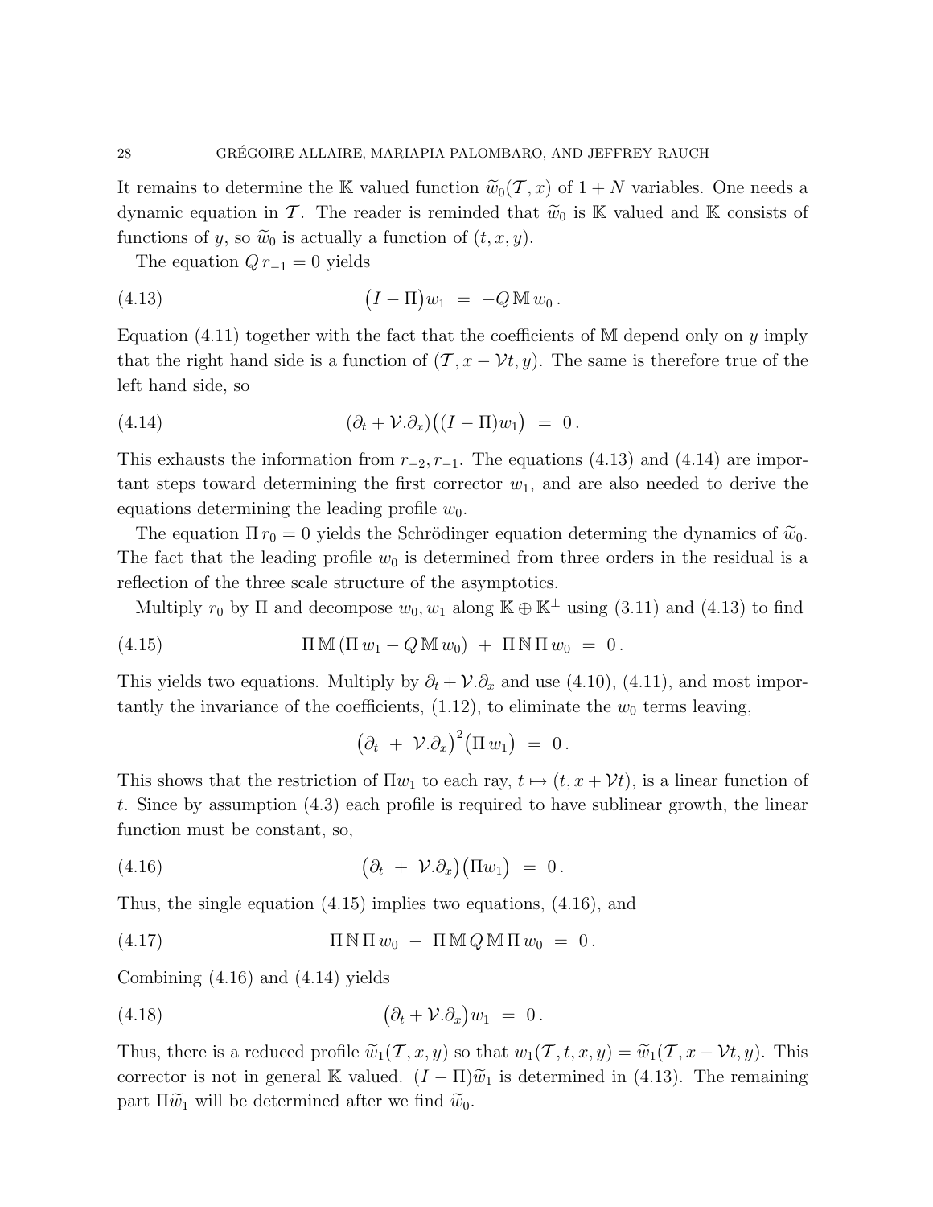It remains to determine the $\mathbb{K}$ valued function $\widetilde{w}_0(\mathcal{T}, x)$ of $1+N$ variables. One needs a dynamic equation in $\mathcal{T}$. The reader is reminded that $\widetilde{w}_0$ is $\mathbb{K}$ valued and $\mathbb{K}$ consists of functions of $y$, so $\widetilde{w}_0$ is actually a function of $(t, x, y)$.

The equation $Q\, r_{-1} = 0$ yields

$$
\big(I - \Pi\big) w_1 \;=\; -Q\, \mathbb{M}\, w_0\,. \tag{4.13}
$$

Equation (4.11) together with the fact that the coefficients of $\mathbb{M}$ depend only on $y$ imply that the right hand side is a function of $(\mathcal{T}, x - \mathcal{V}t, y)$. The same is therefore true of the left hand side, so

$$
(\partial_t + \mathcal{V}.\partial_x)\big((I-\Pi)w_1\big) \;=\; 0\,. \tag{4.14}
$$

This exhausts the information from $r_{-2}, r_{-1}$. The equations (4.13) and (4.14) are important steps toward determining the first corrector $w_1$, and are also needed to derive the equations determining the leading profile $w_0$.

The equation $\Pi\, r_0 = 0$ yields the Schrödinger equation determing the dynamics of $\widetilde{w}_0$. The fact that the leading profile $w_0$ is determined from three orders in the residual is a reflection of the three scale structure of the asymptotics.

Multiply $r_0$ by $\Pi$ and decompose $w_0, w_1$ along $\mathbb{K} \oplus \mathbb{K}^\perp$ using (3.11) and (4.13) to find

$$
\Pi\, \mathbb{M}\, (\Pi\, w_1 - Q\, \mathbb{M}\, w_0) \;+\; \Pi\, \mathbb{N}\, \Pi\, w_0 \;=\; 0\,. \tag{4.15}
$$

This yields two equations. Multiply by $\partial_t + \mathcal{V}.\partial_x$ and use (4.10), (4.11), and most importantly the invariance of the coefficients, (1.12), to eliminate the $w_0$ terms leaving,

$$
\big(\partial_t \;+\; \mathcal{V}.\partial_x\big)^2 \big(\Pi\, w_1\big) \;=\; 0\,.
$$

This shows that the restriction of $\Pi w_1$ to each ray, $t \mapsto (t, x + \mathcal{V}t)$, is a linear function of $t$. Since by assumption (4.3) each profile is required to have sublinear growth, the linear function must be constant, so,

$$
\big(\partial_t \;+\; \mathcal{V}.\partial_x\big)\big(\Pi w_1\big) \;=\; 0\,. \tag{4.16}
$$

Thus, the single equation (4.15) implies two equations, (4.16), and

$$
\Pi\, \mathbb{N}\, \Pi\, w_0 \;-\; \Pi\, \mathbb{M}\, Q\, \mathbb{M}\, \Pi\, w_0 \;=\; 0\,. \tag{4.17}
$$

Combining (4.16) and (4.14) yields

$$
\big(\partial_t + \mathcal{V}.\partial_x\big) w_1 \;=\; 0\,. \tag{4.18}
$$

Thus, there is a reduced profile $\widetilde{w}_1(\mathcal{T}, x, y)$ so that $w_1(\mathcal{T}, t, x, y) = \widetilde{w}_1(\mathcal{T}, x - \mathcal{V}t, y)$. This corrector is not in general $\mathbb{K}$ valued. $(I - \Pi)\widetilde{w}_1$ is determined in (4.13). The remaining part $\Pi \widetilde{w}_1$ will be determined after we find $\widetilde{w}_0$.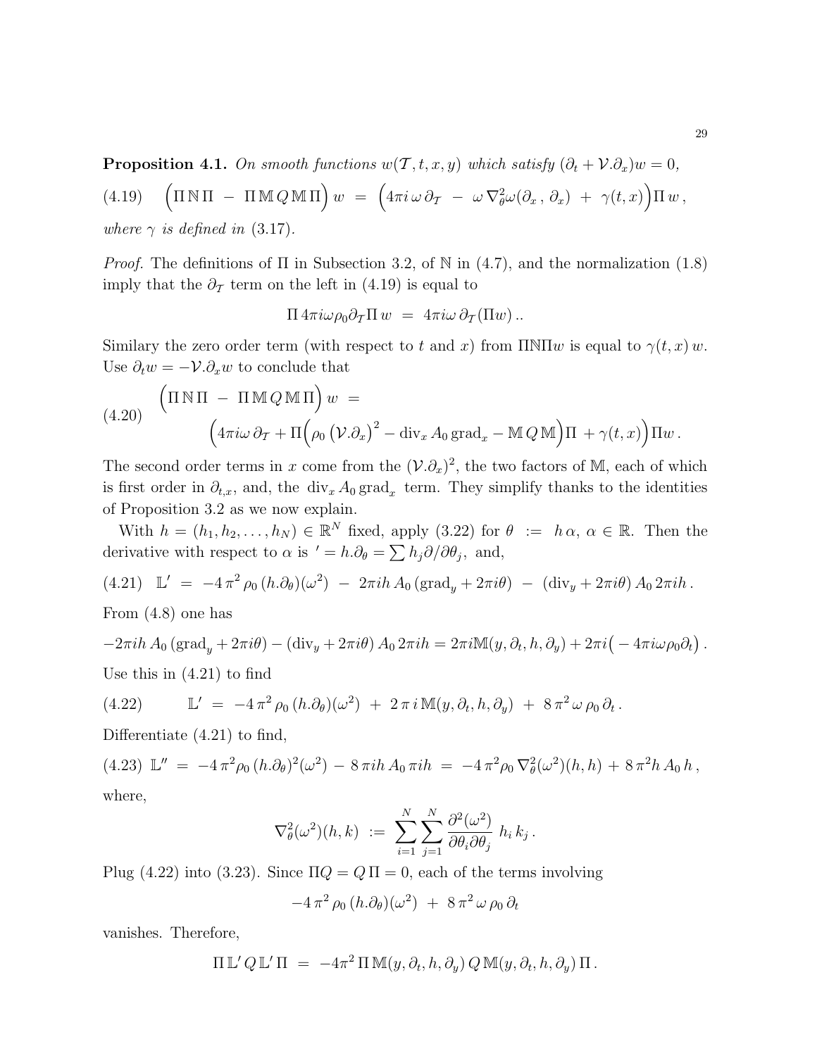**Proposition 4.1.** *On smooth functions $w(\mathcal{T}, t, x, y)$ which satisfy $(\partial_t + \mathcal{V}.\partial_x)w = 0$,*

$$
(4.19)\qquad \Big(\Pi\,\mathbb{N}\,\Pi \;-\; \Pi\,\mathbb{M}\,Q\,\mathbb{M}\,\Pi\Big)\,w \;=\; \Big(4\pi i\,\omega\,\partial_{\mathcal{T}} \;-\; \omega\,\nabla^2_\theta\omega(\partial_x\,,\,\partial_x) \;+\; \gamma(t,x)\Big)\Pi\,w\,,
$$

*where $\gamma$ is defined in* (3.17).

*Proof.* The definitions of $\Pi$ in Subsection 3.2, of $\mathbb{N}$ in (4.7), and the normalization (1.8) imply that the $\partial_{\mathcal{T}}$ term on the left in (4.19) is equal to

$$
\Pi\,4\pi i\omega\rho_0\partial_{\mathcal{T}}\Pi\,w \;=\; 4\pi i\omega\,\partial_{\mathcal{T}}(\Pi w)\,..
$$

Similary the zero order term (with respect to $t$ and $x$) from $\Pi\mathbb{N}\Pi w$ is equal to $\gamma(t,x)\,w$. Use $\partial_t w = -\mathcal{V}.\partial_x w$ to conclude that

$$
(4.20)\qquad
\begin{aligned}
&\Big(\Pi\,\mathbb{N}\,\Pi \;-\; \Pi\,\mathbb{M}\,Q\,\mathbb{M}\,\Pi\Big)\,w \;=\\
&\qquad\Big(4\pi i\omega\,\partial_{\mathcal{T}} + \Pi\Big(\rho_0\,\big(\mathcal{V}.\partial_x\big)^2 - \operatorname{div}_x A_0\operatorname{grad}_x - \mathbb{M}\,Q\,\mathbb{M}\Big)\Pi \;+\gamma(t,x)\Big)\Pi w\,.
\end{aligned}
$$

The second order terms in $x$ come from the $(\mathcal{V}.\partial_x)^2$, the two factors of $\mathbb{M}$, each of which is first order in $\partial_{t,x}$, and, the $\operatorname{div}_x A_0\operatorname{grad}_x$ term. They simplify thanks to the identities of Proposition 3.2 as we now explain.

With $h = (h_1, h_2, \dots, h_N) \in \mathbb{R}^N$ fixed, apply (3.22) for $\theta \;:=\; h\,\alpha$, $\alpha \in \mathbb{R}$. Then the derivative with respect to $\alpha$ is $' = h.\partial_\theta = \sum h_j\partial/\partial\theta_j$, and,

$$
(4.21)\quad \mathbb{L}' \;=\; -4\,\pi^2\,\rho_0\,(h.\partial_\theta)(\omega^2) \;-\; 2\pi i h\,A_0\,(\operatorname{grad}_y + 2\pi i\theta) \;-\; (\operatorname{div}_y + 2\pi i\theta)\,A_0\,2\pi i h\,.
$$

From (4.8) one has

$$
-2\pi i h\,A_0\,(\operatorname{grad}_y + 2\pi i\theta) - (\operatorname{div}_y + 2\pi i\theta)\,A_0\,2\pi i h = 2\pi i\mathbb{M}(y, \partial_t, h, \partial_y) + 2\pi i\big(-4\pi i\omega\rho_0\partial_t\big)\,.
$$

Use this in (4.21) to find

$$
(4.22)\qquad \mathbb{L}' \;=\; -4\,\pi^2\,\rho_0\,(h.\partial_\theta)(\omega^2) \;+\; 2\,\pi\,i\,\mathbb{M}(y, \partial_t, h, \partial_y) \;+\; 8\,\pi^2\,\omega\,\rho_0\,\partial_t\,.
$$

Differentiate (4.21) to find,

$$
(4.23)\ \mathbb{L}'' \;=\; -4\,\pi^2\rho_0\,(h.\partial_\theta)^2(\omega^2) - 8\,\pi i h\,A_0\,\pi i h \;=\; -4\,\pi^2\rho_0\,\nabla^2_\theta(\omega^2)(h,h) + 8\,\pi^2 h\,A_0\,h\,,
$$

where,

$$
\nabla^2_\theta(\omega^2)(h,k) \;:=\; \sum_{i=1}^N\sum_{j=1}^N \frac{\partial^2(\omega^2)}{\partial\theta_i\partial\theta_j}\;h_i\,k_j\,.
$$

Plug (4.22) into (3.23). Since $\Pi Q = Q\,\Pi = 0$, each of the terms involving

$$
-4\,\pi^2\,\rho_0\,(h.\partial_\theta)(\omega^2) \;+\; 8\,\pi^2\,\omega\,\rho_0\,\partial_t
$$

vanishes. Therefore,

$$
\Pi\,\mathbb{L}'\,Q\,\mathbb{L}'\,\Pi \;=\; -4\pi^2\,\Pi\,\mathbb{M}(y, \partial_t, h, \partial_y)\,Q\,\mathbb{M}(y, \partial_t, h, \partial_y)\,\Pi\,.
$$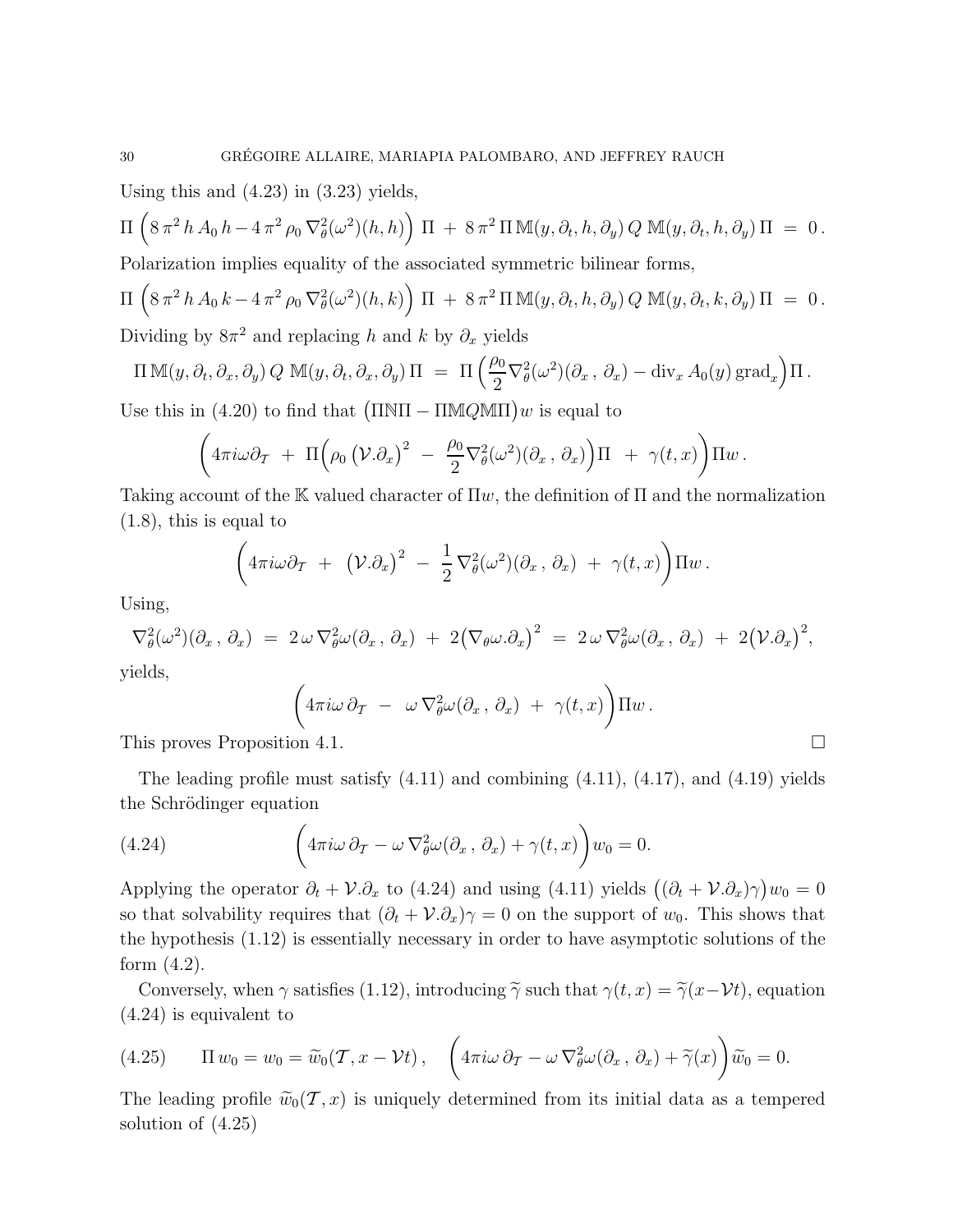Using this and (4.23) in (3.23) yields,

$$\Pi\,\Big(8\,\pi^2\,h\,A_0\,h - 4\,\pi^2\,\rho_0\,\nabla^2_\theta(\omega^2)(h,h)\Big)\;\Pi\;+\;8\,\pi^2\,\Pi\,\mathbb{M}(y,\partial_t,h,\partial_y)\,Q\,\mathbb{M}(y,\partial_t,h,\partial_y)\,\Pi\;=\;0\,.$$

Polarization implies equality of the associated symmetric bilinear forms,

$$\Pi\,\Big(8\,\pi^2\,h\,A_0\,k - 4\,\pi^2\,\rho_0\,\nabla^2_\theta(\omega^2)(h,k)\Big)\;\Pi\;+\;8\,\pi^2\,\Pi\,\mathbb{M}(y,\partial_t,h,\partial_y)\,Q\,\mathbb{M}(y,\partial_t,k,\partial_y)\,\Pi\;=\;0\,.$$

Dividing by $8\pi^2$ and replacing $h$ and $k$ by $\partial_x$ yields

$$\Pi\,\mathbb{M}(y,\partial_t,\partial_x,\partial_y)\,Q\;\mathbb{M}(y,\partial_t,\partial_x,\partial_y)\,\Pi\;=\;\Pi\,\Big(\frac{\rho_0}{2}\nabla^2_\theta(\omega^2)(\partial_x\,,\,\partial_x) - \mathrm{div}_x\,A_0(y)\,\mathrm{grad}_x\Big)\Pi\,.$$

Use this in (4.20) to find that $\big(\Pi\mathbb{N}\Pi - \Pi\mathbb{M}Q\mathbb{M}\Pi\big)w$ is equal to

$$\bigg(4\pi i\omega\partial_{\mathcal{T}}\;+\;\Pi\Big(\rho_0\,\big(\mathcal{V}.\partial_x\big)^2\;-\;\frac{\rho_0}{2}\nabla^2_\theta(\omega^2)(\partial_x\,,\,\partial_x)\Big)\Pi\;\;+\;\gamma(t,x)\bigg)\Pi w\,.$$

Taking account of the $\mathbb{K}$ valued character of $\Pi w$, the definition of $\Pi$ and the normalization (1.8), this is equal to

$$\bigg(4\pi i\omega\partial_{\mathcal{T}}\;+\;\big(\mathcal{V}.\partial_x\big)^2\;-\;\frac{1}{2}\,\nabla^2_\theta(\omega^2)(\partial_x\,,\,\partial_x)\;+\;\gamma(t,x)\bigg)\Pi w\,.$$

Using,

$$\nabla^2_\theta(\omega^2)(\partial_x\,,\,\partial_x)\;=\;2\,\omega\,\nabla^2_\theta\omega(\partial_x\,,\,\partial_x)\;+\;2\big(\nabla_\theta\omega.\partial_x\big)^2\;=\;2\,\omega\,\nabla^2_\theta\omega(\partial_x\,,\,\partial_x)\;+\;2\big(\mathcal{V}.\partial_x\big)^2,$$

yields,

$$\bigg(4\pi i\omega\,\partial_{\mathcal{T}}\;-\;\omega\,\nabla^2_\theta\omega(\partial_x\,,\,\partial_x)\;+\;\gamma(t,x)\bigg)\Pi w\,.$$

This proves Proposition 4.1. $\square$

The leading profile must satisfy (4.11) and combining (4.11), (4.17), and (4.19) yields the Schrödinger equation

$$\bigg(4\pi i\omega\,\partial_{\mathcal{T}} - \omega\,\nabla^2_\theta\omega(\partial_x\,,\,\partial_x) + \gamma(t,x)\bigg)w_0 = 0. \tag{4.24}$$

Applying the operator $\partial_t + \mathcal{V}.\partial_x$ to (4.24) and using (4.11) yields $\big((\partial_t + \mathcal{V}.\partial_x)\gamma\big)w_0 = 0$ so that solvability requires that $(\partial_t + \mathcal{V}.\partial_x)\gamma = 0$ on the support of $w_0$. This shows that the hypothesis (1.12) is essentially necessary in order to have asymptotic solutions of the form (4.2).

Conversely, when $\gamma$ satisfies (1.12), introducing $\widetilde{\gamma}$ such that $\gamma(t,x) = \widetilde{\gamma}(x-\mathcal{V}t)$, equation (4.24) is equivalent to

$$\Pi\,w_0 = w_0 = \widetilde{w}_0(\mathcal{T}, x - \mathcal{V}t)\,,\quad \bigg(4\pi i\omega\,\partial_{\mathcal{T}} - \omega\,\nabla^2_\theta\omega(\partial_x\,,\,\partial_x) + \widetilde{\gamma}(x)\bigg)\widetilde{w}_0 = 0. \tag{4.25}$$

The leading profile $\widetilde{w}_0(\mathcal{T},x)$ is uniquely determined from its initial data as a tempered solution of (4.25)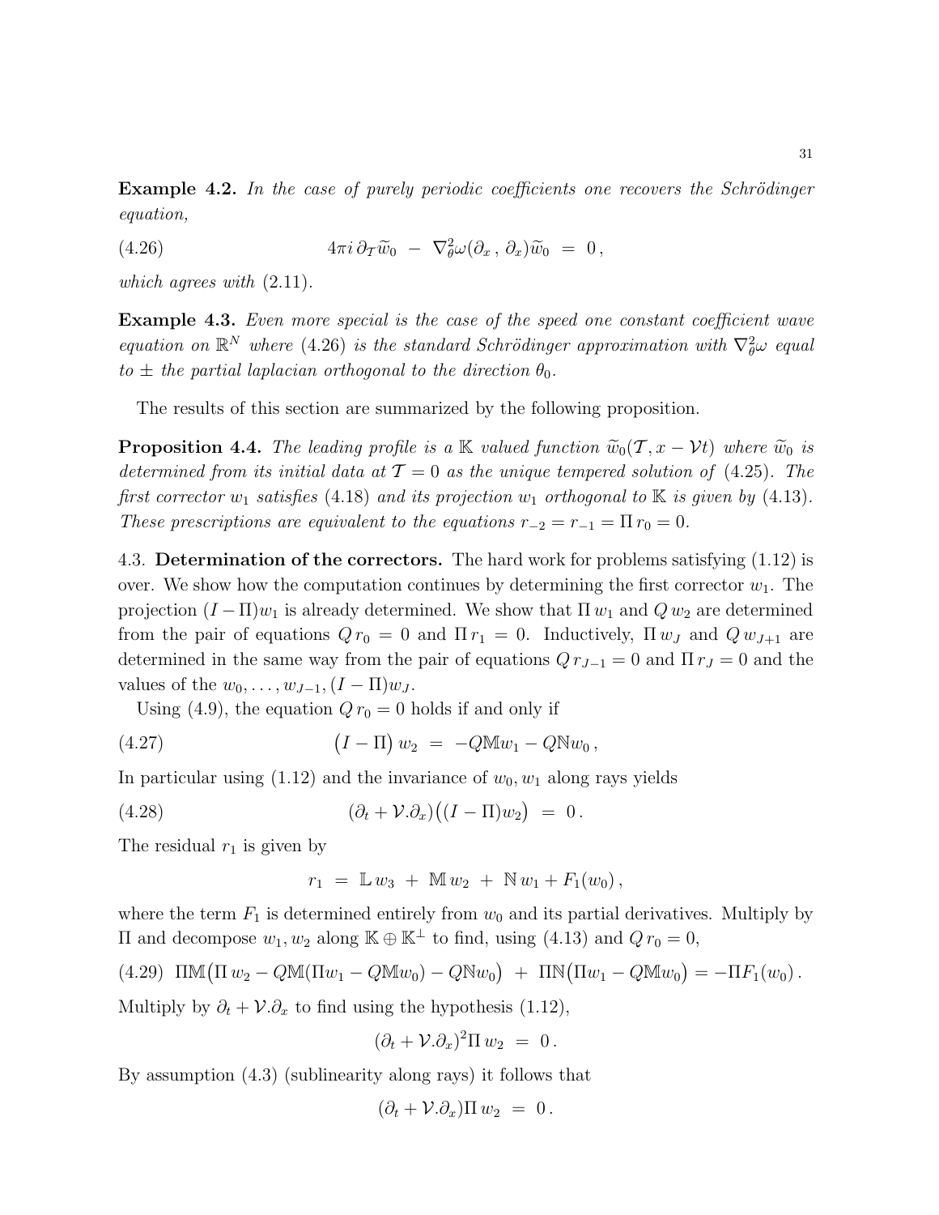**Example 4.2.** *In the case of purely periodic coefficients one recovers the Schrödinger equation,*

$$4\pi i\,\partial_{\mathcal{T}}\widetilde{w}_0 \;-\; \nabla^2_\theta\omega(\partial_x\,,\,\partial_x)\widetilde{w}_0 \;=\; 0\,, \tag{4.26}$$

*which agrees with* (2.11).

**Example 4.3.** *Even more special is the case of the speed one constant coefficient wave equation on* $\mathbb{R}^N$ *where* (4.26) *is the standard Schrödinger approximation with* $\nabla^2_\theta\omega$ *equal to* $\pm$ *the partial laplacian orthogonal to the direction* $\theta_0$.

The results of this section are summarized by the following proposition.

**Proposition 4.4.** *The leading profile is a* $\mathbb{K}$ *valued function* $\widetilde{w}_0(\mathcal{T}, x-\mathcal{V}t)$ *where* $\widetilde{w}_0$ *is determined from its initial data at* $\mathcal{T}=0$ *as the unique tempered solution of* (4.25)*. The first corrector* $w_1$ *satisfies* (4.18) *and its projection* $w_1$ *orthogonal to* $\mathbb{K}$ *is given by* (4.13)*. These prescriptions are equivalent to the equations* $r_{-2}=r_{-1}=\Pi\, r_0=0$.

4.3. **Determination of the correctors.** The hard work for problems satisfying (1.12) is over. We show how the computation continues by determining the first corrector $w_1$. The projection $(I-\Pi)w_1$ is already determined. We show that $\Pi\, w_1$ and $Q\, w_2$ are determined from the pair of equations $Q\, r_0 = 0$ and $\Pi\, r_1 = 0$. Inductively, $\Pi\, w_J$ and $Q\, w_{J+1}$ are determined in the same way from the pair of equations $Q\, r_{J-1}=0$ and $\Pi\, r_J = 0$ and the values of the $w_0,\dots,w_{J-1},(I-\Pi)w_J$.

Using (4.9), the equation $Q\, r_0 = 0$ holds if and only if

$$\big(I-\Pi\big)\, w_2 \;=\; -Q\mathbb{M}w_1 - Q\mathbb{N}w_0\,, \tag{4.27}$$

In particular using (1.12) and the invariance of $w_0, w_1$ along rays yields

$$(\partial_t+\mathcal{V}.\partial_x)\big((I-\Pi)w_2\big) \;=\; 0\,. \tag{4.28}$$

The residual $r_1$ is given by

$$r_1 \;=\; \mathbb{L}\, w_3 \;+\; \mathbb{M}\, w_2 \;+\; \mathbb{N}\, w_1 + F_1(w_0)\,,$$

where the term $F_1$ is determined entirely from $w_0$ and its partial derivatives. Multiply by $\Pi$ and decompose $w_1, w_2$ along $\mathbb{K}\oplus\mathbb{K}^\perp$ to find, using (4.13) and $Q\, r_0 = 0$,

$$\Pi\mathbb{M}\big(\Pi\, w_2 - Q\mathbb{M}(\Pi w_1 - Q\mathbb{M}w_0) - Q\mathbb{N}w_0\big) \;+\; \Pi\mathbb{N}\big(\Pi w_1 - Q\mathbb{M}w_0\big) = -\Pi F_1(w_0)\,. \tag{4.29}$$

Multiply by $\partial_t+\mathcal{V}.\partial_x$ to find using the hypothesis (1.12),

$$(\partial_t+\mathcal{V}.\partial_x)^2\Pi\, w_2 \;=\; 0\,.$$

By assumption (4.3) (sublinearity along rays) it follows that

$$(\partial_t+\mathcal{V}.\partial_x)\Pi\, w_2 \;=\; 0\,.$$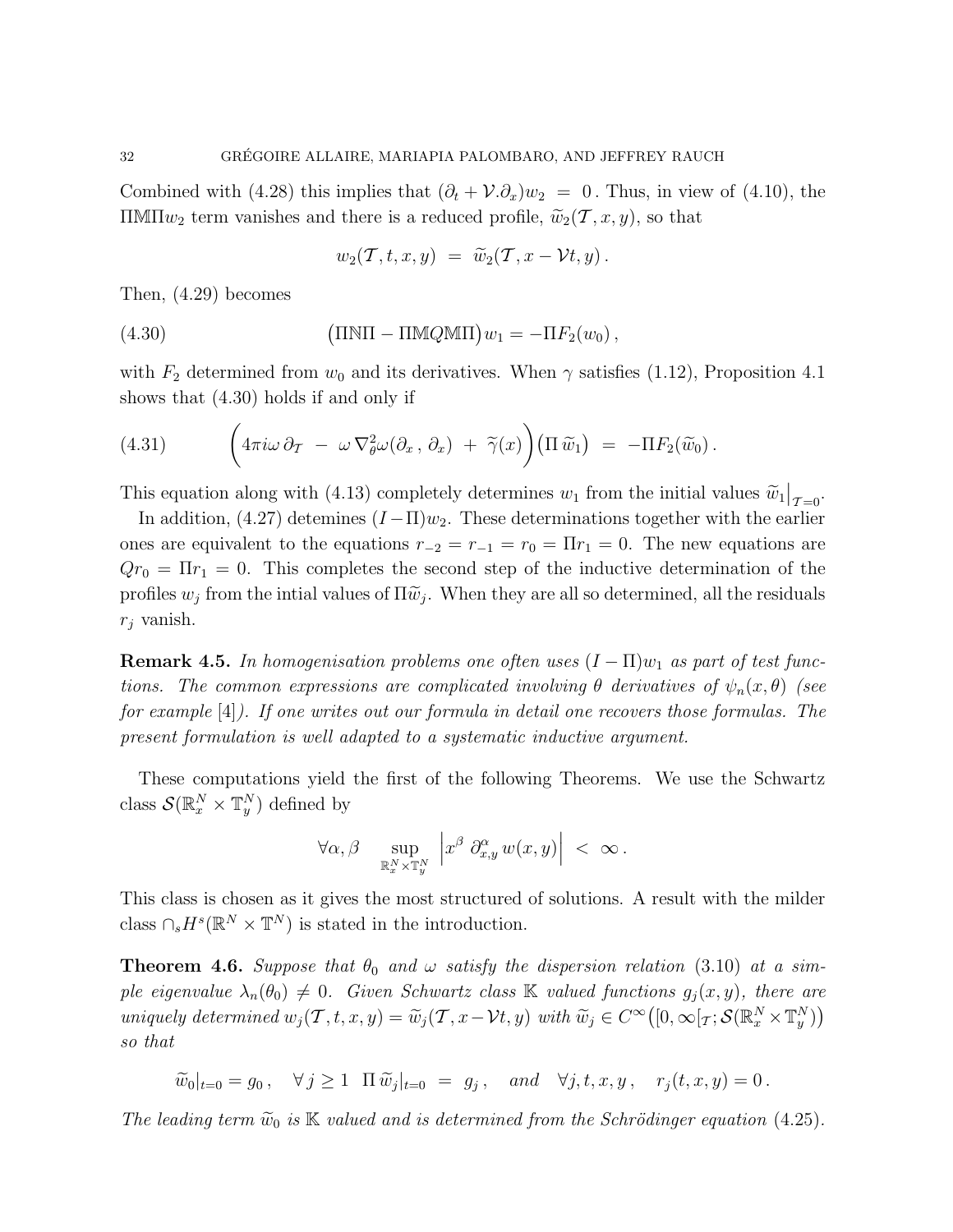Combined with (4.28) this implies that $(\partial_t + \mathcal{V}.\partial_x) w_2 \;=\; 0$ . Thus, in view of (4.10), the $\Pi\mathbb{M}\Pi w_2$ term vanishes and there is a reduced profile, $\widetilde{w}_2(\mathcal{T}, x, y)$, so that

$$w_2(\mathcal{T}, t, x, y) \;=\; \widetilde{w}_2(\mathcal{T}, x - \mathcal{V}t, y)\,.$$

Then, (4.29) becomes

$$\big(\Pi\mathbb{N}\Pi - \Pi\mathbb{M}Q\mathbb{M}\Pi\big) w_1 = -\Pi F_2(w_0)\,, \tag{4.30}$$

with $F_2$ determined from $w_0$ and its derivatives. When $\gamma$ satisfies (1.12), Proposition 4.1 shows that (4.30) holds if and only if

$$\bigg(4\pi i\omega\, \partial_{\mathcal{T}} \;-\; \omega\, \nabla^2_\theta \omega(\partial_x\,,\, \partial_x) \;+\; \widetilde{\gamma}(x)\bigg)\big(\Pi\, \widetilde{w}_1\big) \;=\; -\Pi F_2(\widetilde{w}_0)\,. \tag{4.31}$$

This equation along with (4.13) completely determines $w_1$ from the initial values $\widetilde{w}_1\big|_{\mathcal{T}=0}$.

In addition, (4.27) detemines $(I - \Pi) w_2$. These determinations together with the earlier ones are equivalent to the equations $r_{-2} = r_{-1} = r_0 = \Pi r_1 = 0$. The new equations are $Q r_0 = \Pi r_1 = 0$. This completes the second step of the inductive determination of the profiles $w_j$ from the intial values of $\Pi\widetilde{w}_j$. When they are all so determined, all the residuals $r_j$ vanish.

**Remark 4.5.** *In homogenisation problems one often uses $(I - \Pi)w_1$ as part of test functions. The common expressions are complicated involving $\theta$ derivatives of $\psi_n(x, \theta)$ (see for example [4]). If one writes out our formula in detail one recovers those formulas. The present formulation is well adapted to a systematic inductive argument.*

These computations yield the first of the following Theorems. We use the Schwartz class $\mathcal{S}(\mathbb{R}^N_x \times \mathbb{T}^N_y)$ defined by

$$\forall \alpha, \beta \quad \sup_{\mathbb{R}^N_x \times \mathbb{T}^N_y} \Big| x^\beta\; \partial^\alpha_{x,y}\, w(x, y)\Big| \;<\; \infty\,.$$

This class is chosen as it gives the most structured of solutions. A result with the milder class $\cap_s H^s(\mathbb{R}^N \times \mathbb{T}^N)$ is stated in the introduction.

**Theorem 4.6.** *Suppose that $\theta_0$ and $\omega$ satisfy the dispersion relation (3.10) at a simple eigenvalue $\lambda_n(\theta_0) \neq 0$. Given Schwartz class $\mathbb{K}$ valued functions $g_j(x, y)$, there are uniquely determined $w_j(\mathcal{T}, t, x, y) = \widetilde{w}_j(\mathcal{T}, x - \mathcal{V}t, y)$ with $\widetilde{w}_j \in C^\infty\big([0, \infty[_{\mathcal{T}}; \mathcal{S}(\mathbb{R}^N_x \times \mathbb{T}^N_y)\big)$ so that*

$$\widetilde{w}_0|_{t=0} = g_0\,, \quad \forall\, j \geq 1 \;\; \Pi\, \widetilde{w}_j|_{t=0} \;=\; g_j\,, \quad \textit{and} \quad \forall j, t, x, y\,, \quad r_j(t, x, y) = 0\,.$$

*The leading term $\widetilde{w}_0$ is $\mathbb{K}$ valued and is determined from the Schrödinger equation (4.25).*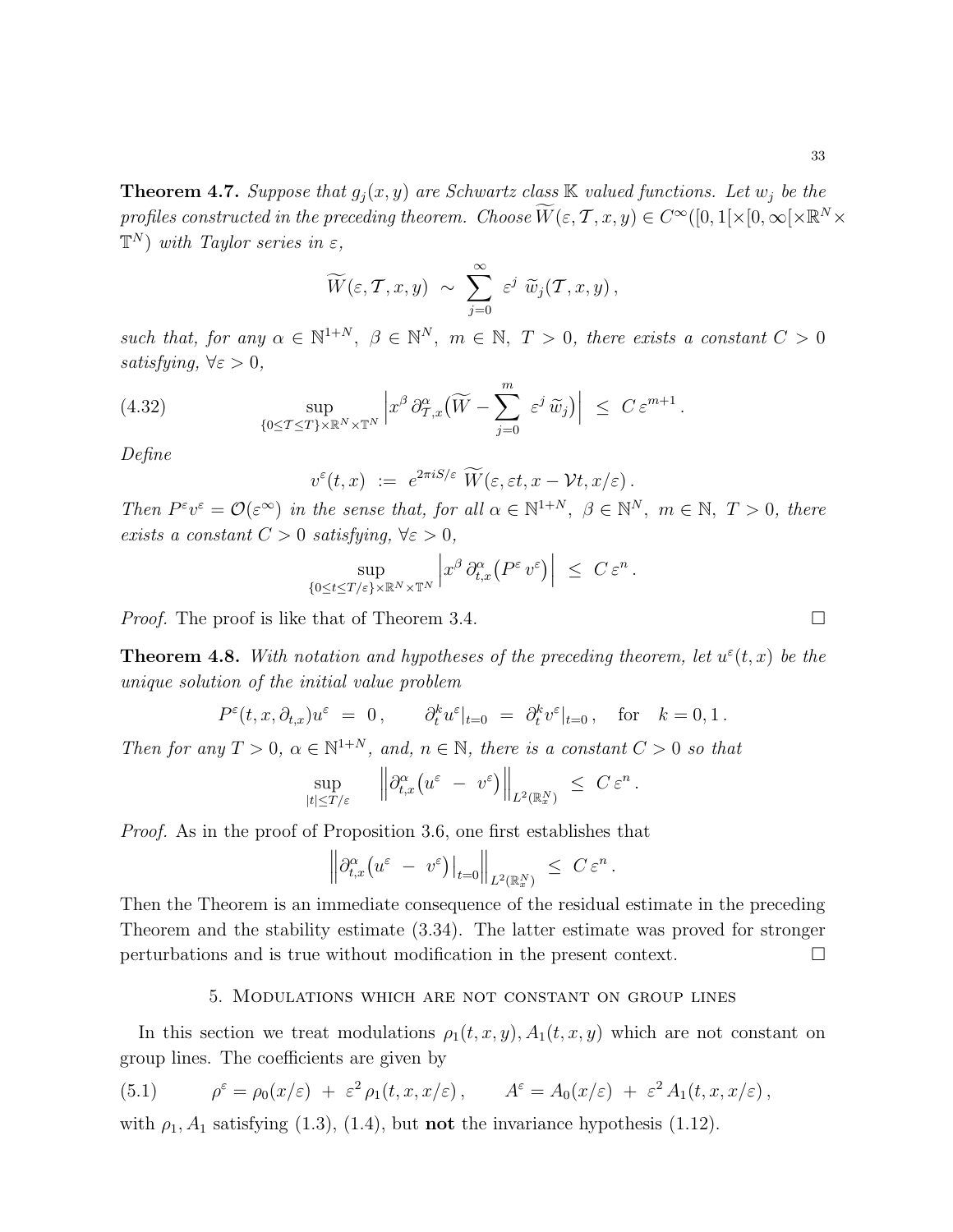**Theorem 4.7.** *Suppose that $g_j(x,y)$ are Schwartz class $\mathbb{K}$ valued functions. Let $w_j$ be the profiles constructed in the preceding theorem. Choose $\widetilde{W}(\varepsilon,\mathcal{T},x,y) \in C^\infty([0,1[\times[0,\infty[\times\mathbb{R}^N\times\mathbb{T}^N)$ with Taylor series in $\varepsilon$,*

$$\widetilde{W}(\varepsilon,\mathcal{T},x,y) \;\sim\; \sum_{j=0}^{\infty} \varepsilon^j \; \widetilde{w}_j(\mathcal{T},x,y)\,,$$

*such that, for any $\alpha \in \mathbb{N}^{1+N},\ \beta \in \mathbb{N}^N,\ m \in \mathbb{N},\ T>0$, there exists a constant $C>0$ satisfying, $\forall \varepsilon > 0$,*

$$\sup_{\{0\le\mathcal{T}\le T\}\times\mathbb{R}^N\times\mathbb{T}^N} \Big| x^\beta\, \partial^\alpha_{\mathcal{T},x}\big(\widetilde{W} - \sum_{j=0}^{m} \varepsilon^j\, \widetilde{w}_j\big)\Big| \;\le\; C\,\varepsilon^{m+1}\,. \tag{4.32}$$

*Define*

$$v^\varepsilon(t,x) \;:=\; e^{2\pi i S/\varepsilon}\; \widetilde{W}(\varepsilon,\varepsilon t, x-\mathcal{V}t, x/\varepsilon)\,.$$

*Then $P^\varepsilon v^\varepsilon = \mathcal{O}(\varepsilon^\infty)$ in the sense that, for all $\alpha \in \mathbb{N}^{1+N},\ \beta \in \mathbb{N}^N,\ m\in\mathbb{N},\ T>0$, there exists a constant $C>0$ satisfying, $\forall\varepsilon>0$,*

$$\sup_{\{0\le t\le T/\varepsilon\}\times\mathbb{R}^N\times\mathbb{T}^N} \Big| x^\beta\, \partial^\alpha_{t,x}\big(P^\varepsilon\, v^\varepsilon\big)\Big| \;\le\; C\,\varepsilon^n\,.$$

*Proof.* The proof is like that of Theorem 3.4. $\square$

**Theorem 4.8.** *With notation and hypotheses of the preceding theorem, let $u^\varepsilon(t,x)$ be the unique solution of the initial value problem*

$$P^\varepsilon(t,x,\partial_{t,x})u^\varepsilon \;=\; 0\,, \qquad \partial_t^k u^\varepsilon|_{t=0} \;=\; \partial_t^k v^\varepsilon|_{t=0}\,, \quad \text{for} \quad k=0,1\,.$$

*Then for any $T>0$, $\alpha\in\mathbb{N}^{1+N}$, and, $n\in\mathbb{N}$, there is a constant $C>0$ so that*

$$\sup_{|t|\le T/\varepsilon} \quad \Big\|\partial^\alpha_{t,x}\big(u^\varepsilon \;-\; v^\varepsilon\big)\Big\|_{L^2(\mathbb{R}^N_x)} \;\le\; C\,\varepsilon^n\,.$$

*Proof.* As in the proof of Proposition 3.6, one first establishes that

$$\Big\|\partial^\alpha_{t,x}\big(u^\varepsilon \;-\; v^\varepsilon\big)\big|_{t=0}\Big\|_{L^2(\mathbb{R}^N_x)} \;\le\; C\,\varepsilon^n\,.$$

Then the Theorem is an immediate consequence of the residual estimate in the preceding Theorem and the stability estimate (3.34). The latter estimate was proved for stronger perturbations and is true without modification in the present context. $\square$

## 5. Modulations which are not constant on group lines

In this section we treat modulations $\rho_1(t,x,y), A_1(t,x,y)$ which are not constant on group lines. The coefficients are given by

$$\rho^\varepsilon = \rho_0(x/\varepsilon) \;+\; \varepsilon^2\,\rho_1(t,x,x/\varepsilon)\,, \qquad A^\varepsilon = A_0(x/\varepsilon) \;+\; \varepsilon^2\, A_1(t,x,x/\varepsilon)\,, \tag{5.1}$$

with $\rho_1, A_1$ satisfying (1.3), (1.4), but **not** the invariance hypothesis (1.12).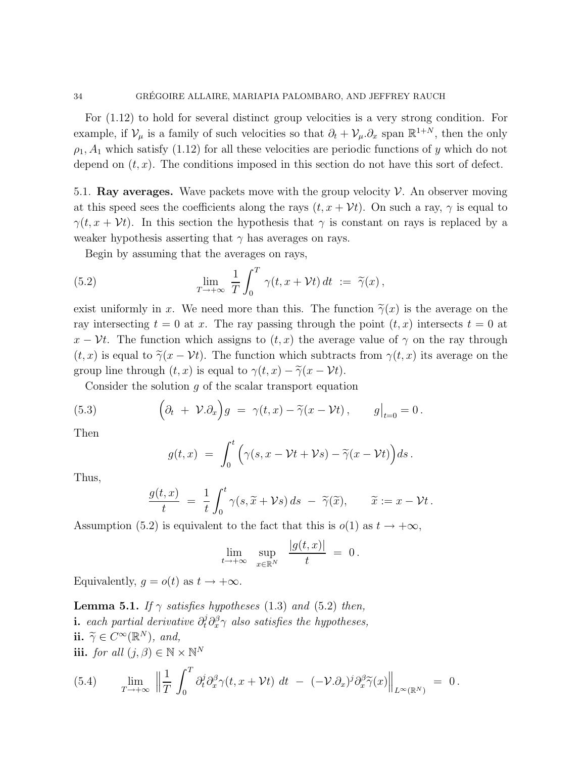For (1.12) to hold for several distinct group velocities is a very strong condition. For example, if $\mathcal{V}_\mu$ is a family of such velocities so that $\partial_t + \mathcal{V}_\mu.\partial_x$ span $\mathbb{R}^{1+N}$, then the only $\rho_1, A_1$ which satisfy (1.12) for all these velocities are periodic functions of $y$ which do not depend on $(t,x)$. The conditions imposed in this section do not have this sort of defect.

### 5.1. Ray averages.

Wave packets move with the group velocity $\mathcal{V}$. An observer moving at this speed sees the coefficients along the rays $(t, x + \mathcal{V}t)$. On such a ray, $\gamma$ is equal to $\gamma(t, x + \mathcal{V}t)$. In this section the hypothesis that $\gamma$ is constant on rays is replaced by a weaker hypothesis asserting that $\gamma$ has averages on rays.

Begin by assuming that the averages on rays,

$$\lim_{T\to+\infty} \frac{1}{T}\int_0^T \gamma(t, x+\mathcal{V}t)\, dt \ := \ \widetilde{\gamma}(x)\,, \tag{5.2}$$

exist uniformly in $x$. We need more than this. The function $\widetilde{\gamma}(x)$ is the average on the ray intersecting $t = 0$ at $x$. The ray passing through the point $(t,x)$ intersects $t = 0$ at $x - \mathcal{V}t$. The function which assigns to $(t,x)$ the average value of $\gamma$ on the ray through $(t,x)$ is equal to $\widetilde{\gamma}(x - \mathcal{V}t)$. The function which subtracts from $\gamma(t,x)$ its average on the group line through $(t,x)$ is equal to $\gamma(t,x) - \widetilde{\gamma}(x - \mathcal{V}t)$.

Consider the solution $g$ of the scalar transport equation

$$\Big(\partial_t \ + \ \mathcal{V}.\partial_x\Big) g \ = \ \gamma(t,x) - \widetilde{\gamma}(x - \mathcal{V}t)\,, \qquad g\big|_{t=0} = 0\,. \tag{5.3}$$

Then

$$g(t,x) \ = \ \int_0^t \Big(\gamma(s, x - \mathcal{V}t + \mathcal{V}s) - \widetilde{\gamma}(x - \mathcal{V}t)\Big) ds\,.$$

Thus,

$$\frac{g(t,x)}{t} \ = \ \frac{1}{t}\int_0^t \gamma(s, \widetilde{x} + \mathcal{V}s)\, ds \ - \ \widetilde{\gamma}(\widetilde{x}), \qquad \widetilde{x} := x - \mathcal{V}t\,.$$

Assumption (5.2) is equivalent to the fact that this is $o(1)$ as $t \to +\infty$,

$$\lim_{t\to+\infty} \ \sup_{x\in\mathbb{R}^N} \ \frac{|g(t,x)|}{t} \ = \ 0\,.$$

Equivalently, $g = o(t)$ as $t \to +\infty$.

**Lemma 5.1.** *If $\gamma$ satisfies hypotheses* (1.3) *and* (5.2) *then,*
**i.** *each partial derivative $\partial_t^j \partial_x^\beta \gamma$ also satisfies the hypotheses,*
**ii.** *$\widetilde{\gamma} \in C^\infty(\mathbb{R}^N)$, and,*
**iii.** *for all $(j, \beta) \in \mathbb{N} \times \mathbb{N}^N$*

$$\lim_{T\to+\infty} \ \Big\| \frac{1}{T}\int_0^T \partial_t^j \partial_x^\beta \gamma(t, x + \mathcal{V}t)\ dt \ - \ (-\mathcal{V}.\partial_x)^j \partial_x^\beta \widetilde{\gamma}(x) \Big\|_{L^\infty(\mathbb{R}^N)} \ = \ 0\,. \tag{5.4}$$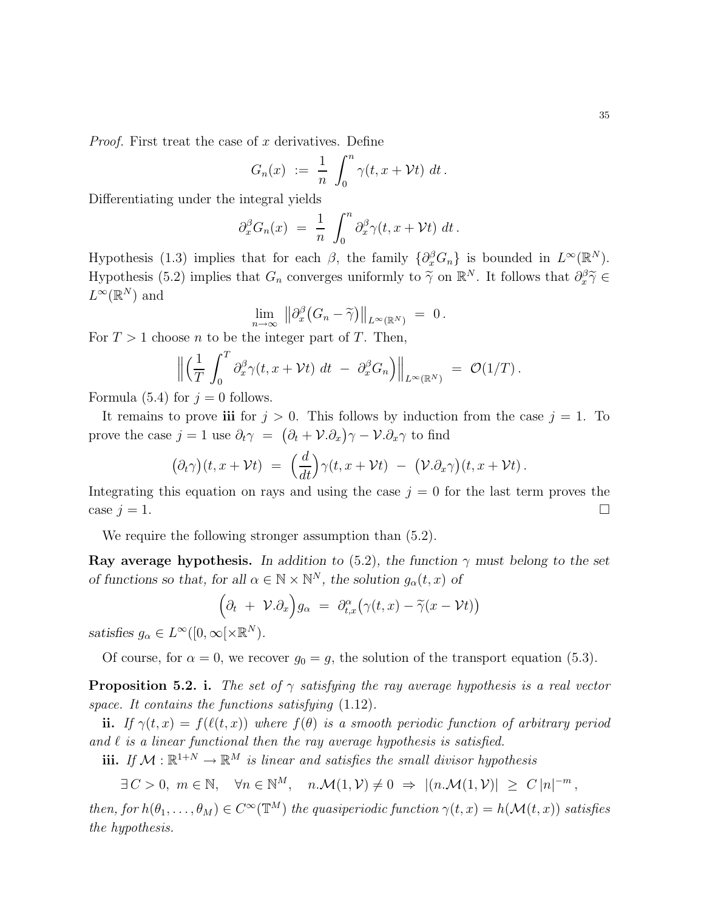*Proof.* First treat the case of $x$ derivatives. Define

$$G_n(x) \ := \ \frac{1}{n} \int_0^n \gamma(t, x + \mathcal{V}t) \ dt \,.$$

Differentiating under the integral yields

$$\partial_x^\beta G_n(x) \ = \ \frac{1}{n} \int_0^n \partial_x^\beta \gamma(t, x + \mathcal{V}t) \ dt \,.$$

Hypothesis (1.3) implies that for each $\beta$, the family $\{\partial_x^\beta G_n\}$ is bounded in $L^\infty(\mathbb{R}^N)$. Hypothesis (5.2) implies that $G_n$ converges uniformly to $\widetilde{\gamma}$ on $\mathbb{R}^N$. It follows that $\partial_x^\beta \widetilde{\gamma} \in L^\infty(\mathbb{R}^N)$ and

$$\lim_{n\to\infty} \ \big\| \partial_x^\beta \big( G_n - \widetilde{\gamma} \big) \big\|_{L^\infty(\mathbb{R}^N)} \ = \ 0 \,.$$

For $T > 1$ choose $n$ to be the integer part of $T$. Then,

$$\Big\| \Big( \frac{1}{T} \int_0^T \partial_x^\beta \gamma(t, x + \mathcal{V}t) \ dt \ - \ \partial_x^\beta G_n \Big) \Big\|_{L^\infty(\mathbb{R}^N)} \ = \ \mathcal{O}(1/T) \,.$$

Formula (5.4) for $j = 0$ follows.

It remains to prove **iii** for $j > 0$. This follows by induction from the case $j = 1$. To prove the case $j = 1$ use $\partial_t \gamma \ = \ \big(\partial_t + \mathcal{V}.\partial_x\big)\gamma - \mathcal{V}.\partial_x \gamma$ to find

$$\big(\partial_t \gamma\big)(t, x + \mathcal{V}t) \ = \ \Big(\frac{d}{dt}\Big) \gamma(t, x + \mathcal{V}t) \ - \ \big(\mathcal{V}.\partial_x \gamma\big)(t, x + \mathcal{V}t) \,.$$

Integrating this equation on rays and using the case $j = 0$ for the last term proves the case $j = 1$. $\square$

We require the following stronger assumption than (5.2).

**Ray average hypothesis.** *In addition to* (5.2)*, the function $\gamma$ must belong to the set of functions so that, for all $\alpha \in \mathbb{N} \times \mathbb{N}^N$, the solution $g_\alpha(t,x)$ of*

$$\Big( \partial_t \ + \ \mathcal{V}.\partial_x \Big) g_\alpha \ = \ \partial_{t,x}^\alpha \big( \gamma(t,x) - \widetilde{\gamma}(x - \mathcal{V}t) \big)$$

*satisfies $g_\alpha \in L^\infty([0, \infty[ \times \mathbb{R}^N)$.*

Of course, for $\alpha = 0$, we recover $g_0 = g$, the solution of the transport equation (5.3).

**Proposition 5.2. i.** *The set of $\gamma$ satisfying the ray average hypothesis is a real vector space. It contains the functions satisfying* (1.12)*.*

**ii.** *If $\gamma(t,x) = f(\ell(t,x))$ where $f(\theta)$ is a smooth periodic function of arbitrary period and $\ell$ is a linear functional then the ray average hypothesis is satisfied.*

**iii.** *If $\mathcal{M} : \mathbb{R}^{1+N} \to \mathbb{R}^M$ is linear and satisfies the small divisor hypothesis*

$$\exists\, C > 0, \ m \in \mathbb{N}, \quad \forall n \in \mathbb{N}^M, \quad n.\mathcal{M}(1, \mathcal{V}) \neq 0 \ \Rightarrow \ |(n.\mathcal{M}(1, \mathcal{V})| \ \geq \ C\, |n|^{-m} \,,$$

*then, for $h(\theta_1, \ldots, \theta_M) \in C^\infty(\mathbb{T}^M)$ the quasiperiodic function $\gamma(t,x) = h(\mathcal{M}(t,x))$ satisfies the hypothesis.*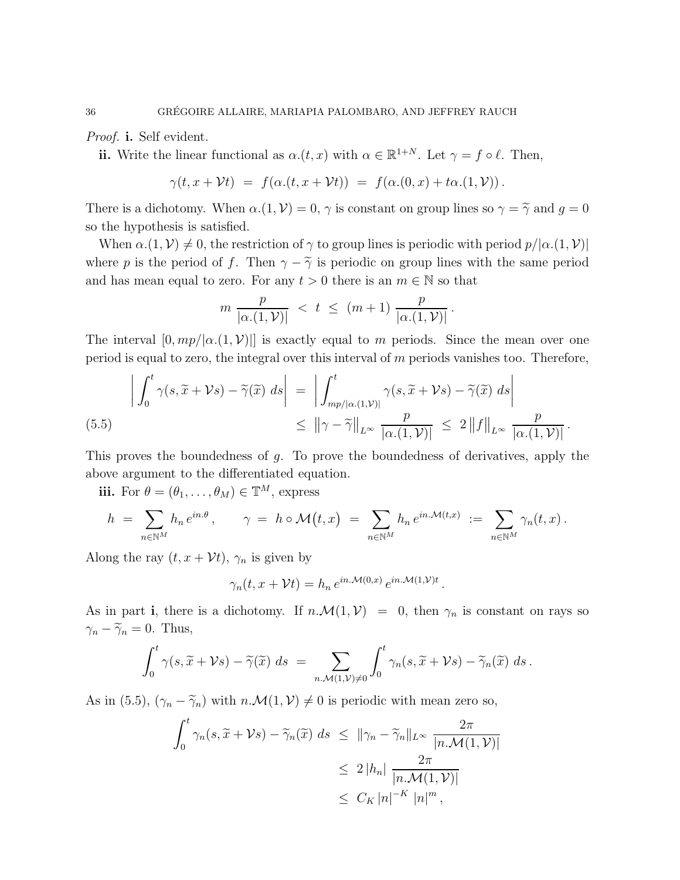*Proof.* **i.** Self evident.

**ii.** Write the linear functional as $\alpha.(t,x)$ with $\alpha \in \mathbb{R}^{1+N}$. Let $\gamma = f \circ \ell$. Then,

$$\gamma(t, x + \mathcal{V}t) \;=\; f(\alpha.(t, x+\mathcal{V}t)) \;=\; f(\alpha.(0,x) + t\alpha.(1,\mathcal{V}))\,.$$

There is a dichotomy. When $\alpha.(1,\mathcal{V}) = 0$, $\gamma$ is constant on group lines so $\gamma = \widetilde{\gamma}$ and $g = 0$ so the hypothesis is satisfied.

When $\alpha.(1,\mathcal{V}) \neq 0$, the restriction of $\gamma$ to group lines is periodic with period $p/|\alpha.(1,\mathcal{V})|$ where $p$ is the period of $f$. Then $\gamma - \widetilde{\gamma}$ is periodic on group lines with the same period and has mean equal to zero. For any $t > 0$ there is an $m \in \mathbb{N}$ so that

$$m\,\frac{p}{|\alpha.(1,\mathcal{V})|} \;<\; t \;\leq\; (m+1)\,\frac{p}{|\alpha.(1,\mathcal{V})|}\,.$$

The interval $[0, mp/|\alpha.(1,\mathcal{V})|]$ is exactly equal to $m$ periods. Since the mean over one period is equal to zero, the integral over this interval of $m$ periods vanishes too. Therefore,

$$\begin{aligned}
\left| \int_0^t \gamma(s, \widetilde{x} + \mathcal{V}s) - \widetilde{\gamma}(\widetilde{x})\; ds \right| \;&=\; \left| \int_{mp/|\alpha.(1,\mathcal{V})|}^t \gamma(s, \widetilde{x} + \mathcal{V}s) - \widetilde{\gamma}(\widetilde{x})\; ds \right| \\
&\leq\; \big\|\gamma - \widetilde{\gamma}\big\|_{L^\infty}\, \frac{p}{|\alpha.(1,\mathcal{V})|} \;\leq\; 2\,\big\|f\big\|_{L^\infty}\, \frac{p}{|\alpha.(1,\mathcal{V})|}\,.
\end{aligned} \tag{5.5}$$

This proves the boundedness of $g$. To prove the boundedness of derivatives, apply the above argument to the differentiated equation.

**iii.** For $\theta = (\theta_1, \ldots, \theta_M) \in \mathbb{T}^M$, express

$$h \;=\; \sum_{n \in \mathbb{N}^M} h_n\, e^{in.\theta}\,, \qquad \gamma \;=\; h \circ \mathcal{M}\big(t,x\big) \;=\; \sum_{n\in\mathbb{N}^M} h_n\, e^{in.\mathcal{M}(t,x)} \;:=\; \sum_{n \in \mathbb{N}^M} \gamma_n(t,x)\,.$$

Along the ray $(t, x+\mathcal{V}t)$, $\gamma_n$ is given by

$$\gamma_n(t, x+\mathcal{V}t) = h_n\, e^{in.\mathcal{M}(0,x)}\, e^{in.\mathcal{M}(1,\mathcal{V})t}\,.$$

As in part **i**, there is a dichotomy. If $n.\mathcal{M}(1,\mathcal{V}) \;=\; 0$, then $\gamma_n$ is constant on rays so $\gamma_n - \widetilde{\gamma}_n = 0$. Thus,

$$\int_0^t \gamma(s, \widetilde{x} + \mathcal{V}s) - \widetilde{\gamma}(\widetilde{x})\; ds \;=\; \sum_{n.\mathcal{M}(1,\mathcal{V}) \neq 0} \int_0^t \gamma_n(s, \widetilde{x}+\mathcal{V}s) - \widetilde{\gamma}_n(\widetilde{x})\; ds\,.$$

As in (5.5), $(\gamma_n - \widetilde{\gamma}_n)$ with $n.\mathcal{M}(1,\mathcal{V}) \neq 0$ is periodic with mean zero so,

$$\begin{aligned}
\int_0^t \gamma_n(s, \widetilde{x} + \mathcal{V}s) - \widetilde{\gamma}_n(\widetilde{x})\; ds \;&\leq\; \|\gamma_n - \widetilde{\gamma}_n\|_{L^\infty}\, \frac{2\pi}{|n.\mathcal{M}(1,\mathcal{V})|} \\
&\leq\; 2\,|h_n|\, \frac{2\pi}{|n.\mathcal{M}(1,\mathcal{V})|} \\
&\leq\; C_K\, |n|^{-K}\, |n|^m\,,
\end{aligned}$$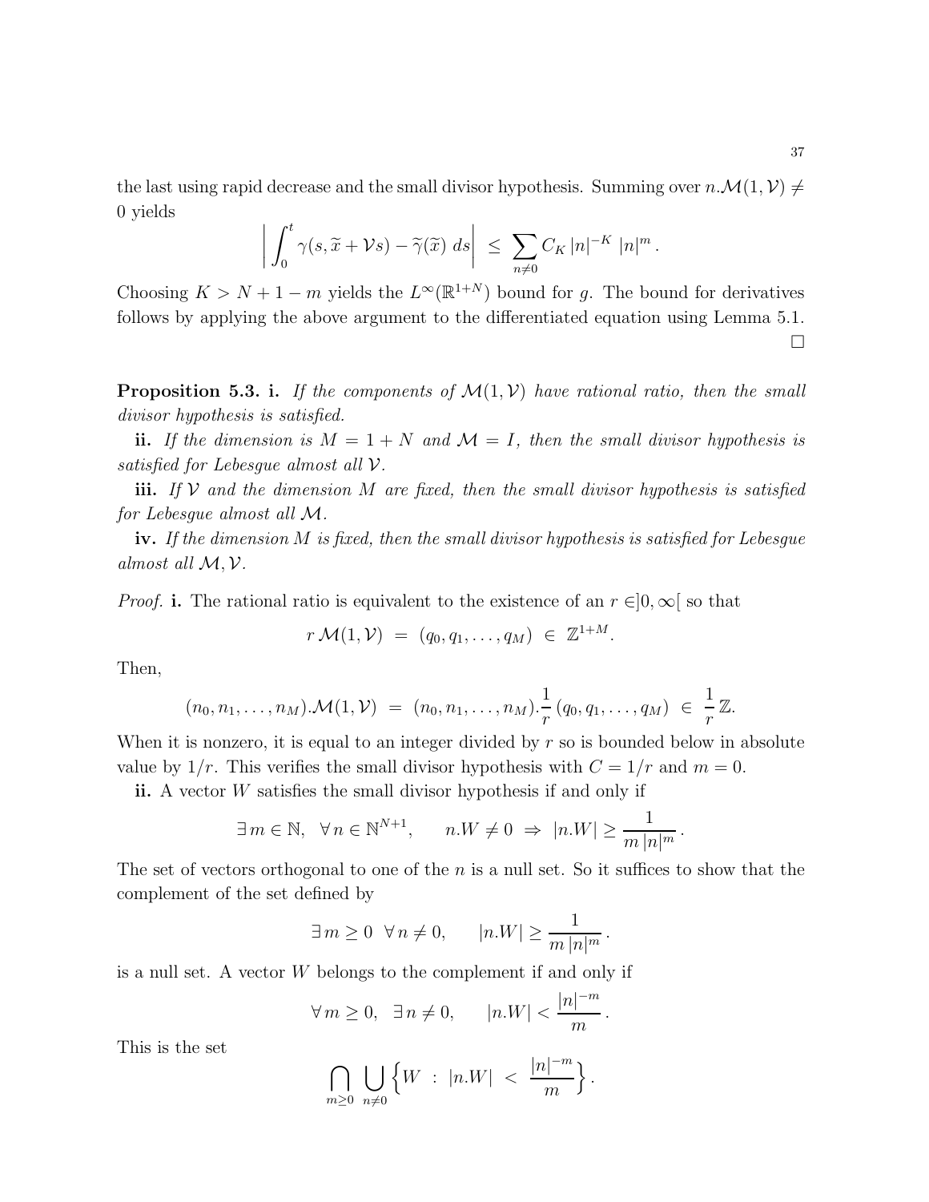the last using rapid decrease and the small divisor hypothesis. Summing over $n.\mathcal{M}(1,\mathcal{V}) \neq 0$ yields

$$\left| \int_0^t \gamma(s, \widetilde{x} + \mathcal{V}s) - \widetilde{\gamma}(\widetilde{x})\ ds \right| \ \leq\ \sum_{n \neq 0} C_K\, |n|^{-K}\ |n|^m\,.$$

Choosing $K > N + 1 - m$ yields the $L^\infty(\mathbb{R}^{1+N})$ bound for $g$. The bound for derivatives follows by applying the above argument to the differentiated equation using Lemma 5.1. $\square$

**Proposition 5.3. i.** *If the components of $\mathcal{M}(1,\mathcal{V})$ have rational ratio, then the small divisor hypothesis is satisfied.*

**ii.** *If the dimension is $M = 1 + N$ and $\mathcal{M} = I$, then the small divisor hypothesis is satisfied for Lebesgue almost all $\mathcal{V}$.*

**iii.** *If $\mathcal{V}$ and the dimension $M$ are fixed, then the small divisor hypothesis is satisfied for Lebesgue almost all $\mathcal{M}$.*

**iv.** *If the dimension $M$ is fixed, then the small divisor hypothesis is satisfied for Lebesgue almost all $\mathcal{M}, \mathcal{V}$.*

*Proof.* **i.** The rational ratio is equivalent to the existence of an $r \in ]0, \infty[$ so that

$$r\, \mathcal{M}(1,\mathcal{V})\ =\ (q_0, q_1, \ldots, q_M)\ \in\ \mathbb{Z}^{1+M}.$$

Then,

$$(n_0, n_1, \ldots, n_M).\mathcal{M}(1,\mathcal{V})\ =\ (n_0, n_1, \ldots, n_M).\frac{1}{r}\,(q_0, q_1, \ldots, q_M)\ \in\ \frac{1}{r}\,\mathbb{Z}.$$

When it is nonzero, it is equal to an integer divided by $r$ so is bounded below in absolute value by $1/r$. This verifies the small divisor hypothesis with $C = 1/r$ and $m = 0$.

**ii.** A vector $W$ satisfies the small divisor hypothesis if and only if

$$\exists\, m \in \mathbb{N},\ \ \forall\, n \in \mathbb{N}^{N+1}, \qquad n.W \neq 0\ \Rightarrow\ |n.W| \geq \frac{1}{m\,|n|^m}\,.$$

The set of vectors orthogonal to one of the $n$ is a null set. So it suffices to show that the complement of the set defined by

$$\exists\, m \geq 0\ \ \forall\, n \neq 0, \qquad |n.W| \geq \frac{1}{m\,|n|^m}\,.$$

is a null set. A vector $W$ belongs to the complement if and only if

$$\forall\, m \geq 0,\ \ \exists\, n \neq 0, \qquad |n.W| < \frac{|n|^{-m}}{m}\,.$$

This is the set

$$\bigcap_{m \geq 0}\ \bigcup_{n \neq 0} \Big\{ W\ :\ |n.W|\ <\ \frac{|n|^{-m}}{m} \Big\}\,.$$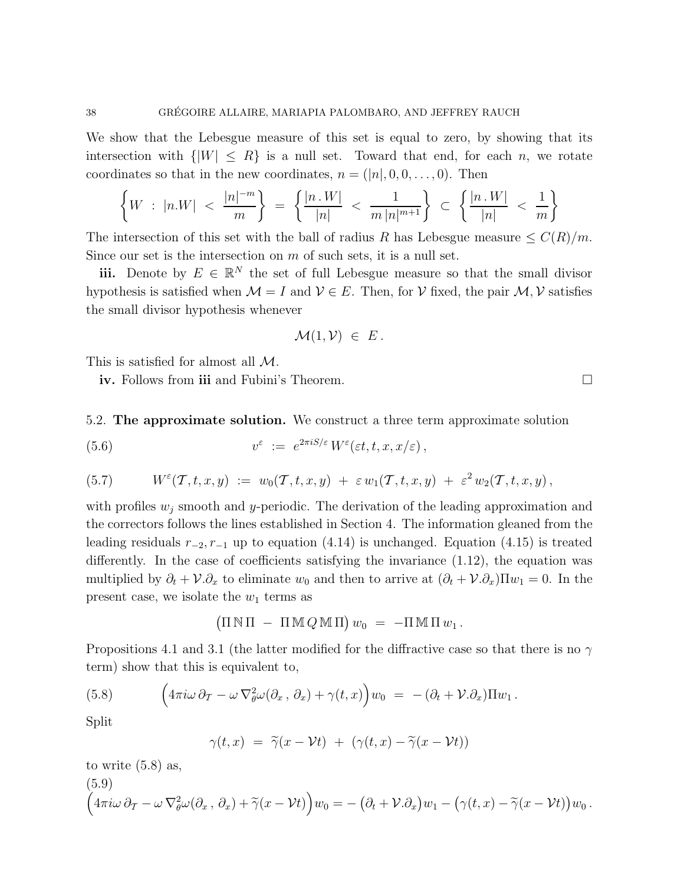We show that the Lebesgue measure of this set is equal to zero, by showing that its intersection with $\{|W| \le R\}$ is a null set. Toward that end, for each $n$, we rotate coordinates so that in the new coordinates, $n = (|n|, 0, 0, \ldots, 0)$. Then

$$
\left\{ W \ : \ |n.W| \ < \ \frac{|n|^{-m}}{m} \right\} \ = \ \left\{ \frac{|n \,.\, W|}{|n|} \ < \ \frac{1}{m\,|n|^{m+1}} \right\} \ \subset \ \left\{ \frac{|n \,.\, W|}{|n|} \ < \ \frac{1}{m} \right\}
$$

The intersection of this set with the ball of radius $R$ has Lebesgue measure $\le C(R)/m$. Since our set is the intersection on $m$ of such sets, it is a null set.

**iii.** Denote by $E \in \mathbb{R}^N$ the set of full Lebesgue measure so that the small divisor hypothesis is satisfied when $\mathcal{M} = I$ and $\mathcal{V} \in E$. Then, for $\mathcal{V}$ fixed, the pair $\mathcal{M}, \mathcal{V}$ satisfies the small divisor hypothesis whenever

$$
\mathcal{M}(1, \mathcal{V}) \ \in \ E\,.
$$

This is satisfied for almost all $\mathcal{M}$.

**iv.** Follows from **iii** and Fubini's Theorem. $\square$

5.2. **The approximate solution.** We construct a three term approximate solution

$$
v^\varepsilon \ := \ e^{2\pi i S/\varepsilon}\, W^\varepsilon(\varepsilon t, t, x, x/\varepsilon)\,, \tag{5.6}
$$

$$
W^\varepsilon(\mathcal{T}, t, x, y) \ := \ w_0(\mathcal{T}, t, x, y) \ + \ \varepsilon\, w_1(\mathcal{T}, t, x, y) \ + \ \varepsilon^2\, w_2(\mathcal{T}, t, x, y)\,, \tag{5.7}
$$

with profiles $w_j$ smooth and $y$-periodic. The derivation of the leading approximation and the correctors follows the lines established in Section 4. The information gleaned from the leading residuals $r_{-2}, r_{-1}$ up to equation (4.14) is unchanged. Equation (4.15) is treated differently. In the case of coefficients satisfying the invariance (1.12), the equation was multiplied by $\partial_t + \mathcal{V}.\partial_x$ to eliminate $w_0$ and then to arrive at $(\partial_t + \mathcal{V}.\partial_x)\Pi w_1 = 0$. In the present case, we isolate the $w_1$ terms as

$$
\big(\Pi\, \mathbb{N}\, \Pi \ - \ \Pi\, \mathbb{M}\, Q\, \mathbb{M}\, \Pi\big)\, w_0 \ = \ -\Pi\, \mathbb{M}\, \Pi\, w_1\,.
$$

Propositions 4.1 and 3.1 (the latter modified for the diffractive case so that there is no $\gamma$ term) show that this is equivalent to,

$$
\Big(4\pi i \omega\, \partial_{\mathcal{T}} - \omega\, \nabla^2_\theta \omega(\partial_x\,,\, \partial_x) + \gamma(t, x)\Big) w_0 \ = \ -\,(\partial_t + \mathcal{V}.\partial_x)\Pi w_1\,. \tag{5.8}
$$

Split

$$
\gamma(t, x) \ = \ \widetilde{\gamma}(x - \mathcal{V}t) \ + \ (\gamma(t, x) - \widetilde{\gamma}(x - \mathcal{V}t))
$$

to write (5.8) as,

$$
\Big(4\pi i \omega\, \partial_{\mathcal{T}} - \omega\, \nabla^2_\theta \omega(\partial_x\,,\, \partial_x) + \widetilde{\gamma}(x - \mathcal{V}t)\Big) w_0 = -\big(\partial_t + \mathcal{V}.\partial_x\big) w_1 - \big(\gamma(t, x) - \widetilde{\gamma}(x - \mathcal{V}t)\big) w_0\,. \tag{5.9}
$$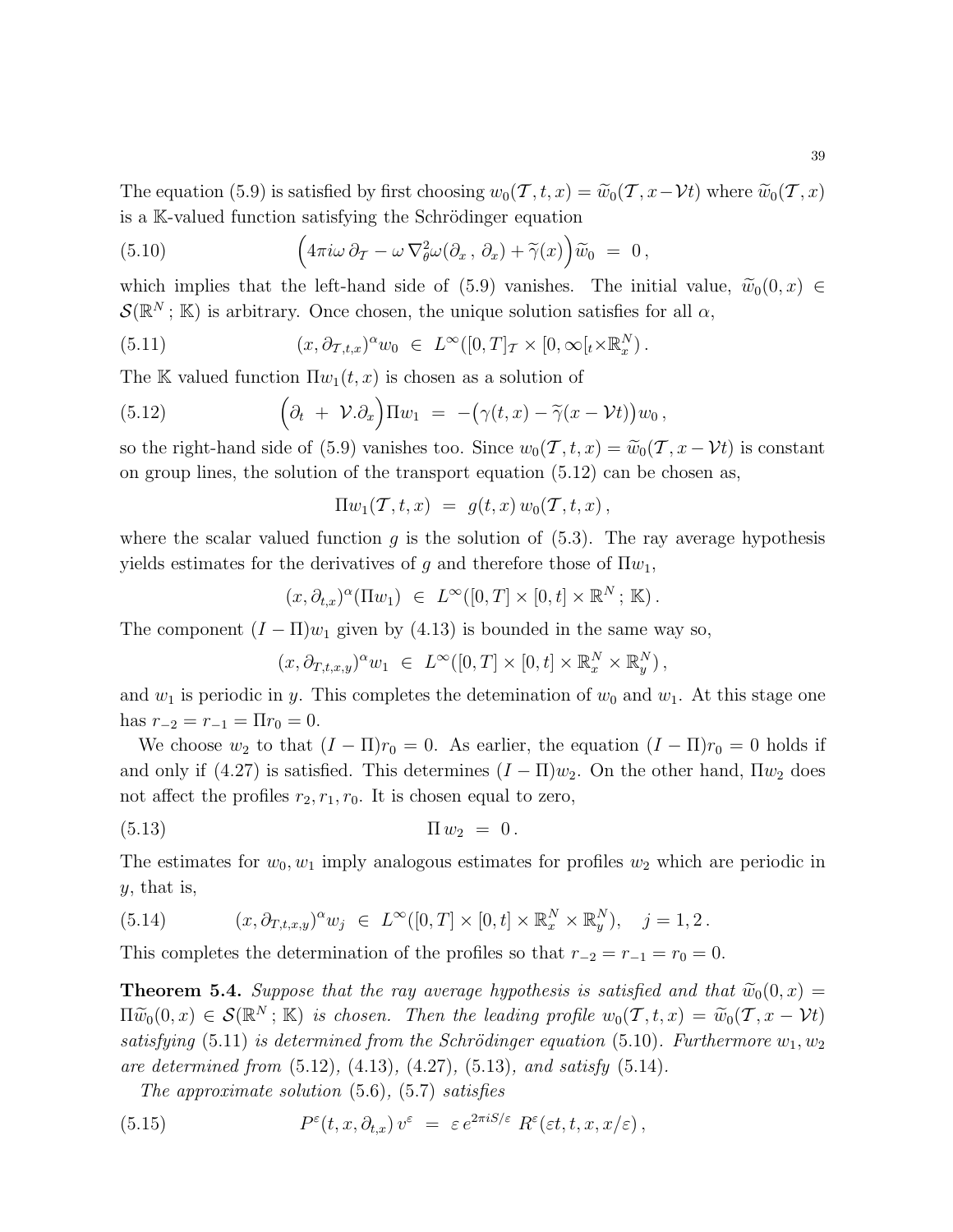The equation (5.9) is satisfied by first choosing $w_0(\mathcal{T},t,x) = \widetilde{w}_0(\mathcal{T}, x-\mathcal{V}t)$ where $\widetilde{w}_0(\mathcal{T},x)$ is a $\mathbb{K}$-valued function satisfying the Schrödinger equation

$$
\Big(4\pi i\omega\, \partial_{\mathcal{T}} - \omega\, \nabla_\theta^2 \omega(\partial_x\,,\, \partial_x) + \widetilde{\gamma}(x)\Big)\widetilde{w}_0 \;=\; 0\,, \tag{5.10}
$$

which implies that the left-hand side of (5.9) vanishes. The initial value, $\widetilde{w}_0(0,x) \in \mathcal{S}(\mathbb{R}^N\,;\,\mathbb{K})$ is arbitrary. Once chosen, the unique solution satisfies for all $\alpha$,

$$
(x, \partial_{\mathcal{T},t,x})^\alpha w_0 \;\in\; L^\infty([0,T]_{\mathcal{T}} \times [0,\infty[_t \times \mathbb{R}^N_x)\,. \tag{5.11}
$$

The $\mathbb{K}$ valued function $\Pi w_1(t,x)$ is chosen as a solution of

$$
\Big(\partial_t \;+\; \mathcal{V}.\partial_x\Big)\Pi w_1 \;=\; -\big(\gamma(t,x) - \widetilde{\gamma}(x-\mathcal{V}t)\big)\, w_0\,, \tag{5.12}
$$

so the right-hand side of (5.9) vanishes too. Since $w_0(\mathcal{T},t,x) = \widetilde{w}_0(\mathcal{T}, x-\mathcal{V}t)$ is constant on group lines, the solution of the transport equation (5.12) can be chosen as,

$$
\Pi w_1(\mathcal{T},t,x) \;=\; g(t,x)\, w_0(\mathcal{T},t,x)\,,
$$

where the scalar valued function $g$ is the solution of (5.3). The ray average hypothesis yields estimates for the derivatives of $g$ and therefore those of $\Pi w_1$,

$$
(x, \partial_{t,x})^\alpha (\Pi w_1) \;\in\; L^\infty([0,T] \times [0,t] \times \mathbb{R}^N\,;\, \mathbb{K})\,.
$$

The component $(I-\Pi)w_1$ given by (4.13) is bounded in the same way so,

$$
(x, \partial_{T,t,x,y})^\alpha w_1 \;\in\; L^\infty([0,T] \times [0,t] \times \mathbb{R}^N_x \times \mathbb{R}^N_y)\,,
$$

and $w_1$ is periodic in $y$. This completes the detemination of $w_0$ and $w_1$. At this stage one has $r_{-2} = r_{-1} = \Pi r_0 = 0$.

We choose $w_2$ to that $(I-\Pi)r_0 = 0$. As earlier, the equation $(I-\Pi)r_0 = 0$ holds if and only if (4.27) is satisfied. This determines $(I-\Pi)w_2$. On the other hand, $\Pi w_2$ does not affect the profiles $r_2, r_1, r_0$. It is chosen equal to zero,

$$
\Pi\, w_2 \;=\; 0\,. \tag{5.13}
$$

The estimates for $w_0, w_1$ imply analogous estimates for profiles $w_2$ which are periodic in $y$, that is,

$$
(x, \partial_{T,t,x,y})^\alpha w_j \;\in\; L^\infty([0,T] \times [0,t] \times \mathbb{R}^N_x \times \mathbb{R}^N_y), \quad j = 1,2\,. \tag{5.14}
$$

This completes the determination of the profiles so that $r_{-2} = r_{-1} = r_0 = 0$.

**Theorem 5.4.** *Suppose that the ray average hypothesis is satisfied and that* $\widetilde{w}_0(0,x) = \Pi\widetilde{w}_0(0,x) \in \mathcal{S}(\mathbb{R}^N\,;\,\mathbb{K})$ *is chosen. Then the leading profile* $w_0(\mathcal{T},t,x) = \widetilde{w}_0(\mathcal{T}, x-\mathcal{V}t)$ *satisfying* (5.11) *is determined from the Schrödinger equation* (5.10)*. Furthermore* $w_1, w_2$ *are determined from* (5.12)*,* (4.13)*,* (4.27)*,* (5.13)*, and satisfy* (5.14)*.*

*The approximate solution* (5.6)*,* (5.7) *satisfies*

$$
P^\varepsilon(t,x,\partial_{t,x})\, v^\varepsilon \;=\; \varepsilon\, e^{2\pi i S/\varepsilon}\; R^\varepsilon(\varepsilon t, t, x, x/\varepsilon)\,, \tag{5.15}
$$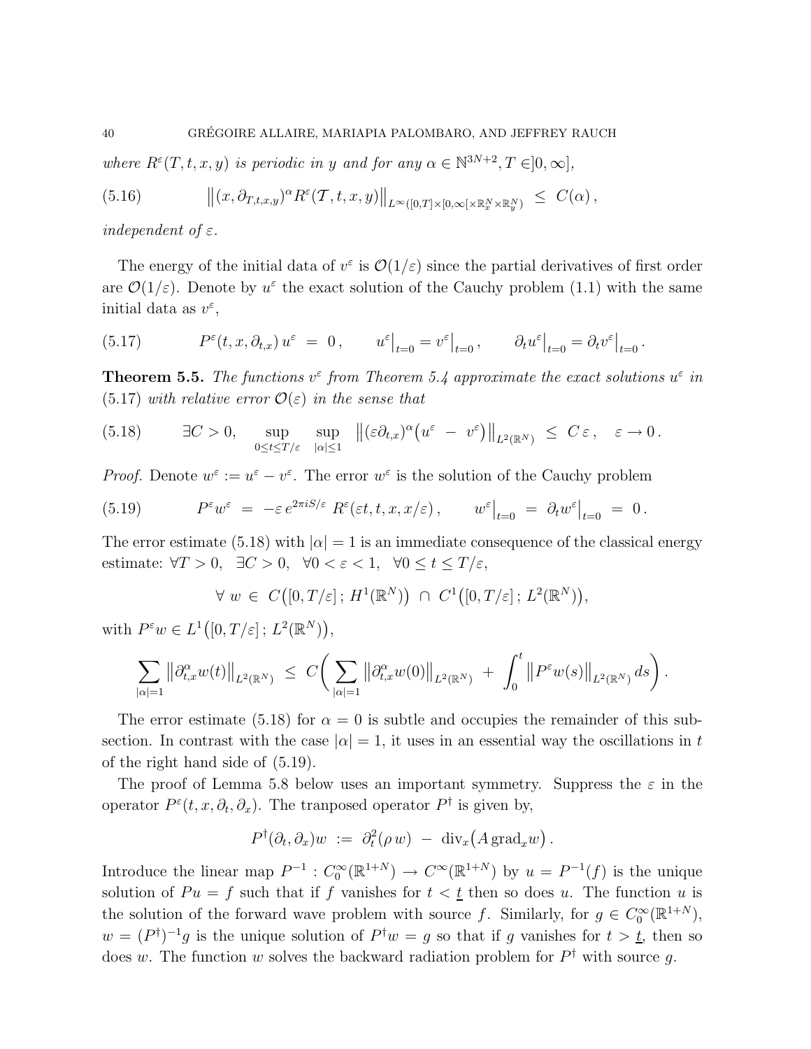*where $R^\varepsilon(T,t,x,y)$ is periodic in $y$ and for any $\alpha \in \mathbb{N}^{3N+2}, T \in ]0,\infty]$,*

$$
\big\| (x, \partial_{T,t,x,y})^\alpha R^\varepsilon(\mathcal{T}, t, x, y) \big\|_{L^\infty([0,T]\times[0,\infty[\times\mathbb{R}^N_x\times\mathbb{R}^N_y)} \;\le\; C(\alpha)\,, \tag{5.16}
$$

*independent of $\varepsilon$.*

The energy of the initial data of $v^\varepsilon$ is $\mathcal{O}(1/\varepsilon)$ since the partial derivatives of first order are $\mathcal{O}(1/\varepsilon)$. Denote by $u^\varepsilon$ the exact solution of the Cauchy problem (1.1) with the same initial data as $v^\varepsilon$,

$$
P^\varepsilon(t,x,\partial_{t,x})\, u^\varepsilon \;=\; 0\,, \qquad u^\varepsilon\big|_{t=0} = v^\varepsilon\big|_{t=0}\,, \qquad \partial_t u^\varepsilon\big|_{t=0} = \partial_t v^\varepsilon\big|_{t=0}\,. \tag{5.17}
$$

**Theorem 5.5.** *The functions $v^\varepsilon$ from Theorem 5.4 approximate the exact solutions $u^\varepsilon$ in (5.17) with relative error $\mathcal{O}(\varepsilon)$ in the sense that*

$$
\exists C>0, \quad \sup_{0\le t\le T/\varepsilon}\ \sup_{|\alpha|\le 1}\ \big\| (\varepsilon\partial_{t,x})^\alpha \big(u^\varepsilon \;-\; v^\varepsilon\big)\big\|_{L^2(\mathbb{R}^N)} \;\le\; C\,\varepsilon\,, \quad \varepsilon\to 0\,. \tag{5.18}
$$

*Proof.* Denote $w^\varepsilon := u^\varepsilon - v^\varepsilon$. The error $w^\varepsilon$ is the solution of the Cauchy problem

$$
P^\varepsilon w^\varepsilon \;=\; -\varepsilon\, e^{2\pi i S/\varepsilon}\, R^\varepsilon(\varepsilon t, t, x, x/\varepsilon)\,, \qquad w^\varepsilon\big|_{t=0} \;=\; \partial_t w^\varepsilon\big|_{t=0} \;=\; 0\,. \tag{5.19}
$$

The error estimate (5.18) with $|\alpha|=1$ is an immediate consequence of the classical energy estimate: $\forall T>0,\ \ \exists C>0,\ \ \forall 0<\varepsilon<1,\ \ \forall 0\le t\le T/\varepsilon$,

$$
\forall\ w\ \in\ C\big([0,T/\varepsilon]\,;\,H^1(\mathbb{R}^N)\big)\ \cap\ C^1\big([0,T/\varepsilon]\,;\,L^2(\mathbb{R}^N)\big),
$$

with $P^\varepsilon w \in L^1\big([0,T/\varepsilon]\,;\,L^2(\mathbb{R}^N)\big)$,

$$
\sum_{|\alpha|=1} \big\|\partial^\alpha_{t,x} w(t)\big\|_{L^2(\mathbb{R}^N)} \;\le\; C\bigg( \sum_{|\alpha|=1} \big\|\partial^\alpha_{t,x} w(0)\big\|_{L^2(\mathbb{R}^N)} \;+\; \int_0^t \big\|P^\varepsilon w(s)\big\|_{L^2(\mathbb{R}^N)}\, ds \bigg)\,.
$$

The error estimate (5.18) for $\alpha=0$ is subtle and occupies the remainder of this subsection. In contrast with the case $|\alpha|=1$, it uses in an essential way the oscillations in $t$ of the right hand side of (5.19).

The proof of Lemma 5.8 below uses an important symmetry. Suppress the $\varepsilon$ in the operator $P^\varepsilon(t,x,\partial_t,\partial_x)$. The tranposed operator $P^\dagger$ is given by,

$$
P^\dagger(\partial_t,\partial_x) w \;:=\; \partial_t^2(\rho\, w) \;-\; \mathrm{div}_x\big(A\,\mathrm{grad}_x w\big)\,.
$$

Introduce the linear map $P^{-1} : C_0^\infty(\mathbb{R}^{1+N}) \to C^\infty(\mathbb{R}^{1+N})$ by $u = P^{-1}(f)$ is the unique solution of $Pu=f$ such that if $f$ vanishes for $t<\underline{t}$ then so does $u$. The function $u$ is the solution of the forward wave problem with source $f$. Similarly, for $g \in C_0^\infty(\mathbb{R}^{1+N})$, $w = (P^\dagger)^{-1} g$ is the unique solution of $P^\dagger w = g$ so that if $g$ vanishes for $t>\underline{t}$, then so does $w$. The function $w$ solves the backward radiation problem for $P^\dagger$ with source $g$.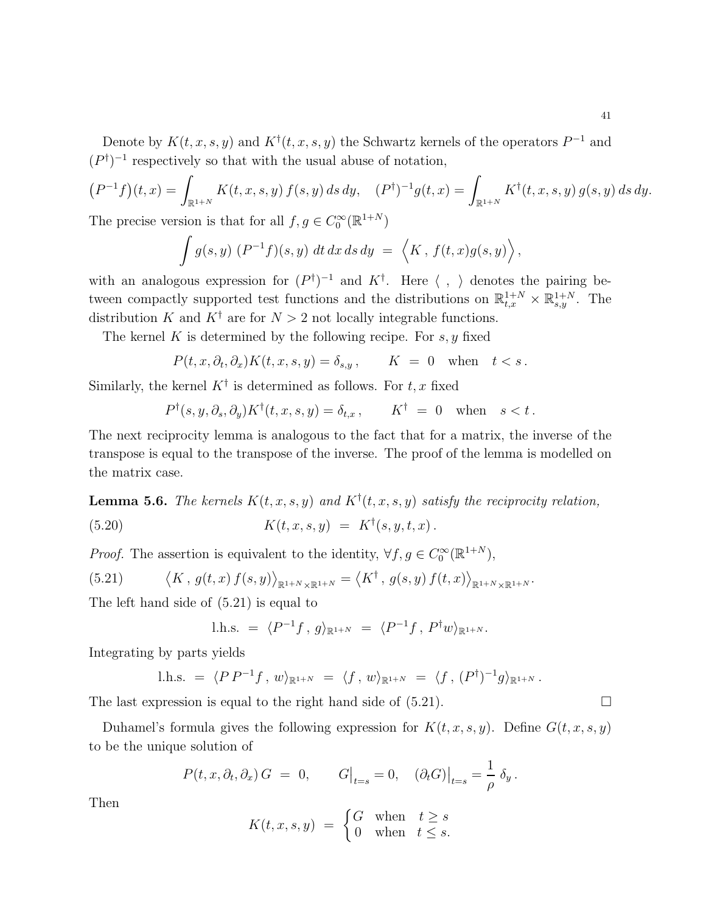Denote by $K(t,x,s,y)$ and $K^\dagger(t,x,s,y)$ the Schwartz kernels of the operators $P^{-1}$ and $(P^\dagger)^{-1}$ respectively so that with the usual abuse of notation,

$$
\big(P^{-1}f\big)(t,x) = \int_{\mathbb{R}^{1+N}} K(t,x,s,y)\, f(s,y)\, ds\, dy, \quad (P^\dagger)^{-1}g(t,x) = \int_{\mathbb{R}^{1+N}} K^\dagger(t,x,s,y)\, g(s,y)\, ds\, dy.
$$

The precise version is that for all $f,g \in C_0^\infty(\mathbb{R}^{1+N})$

$$
\int g(s,y)\ (P^{-1}f)(s,y)\ dt\, dx\, ds\, dy \ = \ \Big\langle K\,,\, f(t,x)g(s,y)\Big\rangle,
$$

with an analogous expression for $(P^\dagger)^{-1}$ and $K^\dagger$. Here $\langle\ ,\ \rangle$ denotes the pairing between compactly supported test functions and the distributions on $\mathbb{R}^{1+N}_{t,x} \times \mathbb{R}^{1+N}_{s,y}$. The distribution $K$ and $K^\dagger$ are for $N>2$ not locally integrable functions.

The kernel $K$ is determined by the following recipe. For $s,y$ fixed

$$
P(t,x,\partial_t,\partial_x)K(t,x,s,y) = \delta_{s,y}\,, \qquad K \ = \ 0 \quad \text{when} \quad t<s\,.
$$

Similarly, the kernel $K^\dagger$ is determined as follows. For $t,x$ fixed

$$
P^\dagger(s,y,\partial_s,\partial_y)K^\dagger(t,x,s,y) = \delta_{t,x}\,, \qquad K^\dagger \ = \ 0 \quad \text{when} \quad s<t\,.
$$

The next reciprocity lemma is analogous to the fact that for a matrix, the inverse of the transpose is equal to the transpose of the inverse. The proof of the lemma is modelled on the matrix case.

**Lemma 5.6.** *The kernels $K(t,x,s,y)$ and $K^\dagger(t,x,s,y)$ satisfy the reciprocity relation,*

$$
K(t,x,s,y) \ = \ K^\dagger(s,y,t,x)\,. \tag{5.20}
$$

*Proof.* The assertion is equivalent to the identity, $\forall f,g \in C_0^\infty(\mathbb{R}^{1+N})$,

$$
\big\langle K\,,\, g(t,x)\, f(s,y)\big\rangle_{\mathbb{R}^{1+N}\times\mathbb{R}^{1+N}} = \big\langle K^\dagger\,,\, g(s,y)\, f(t,x)\big\rangle_{\mathbb{R}^{1+N}\times\mathbb{R}^{1+N}}. \tag{5.21}
$$

The left hand side of (5.21) is equal to

$$
\text{l.h.s.} \ = \ \langle P^{-1}f\,,\, g\rangle_{\mathbb{R}^{1+N}} \ = \ \langle P^{-1}f\,,\, P^\dagger w\rangle_{\mathbb{R}^{1+N}}.
$$

Integrating by parts yields

$$
\text{l.h.s.} \ = \ \langle P\,P^{-1}f\,,\, w\rangle_{\mathbb{R}^{1+N}} \ = \ \langle f\,,\, w\rangle_{\mathbb{R}^{1+N}} \ = \ \langle f\,,\, (P^\dagger)^{-1}g\rangle_{\mathbb{R}^{1+N}}\,.
$$

The last expression is equal to the right hand side of (5.21). $\square$

Duhamel's formula gives the following expression for $K(t,x,s,y)$. Define $G(t,x,s,y)$ to be the unique solution of

$$
P(t,x,\partial_t,\partial_x)\, G \ = \ 0, \qquad G\big|_{t=s} = 0, \quad (\partial_t G)\big|_{t=s} = \frac{1}{\rho}\ \delta_y\,.
$$

Then

$$
K(t,x,s,y) \ = \ \begin{cases} G & \text{when} \quad t \geq s \\ 0 & \text{when} \quad t \leq s. \end{cases}
$$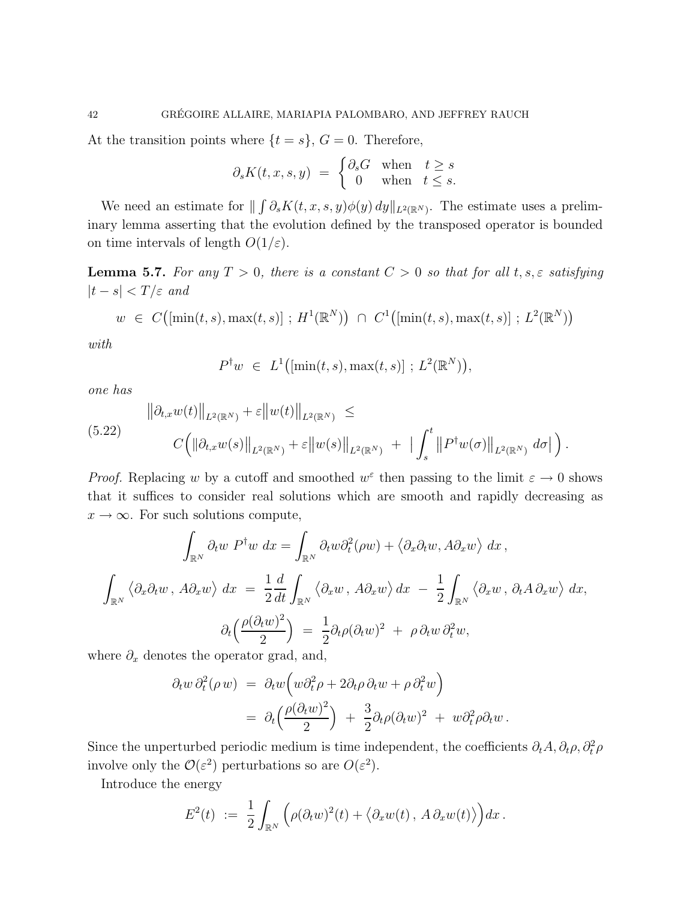At the transition points where $\{t = s\}$, $G = 0$. Therefore,

$$
\partial_s K(t,x,s,y) \;=\; \begin{cases} \partial_s G & \text{when} \quad t \geq s \\ 0 & \text{when} \quad t \leq s. \end{cases}
$$

We need an estimate for $\| \int \partial_s K(t,x,s,y)\phi(y)\,dy\|_{L^2(\mathbb{R}^N)}$. The estimate uses a preliminary lemma asserting that the evolution defined by the transposed operator is bounded on time intervals of length $O(1/\varepsilon)$.

**Lemma 5.7.** *For any $T > 0$, there is a constant $C > 0$ so that for all $t, s, \varepsilon$ satisfying $|t - s| < T/\varepsilon$ and*

$$
w \;\in\; C\big([\min(t,s), \max(t,s)]\;;\;H^1(\mathbb{R}^N)\big) \;\cap\; C^1\big([\min(t,s), \max(t,s)]\;;\;L^2(\mathbb{R}^N)\big)
$$

*with*

$$
P^\dagger w \;\in\; L^1\big([\min(t,s), \max(t,s)]\;;\;L^2(\mathbb{R}^N)\big),
$$

*one has*

$$
\begin{aligned}
&\big\|\partial_{t,x} w(t)\big\|_{L^2(\mathbb{R}^N)} + \varepsilon\big\|w(t)\big\|_{L^2(\mathbb{R}^N)} \;\leq \\
&\qquad C\Big(\big\|\partial_{t,x} w(s)\big\|_{L^2(\mathbb{R}^N)} + \varepsilon\big\|w(s)\big\|_{L^2(\mathbb{R}^N)} \;+\; \Big|\int_s^t \big\|P^\dagger w(\sigma)\big\|_{L^2(\mathbb{R}^N)}\,d\sigma\Big|\Big)\,.
\end{aligned} \tag{5.22}
$$

*Proof.* Replacing $w$ by a cutoff and smoothed $w^\varepsilon$ then passing to the limit $\varepsilon \to 0$ shows that it suffices to consider real solutions which are smooth and rapidly decreasing as $x \to \infty$. For such solutions compute,

$$
\int_{\mathbb{R}^N} \partial_t w \;P^\dagger w\;dx = \int_{\mathbb{R}^N} \partial_t w \partial_t^2(\rho w) + \big\langle \partial_x \partial_t w, A\partial_x w\big\rangle\;dx\,,
$$

$$
\int_{\mathbb{R}^N} \big\langle \partial_x \partial_t w\,,\, A\partial_x w\big\rangle\;dx \;=\; \frac{1}{2}\frac{d}{dt}\int_{\mathbb{R}^N} \big\langle \partial_x w\,,\, A\partial_x w\big\rangle\,dx \;-\; \frac{1}{2}\int_{\mathbb{R}^N} \big\langle \partial_x w\,,\, \partial_t A\,\partial_x w\big\rangle\;dx,
$$

$$
\partial_t\Big(\frac{\rho(\partial_t w)^2}{2}\Big) \;=\; \frac{1}{2}\partial_t\rho(\partial_t w)^2 \;+\; \rho\,\partial_t w\,\partial_t^2 w,
$$

where $\partial_x$ denotes the operator grad, and,

$$
\begin{aligned}
\partial_t w\,\partial_t^2(\rho\,w) \;&=\; \partial_t w\Big(w\partial_t^2\rho + 2\partial_t\rho\,\partial_t w + \rho\,\partial_t^2 w\Big) \\
&=\; \partial_t\Big(\frac{\rho(\partial_t w)^2}{2}\Big) \;+\; \frac{3}{2}\partial_t\rho(\partial_t w)^2 \;+\; w\partial_t^2\rho\partial_t w\,.
\end{aligned}
$$

Since the unperturbed periodic medium is time independent, the coefficients $\partial_t A, \partial_t\rho, \partial_t^2\rho$ involve only the $\mathcal{O}(\varepsilon^2)$ perturbations so are $O(\varepsilon^2)$.

Introduce the energy

$$
E^2(t) \;:=\; \frac{1}{2}\int_{\mathbb{R}^N} \Big(\rho(\partial_t w)^2(t) + \big\langle \partial_x w(t)\,,\, A\,\partial_x w(t)\big\rangle\Big)dx\,.
$$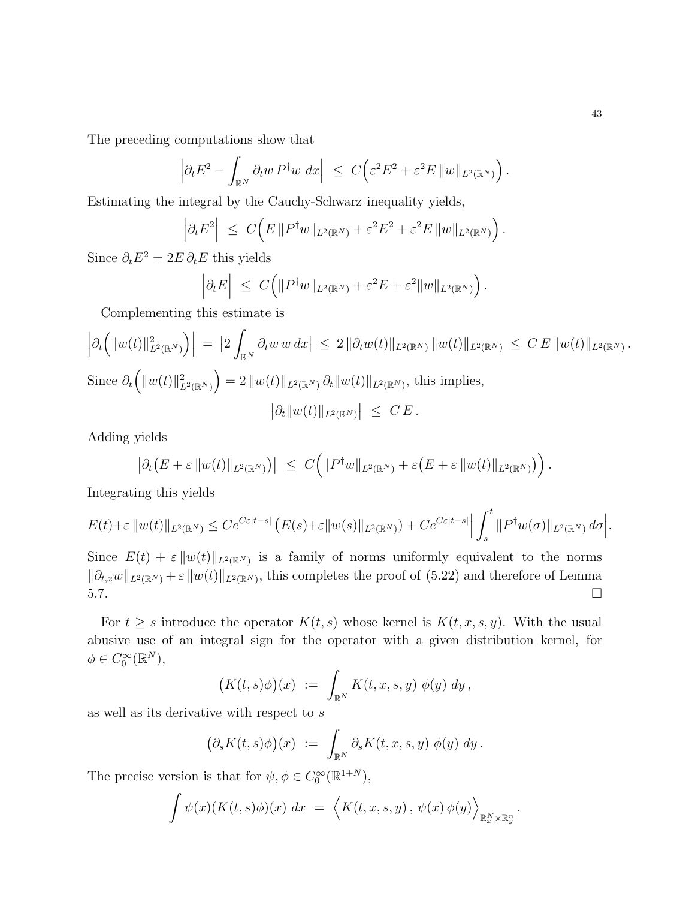The preceding computations show that

$$
\Big|\partial_t E^2 - \int_{\mathbb{R}^N} \partial_t w \, P^\dagger w \ dx\Big| \ \le \ C\Big(\varepsilon^2 E^2 + \varepsilon^2 E \, \|w\|_{L^2(\mathbb{R}^N)}\Big)\,.
$$

Estimating the integral by the Cauchy-Schwarz inequality yields,

$$
\Big|\partial_t E^2\Big| \ \le \ C\Big(E\, \|P^\dagger w\|_{L^2(\mathbb{R}^N)} + \varepsilon^2 E^2 + \varepsilon^2 E \, \|w\|_{L^2(\mathbb{R}^N)}\Big)\,.
$$

Since $\partial_t E^2 = 2E\,\partial_t E$ this yields

$$
\Big|\partial_t E\Big| \ \le \ C\Big(\|P^\dagger w\|_{L^2(\mathbb{R}^N)} + \varepsilon^2 E + \varepsilon^2 \|w\|_{L^2(\mathbb{R}^N)}\Big)\,.
$$

Complementing this estimate is

$$
\Big|\partial_t\Big(\|w(t)\|^2_{L^2(\mathbb{R}^N)}\Big)\Big| \ = \ \big|2\int_{\mathbb{R}^N} \partial_t w \, w \, dx\big| \ \le \ 2\,\|\partial_t w(t)\|_{L^2(\mathbb{R}^N)}\,\|w(t)\|_{L^2(\mathbb{R}^N)} \ \le \ C\,E\,\|w(t)\|_{L^2(\mathbb{R}^N)}\,.
$$

Since $\partial_t\Big(\|w(t)\|^2_{L^2(\mathbb{R}^N)}\Big) = 2\,\|w(t)\|_{L^2(\mathbb{R}^N)}\,\partial_t\|w(t)\|_{L^2(\mathbb{R}^N)}$, this implies,

$$
\big|\partial_t \|w(t)\|_{L^2(\mathbb{R}^N)}\big| \ \le \ C\,E\,.
$$

Adding yields

$$
\big|\partial_t\big(E + \varepsilon\,\|w(t)\|_{L^2(\mathbb{R}^N)}\big)\big| \ \le \ C\Big(\|P^\dagger w\|_{L^2(\mathbb{R}^N)} + \varepsilon\big(E + \varepsilon\,\|w(t)\|_{L^2(\mathbb{R}^N)}\big)\Big)\,.
$$

Integrating this yields

$$
E(t)+\varepsilon\,\|w(t)\|_{L^2(\mathbb{R}^N)} \le Ce^{C\varepsilon|t-s|}\,\big(E(s)+\varepsilon\|w(s)\|_{L^2(\mathbb{R}^N)}\big) + Ce^{C\varepsilon|t-s|}\Big|\int_s^t \|P^\dagger w(\sigma)\|_{L^2(\mathbb{R}^N)}\,d\sigma\Big|.
$$

Since $E(t) + \varepsilon\,\|w(t)\|_{L^2(\mathbb{R}^N)}$ is a family of norms uniformly equivalent to the norms $\|\partial_{t,x} w\|_{L^2(\mathbb{R}^N)} + \varepsilon\,\|w(t)\|_{L^2(\mathbb{R}^N)}$, this completes the proof of (5.22) and therefore of Lemma 5.7. $\square$

For $t \ge s$ introduce the operator $K(t,s)$ whose kernel is $K(t,x,s,y)$. With the usual abusive use of an integral sign for the operator with a given distribution kernel, for $\phi \in C_0^\infty(\mathbb{R}^N)$,

$$
\big(K(t,s)\phi\big)(x) \ := \ \int_{\mathbb{R}^N} K(t,x,s,y)\ \phi(y)\ dy\,,
$$

as well as its derivative with respect to $s$

$$
\big(\partial_s K(t,s)\phi\big)(x) \ := \ \int_{\mathbb{R}^N} \partial_s K(t,x,s,y)\ \phi(y)\ dy\,.
$$

The precise version is that for $\psi, \phi \in C_0^\infty(\mathbb{R}^{1+N})$,

$$
\int \psi(x)(K(t,s)\phi)(x)\ dx \ = \ \Big\langle K(t,x,s,y)\,,\,\psi(x)\,\phi(y)\Big\rangle_{\mathbb{R}^N_x\times\mathbb{R}^n_y}\,.
$$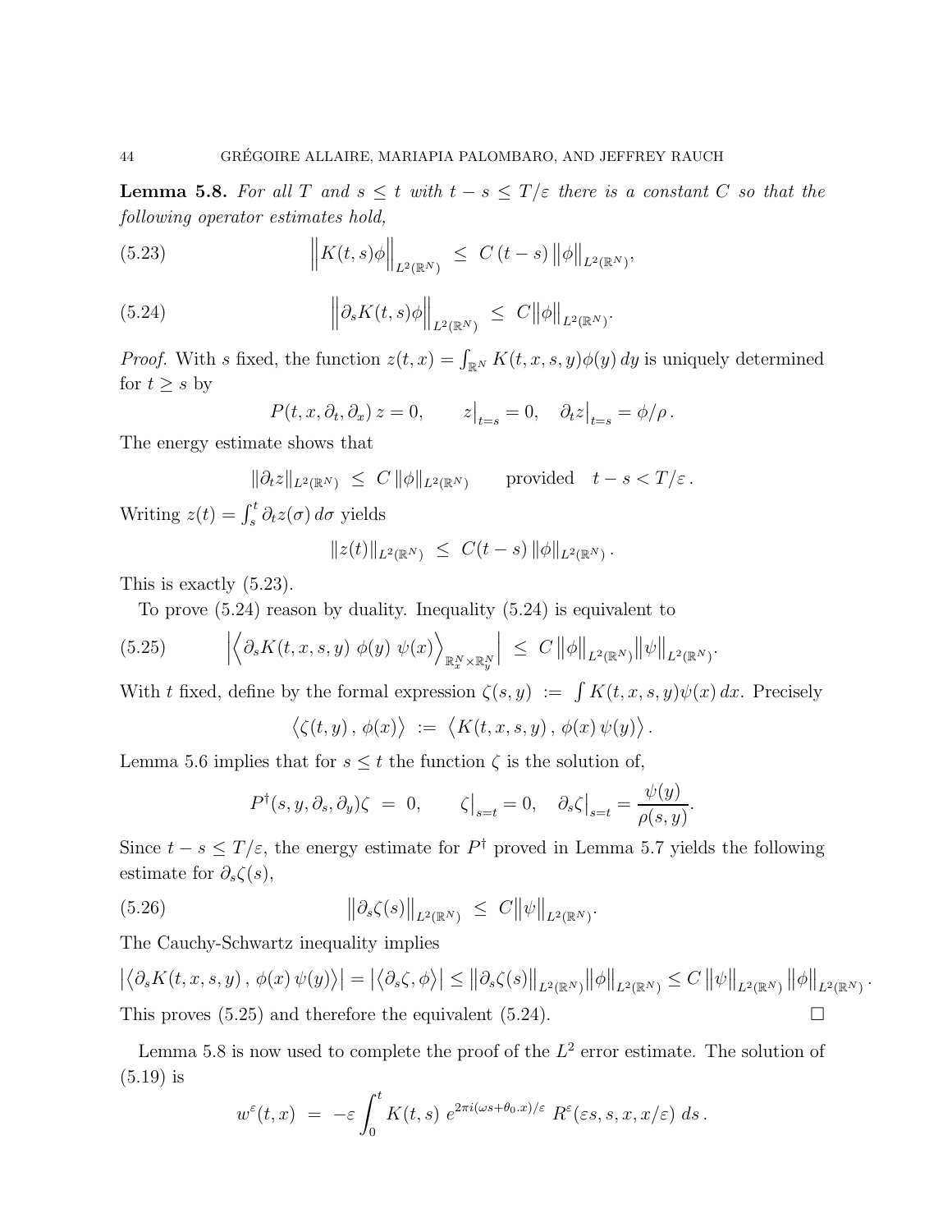**Lemma 5.8.** *For all $T$ and $s \le t$ with $t - s \le T/\varepsilon$ there is a constant $C$ so that the following operator estimates hold,*

$$\Big\| K(t,s)\phi \Big\|_{L^2(\mathbb{R}^N)} \;\le\; C\,(t-s)\,\big\|\phi\big\|_{L^2(\mathbb{R}^N)}, \tag{5.23}$$

$$\Big\| \partial_s K(t,s)\phi \Big\|_{L^2(\mathbb{R}^N)} \;\le\; C \big\|\phi\big\|_{L^2(\mathbb{R}^N)}. \tag{5.24}$$

*Proof.* With $s$ fixed, the function $z(t,x) = \int_{\mathbb{R}^N} K(t,x,s,y)\phi(y)\,dy$ is uniquely determined for $t \ge s$ by

$$P(t,x,\partial_t,\partial_x)\, z = 0, \qquad z\big|_{t=s} = 0, \quad \partial_t z\big|_{t=s} = \phi/\rho\,.$$

The energy estimate shows that

$$\|\partial_t z\|_{L^2(\mathbb{R}^N)} \;\le\; C\,\|\phi\|_{L^2(\mathbb{R}^N)} \qquad \text{provided} \quad t - s < T/\varepsilon\,.$$

Writing $z(t) = \int_s^t \partial_t z(\sigma)\,d\sigma$ yields

$$\|z(t)\|_{L^2(\mathbb{R}^N)} \;\le\; C(t-s)\,\|\phi\|_{L^2(\mathbb{R}^N)}\,.$$

This is exactly (5.23).

To prove (5.24) reason by duality. Inequality (5.24) is equivalent to

$$\Big|\Big\langle \partial_s K(t,x,s,y)\ \phi(y)\ \psi(x)\Big\rangle_{\mathbb{R}^N_x\times\mathbb{R}^N_y}\Big| \;\le\; C\,\big\|\phi\big\|_{L^2(\mathbb{R}^N)}\big\|\psi\big\|_{L^2(\mathbb{R}^N)}. \tag{5.25}$$

With $t$ fixed, define by the formal expression $\zeta(s,y) \;:=\; \int K(t,x,s,y)\psi(x)\,dx$. Precisely

$$\big\langle \zeta(t,y)\,,\,\phi(x)\big\rangle \;:=\; \big\langle K(t,x,s,y)\,,\,\phi(x)\,\psi(y)\big\rangle\,.$$

Lemma 5.6 implies that for $s \le t$ the function $\zeta$ is the solution of,

$$P^\dagger(s,y,\partial_s,\partial_y)\zeta \;=\; 0, \qquad \zeta\big|_{s=t} = 0, \quad \partial_s\zeta\big|_{s=t} = \frac{\psi(y)}{\rho(s,y)}.$$

Since $t - s \le T/\varepsilon$, the energy estimate for $P^\dagger$ proved in Lemma 5.7 yields the following estimate for $\partial_s\zeta(s)$,

$$\big\|\partial_s\zeta(s)\big\|_{L^2(\mathbb{R}^N)} \;\le\; C\big\|\psi\big\|_{L^2(\mathbb{R}^N)}. \tag{5.26}$$

The Cauchy-Schwartz inequality implies

$$\big|\big\langle \partial_s K(t,x,s,y)\,,\,\phi(x)\,\psi(y)\big\rangle\big| = \big|\big\langle \partial_s\zeta, \phi\big\rangle\big| \le \big\|\partial_s\zeta(s)\big\|_{L^2(\mathbb{R}^N)}\big\|\phi\big\|_{L^2(\mathbb{R}^N)} \le C\,\big\|\psi\big\|_{L^2(\mathbb{R}^N)}\,\big\|\phi\big\|_{L^2(\mathbb{R}^N)}\,.$$

This proves (5.25) and therefore the equivalent (5.24). □

Lemma 5.8 is now used to complete the proof of the $L^2$ error estimate. The solution of (5.19) is

$$w^\varepsilon(t,x) \;=\; -\varepsilon\int_0^t K(t,s)\; e^{2\pi i(\omega s+\theta_0.x)/\varepsilon}\; R^\varepsilon(\varepsilon s, s, x, x/\varepsilon)\;ds\,.$$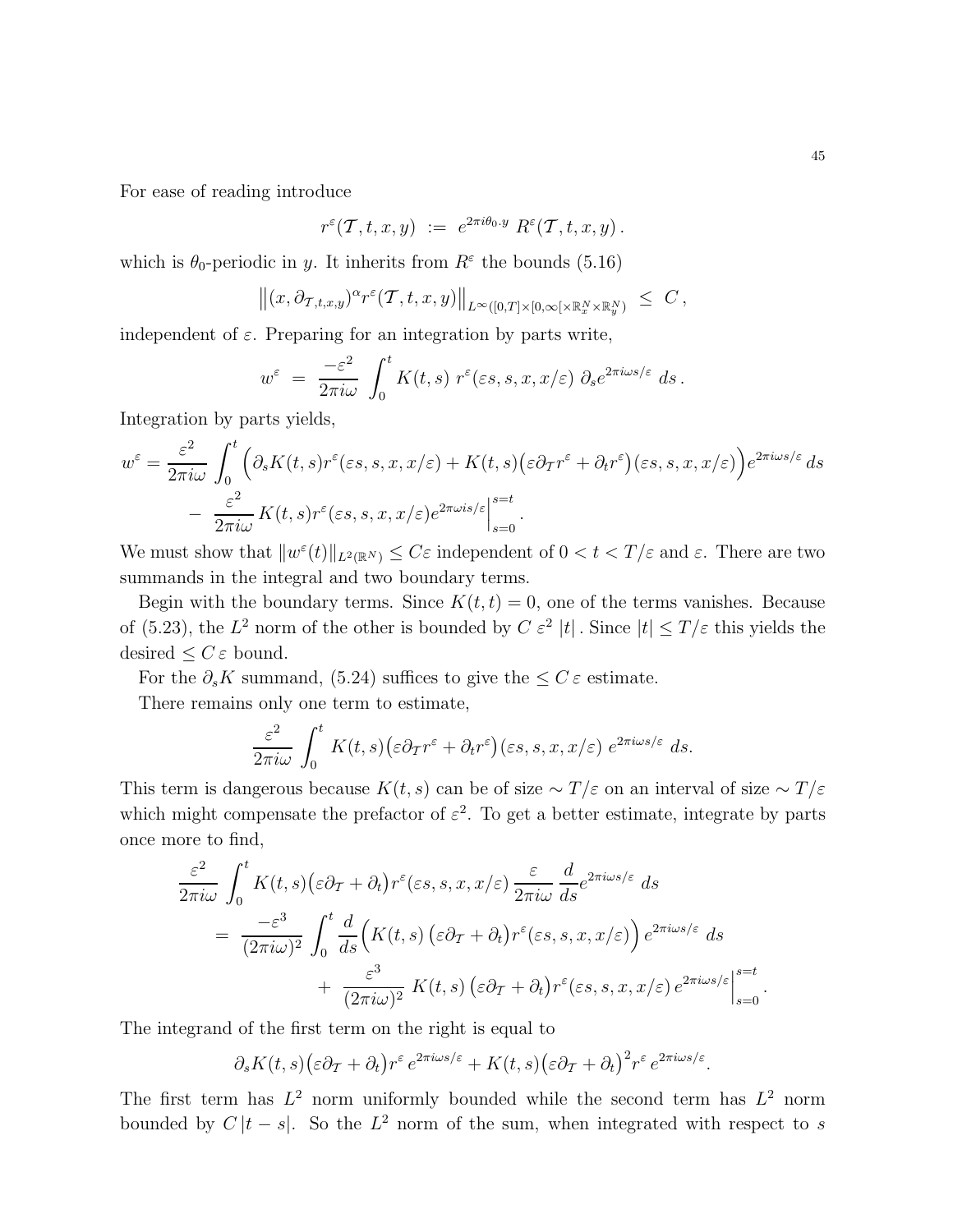For ease of reading introduce

$$r^\varepsilon(\mathcal{T},t,x,y) \ := \ e^{2\pi i\theta_0.y}\ R^\varepsilon(\mathcal{T},t,x,y)\,.$$

which is $\theta_0$-periodic in $y$. It inherits from $R^\varepsilon$ the bounds (5.16)

$$\big\|(x,\partial_{\mathcal{T},t,x,y})^\alpha r^\varepsilon(\mathcal{T},t,x,y)\big\|_{L^\infty([0,T]\times[0,\infty[\times\mathbb{R}^N_x\times\mathbb{R}^N_y)} \ \le\ C\,,$$

independent of $\varepsilon$. Preparing for an integration by parts write,

$$w^\varepsilon \ = \ \frac{-\varepsilon^2}{2\pi i\omega}\ \int_0^t K(t,s)\ r^\varepsilon(\varepsilon s,s,x,x/\varepsilon)\ \partial_s e^{2\pi i\omega s/\varepsilon}\ ds\,.$$

Integration by parts yields,

$$\begin{aligned}
w^\varepsilon = \frac{\varepsilon^2}{2\pi i\omega}\int_0^t \Big(\partial_s K(t,s) r^\varepsilon(\varepsilon s,s,x,x/\varepsilon) + K(t,s)\big(\varepsilon\partial_{\mathcal{T}} r^\varepsilon + \partial_t r^\varepsilon\big)(\varepsilon s,s,x,x/\varepsilon)\Big)e^{2\pi i\omega s/\varepsilon}\,ds \\
-\ \frac{\varepsilon^2}{2\pi i\omega}\,K(t,s) r^\varepsilon(\varepsilon s,s,x,x/\varepsilon)e^{2\pi\omega i s/\varepsilon}\Big|_{s=0}^{s=t}.
\end{aligned}$$

We must show that $\|w^\varepsilon(t)\|_{L^2(\mathbb{R}^N)} \le C\varepsilon$ independent of $0<t<T/\varepsilon$ and $\varepsilon$. There are two summands in the integral and two boundary terms.

Begin with the boundary terms. Since $K(t,t)=0$, one of the terms vanishes. Because of (5.23), the $L^2$ norm of the other is bounded by $C\,\varepsilon^2\,|t|$. Since $|t|\le T/\varepsilon$ this yields the desired $\le C\,\varepsilon$ bound.

For the $\partial_s K$ summand, (5.24) suffices to give the $\le C\,\varepsilon$ estimate.

There remains only one term to estimate,

$$\frac{\varepsilon^2}{2\pi i\omega}\ \int_0^t\ K(t,s)\big(\varepsilon\partial_{\mathcal{T}} r^\varepsilon + \partial_t r^\varepsilon\big)(\varepsilon s,s,x,x/\varepsilon)\ e^{2\pi i\omega s/\varepsilon}\ ds.$$

This term is dangerous because $K(t,s)$ can be of size $\sim T/\varepsilon$ on an interval of size $\sim T/\varepsilon$ which might compensate the prefactor of $\varepsilon^2$. To get a better estimate, integrate by parts once more to find,

$$\begin{aligned}
&\frac{\varepsilon^2}{2\pi i\omega}\int_0^t K(t,s)\big(\varepsilon\partial_{\mathcal{T}} + \partial_t\big) r^\varepsilon(\varepsilon s,s,x,x/\varepsilon)\,\frac{\varepsilon}{2\pi i\omega}\,\frac{d}{ds}e^{2\pi i\omega s/\varepsilon}\ ds \\
&\quad=\ \frac{-\varepsilon^3}{(2\pi i\omega)^2}\ \int_0^t \frac{d}{ds}\Big(K(t,s)\ \big(\varepsilon\partial_{\mathcal{T}} + \partial_t\big) r^\varepsilon(\varepsilon s,s,x,x/\varepsilon)\Big)\,e^{2\pi i\omega s/\varepsilon}\ ds \\
&\qquad\qquad +\ \frac{\varepsilon^3}{(2\pi i\omega)^2}\ K(t,s)\ \big(\varepsilon\partial_{\mathcal{T}} + \partial_t\big) r^\varepsilon(\varepsilon s,s,x,x/\varepsilon)\,e^{2\pi i\omega s/\varepsilon}\Big|_{s=0}^{s=t}.
\end{aligned}$$

The integrand of the first term on the right is equal to

$$\partial_s K(t,s)\big(\varepsilon\partial_{\mathcal{T}} + \partial_t\big) r^\varepsilon\, e^{2\pi i\omega s/\varepsilon} + K(t,s)\big(\varepsilon\partial_{\mathcal{T}} + \partial_t\big)^2 r^\varepsilon\, e^{2\pi i\omega s/\varepsilon}.$$

The first term has $L^2$ norm uniformly bounded while the second term has $L^2$ norm bounded by $C\,|t-s|$. So the $L^2$ norm of the sum, when integrated with respect to $s$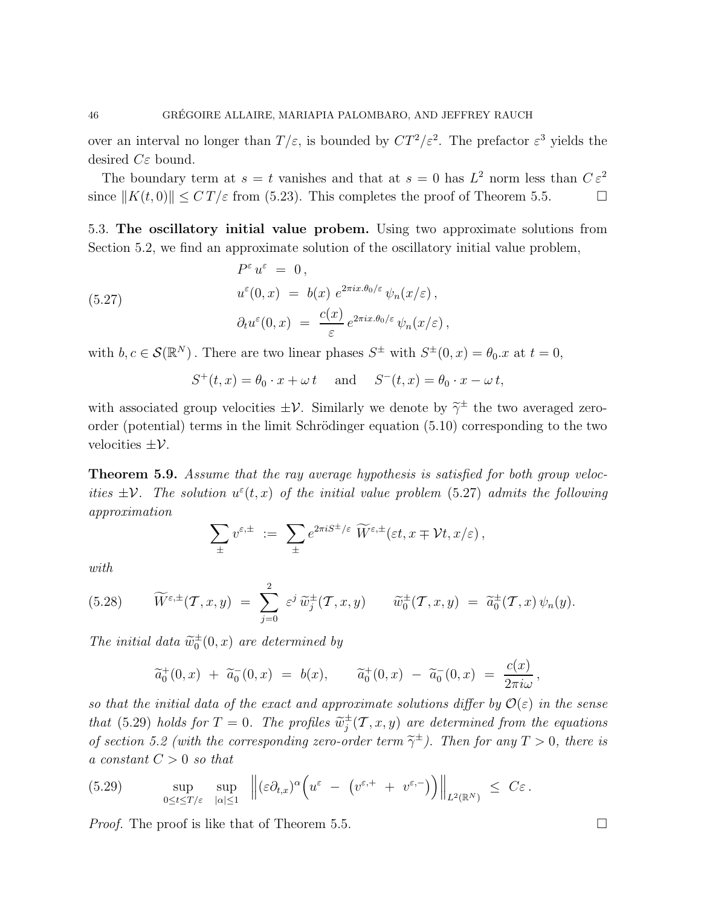over an interval no longer than $T/\varepsilon$, is bounded by $CT^2/\varepsilon^2$. The prefactor $\varepsilon^3$ yields the desired $C\varepsilon$ bound.

The boundary term at $s = t$ vanishes and that at $s = 0$ has $L^2$ norm less than $C\,\varepsilon^2$ since $\|K(t,0)\| \leq C\,T/\varepsilon$ from (5.23). This completes the proof of Theorem 5.5. $\square$

### 5.3. **The oscillatory initial value probem.**

Using two approximate solutions from Section 5.2, we find an approximate solution of the oscillatory initial value problem,

$$
\begin{aligned}
P^\varepsilon\, u^\varepsilon \;&=\; 0\,,\\
u^\varepsilon(0,x) \;&=\; b(x)\; e^{2\pi i x.\theta_0/\varepsilon}\, \psi_n(x/\varepsilon)\,,\\
\partial_t u^\varepsilon(0,x) \;&=\; \frac{c(x)}{\varepsilon}\, e^{2\pi i x.\theta_0/\varepsilon}\, \psi_n(x/\varepsilon)\,,
\end{aligned}
\tag{5.27}
$$

with $b, c \in \mathcal{S}(\mathbb{R}^N)$. There are two linear phases $S^\pm$ with $S^\pm(0,x) = \theta_0.x$ at $t = 0$,

$$
S^+(t,x) = \theta_0 \cdot x + \omega\, t \quad \text{ and } \quad S^-(t,x) = \theta_0 \cdot x - \omega\, t,
$$

with associated group velocities $\pm\mathcal{V}$. Similarly we denote by $\widetilde{\gamma}^\pm$ the two averaged zero-order (potential) terms in the limit Schrödinger equation (5.10) corresponding to the two velocities $\pm\mathcal{V}$.

**Theorem 5.9.** *Assume that the ray average hypothesis is satisfied for both group velocities $\pm\mathcal{V}$. The solution $u^\varepsilon(t,x)$ of the initial value problem (5.27) admits the following approximation*

$$
\sum_\pm v^{\varepsilon,\pm} \;:=\; \sum_\pm e^{2\pi i S^\pm/\varepsilon}\; \widetilde{W}^{\varepsilon,\pm}(\varepsilon t, x \mp \mathcal{V}t, x/\varepsilon)\,,
$$

*with*

$$
\widetilde{W}^{\varepsilon,\pm}(\mathcal{T},x,y) \;=\; \sum_{j=0}^{2} \varepsilon^j\, \widetilde{w}_j^\pm(\mathcal{T},x,y) \qquad \widetilde{w}_0^\pm(\mathcal{T},x,y) \;=\; \widetilde{a}_0^\pm(\mathcal{T},x)\,\psi_n(y).
\tag{5.28}
$$

*The initial data $\widetilde{w}_0^\pm(0,x)$ are determined by*

$$
\widetilde{a}_0^+(0,x) \;+\; \widetilde{a}_0^-(0,x) \;=\; b(x), \qquad \widetilde{a}_0^+(0,x) \;-\; \widetilde{a}_0^-(0,x) \;=\; \frac{c(x)}{2\pi i\omega}\,,
$$

*so that the initial data of the exact and approximate solutions differ by $\mathcal{O}(\varepsilon)$ in the sense that (5.29) holds for $T = 0$. The profiles $\widetilde{w}_j^\pm(\mathcal{T},x,y)$ are determined from the equations of section 5.2 (with the corresponding zero-order term $\widetilde{\gamma}^\pm$). Then for any $T > 0$, there is a constant $C > 0$ so that*

$$
\sup_{0\leq t\leq T/\varepsilon}\; \sup_{|\alpha|\leq 1}\; \left\| (\varepsilon\partial_{t,x})^\alpha \Big( u^\varepsilon \;-\; \big(v^{\varepsilon,+} \;+\; v^{\varepsilon,-}\big)\Big)\right\|_{L^2(\mathbb{R}^N)} \;\leq\; C\varepsilon\,.
\tag{5.29}
$$

*Proof.* The proof is like that of Theorem 5.5. $\square$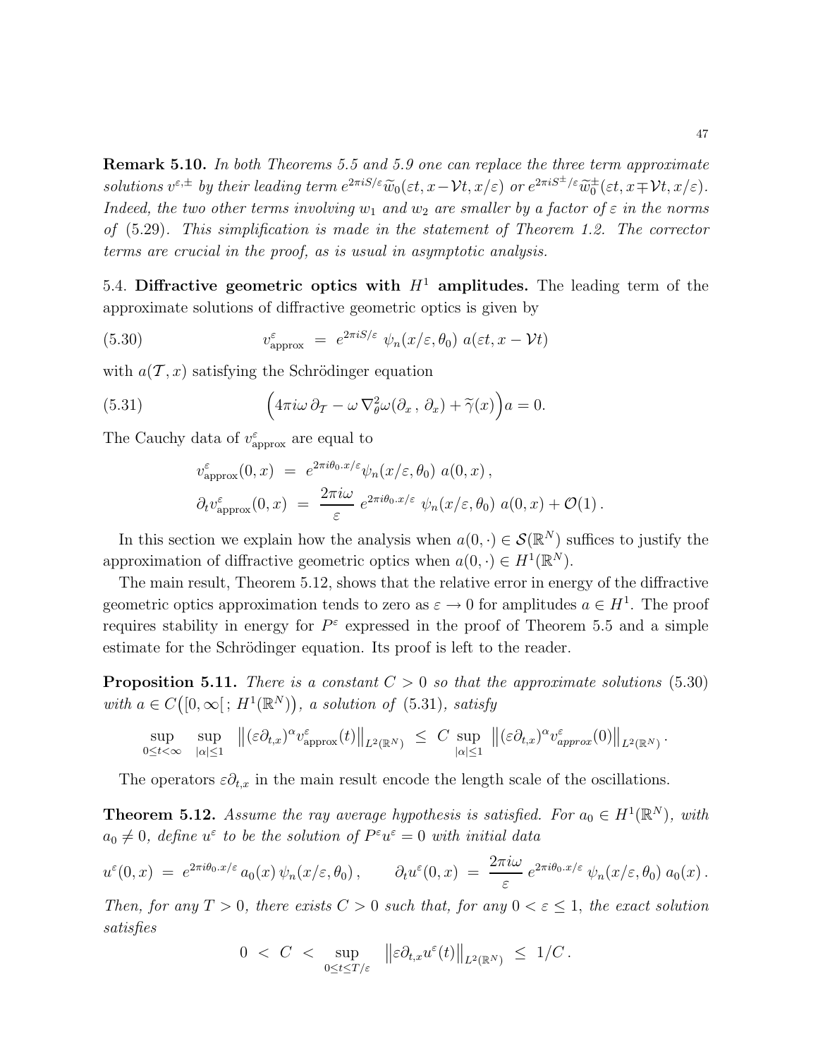**Remark 5.10.** *In both Theorems 5.5 and 5.9 one can replace the three term approximate solutions $v^{\varepsilon,\pm}$ by their leading term $e^{2\pi i S/\varepsilon}\widetilde{w}_0(\varepsilon t, x-\mathcal{V}t, x/\varepsilon)$ or $e^{2\pi i S^\pm/\varepsilon}\widetilde{w}_0^\pm(\varepsilon t, x\mp\mathcal{V}t, x/\varepsilon)$. Indeed, the two other terms involving $w_1$ and $w_2$ are smaller by a factor of $\varepsilon$ in the norms of* (5.29)*. This simplification is made in the statement of Theorem 1.2. The corrector terms are crucial in the proof, as is usual in asymptotic analysis.*

## 5.4. Diffractive geometric optics with $H^1$ amplitudes.

The leading term of the approximate solutions of diffractive geometric optics is given by

$$v^\varepsilon_{\rm approx} \;=\; e^{2\pi i S/\varepsilon}\;\psi_n(x/\varepsilon,\theta_0)\;a(\varepsilon t, x-\mathcal{V}t) \tag{5.30}$$

with $a(\mathcal{T},x)$ satisfying the Schrödinger equation

$$\Big(4\pi i\omega\,\partial_{\mathcal{T}} - \omega\,\nabla^2_\theta\omega(\partial_x\,,\,\partial_x) + \widetilde{\gamma}(x)\Big)a = 0. \tag{5.31}$$

The Cauchy data of $v^\varepsilon_{\rm approx}$ are equal to

$$v^\varepsilon_{\rm approx}(0,x) \;=\; e^{2\pi i\theta_0.x/\varepsilon}\psi_n(x/\varepsilon,\theta_0)\;a(0,x)\,,$$

$$\partial_t v^\varepsilon_{\rm approx}(0,x) \;=\; \frac{2\pi i\omega}{\varepsilon}\;e^{2\pi i\theta_0.x/\varepsilon}\;\psi_n(x/\varepsilon,\theta_0)\;a(0,x) + \mathcal{O}(1)\,.$$

In this section we explain how the analysis when $a(0,\cdot)\in\mathcal{S}(\mathbb{R}^N)$ suffices to justify the approximation of diffractive geometric optics when $a(0,\cdot)\in H^1(\mathbb{R}^N)$.

The main result, Theorem 5.12, shows that the relative error in energy of the diffractive geometric optics approximation tends to zero as $\varepsilon\to 0$ for amplitudes $a\in H^1$. The proof requires stability in energy for $P^\varepsilon$ expressed in the proof of Theorem 5.5 and a simple estimate for the Schrödinger equation. Its proof is left to the reader.

**Proposition 5.11.** *There is a constant $C>0$ so that the approximate solutions* (5.30) *with $a\in C\big([0,\infty[\,;\,H^1(\mathbb{R}^N)\big)$, a solution of* (5.31)*, satisfy*

$$\sup_{0\le t<\infty}\;\sup_{|\alpha|\le 1}\;\big\|(\varepsilon\partial_{t,x})^\alpha v^\varepsilon_{\rm approx}(t)\big\|_{L^2(\mathbb{R}^N)} \;\le\; C\,\sup_{|\alpha|\le 1}\;\big\|(\varepsilon\partial_{t,x})^\alpha v^\varepsilon_{approx}(0)\big\|_{L^2(\mathbb{R}^N)}\,.$$

The operators $\varepsilon\partial_{t,x}$ in the main result encode the length scale of the oscillations.

**Theorem 5.12.** *Assume the ray average hypothesis is satisfied. For $a_0\in H^1(\mathbb{R}^N)$, with $a_0\neq 0$, define $u^\varepsilon$ to be the solution of $P^\varepsilon u^\varepsilon = 0$ with initial data*

$$u^\varepsilon(0,x) \;=\; e^{2\pi i\theta_0.x/\varepsilon}\,a_0(x)\,\psi_n(x/\varepsilon,\theta_0)\,, \qquad \partial_t u^\varepsilon(0,x) \;=\; \frac{2\pi i\omega}{\varepsilon}\;e^{2\pi i\theta_0.x/\varepsilon}\;\psi_n(x/\varepsilon,\theta_0)\;a_0(x)\,.$$

*Then, for any $T>0$, there exists $C>0$ such that, for any $0<\varepsilon\le 1$, the exact solution satisfies*

$$0 \;<\; C \;<\; \sup_{0\le t\le T/\varepsilon}\;\big\|\varepsilon\partial_{t,x}u^\varepsilon(t)\big\|_{L^2(\mathbb{R}^N)} \;\le\; 1/C\,.$$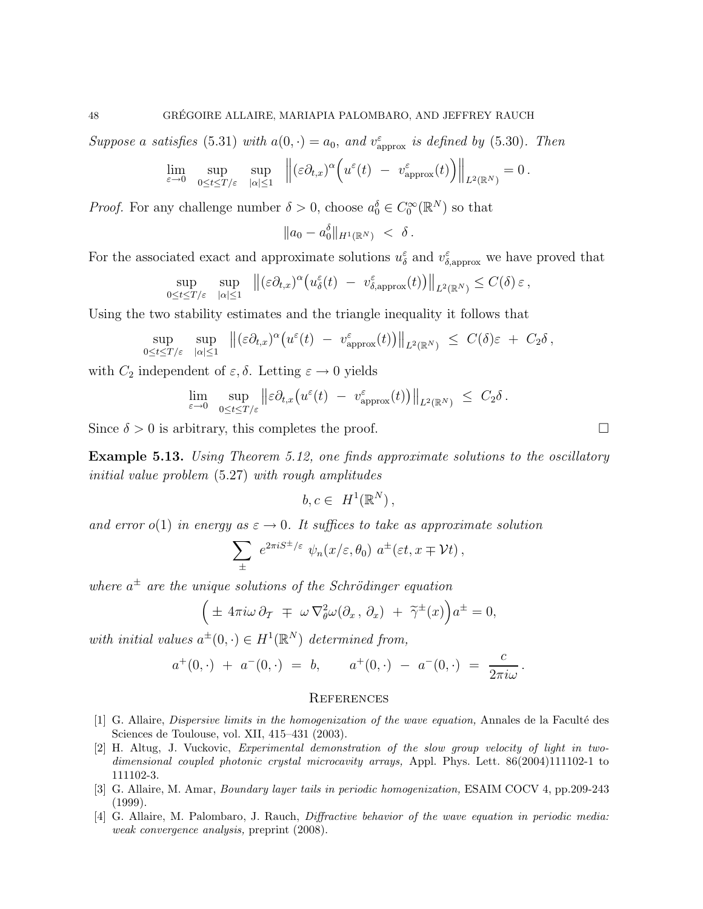*Suppose $a$ satisfies* (5.31) *with $a(0,\cdot) = a_0$, and $v^\varepsilon_{\rm approx}$ is defined by* (5.30)*. Then*

$$\lim_{\varepsilon\to 0}\ \sup_{0\le t\le T/\varepsilon}\ \sup_{|\alpha|\le 1}\ \Big\|(\varepsilon\partial_{t,x})^\alpha\Big(u^\varepsilon(t)\ -\ v^\varepsilon_{\rm approx}(t)\Big)\Big\|_{L^2(\mathbb{R}^N)} = 0\,.$$

*Proof.* For any challenge number $\delta > 0$, choose $a_0^\delta \in C_0^\infty(\mathbb{R}^N)$ so that

$$\|a_0 - a_0^\delta\|_{H^1(\mathbb{R}^N)}\ <\ \delta\,.$$

For the associated exact and approximate solutions $u^\varepsilon_\delta$ and $v^\varepsilon_{\delta,\rm approx}$ we have proved that

$$\sup_{0\le t\le T/\varepsilon}\ \sup_{|\alpha|\le 1}\ \big\|(\varepsilon\partial_{t,x})^\alpha\big(u^\varepsilon_\delta(t)\ -\ v^\varepsilon_{\delta,\rm approx}(t)\big)\big\|_{L^2(\mathbb{R}^N)} \le C(\delta)\,\varepsilon\,,$$

Using the two stability estimates and the triangle inequality it follows that

$$\sup_{0\le t\le T/\varepsilon}\ \sup_{|\alpha|\le 1}\ \big\|(\varepsilon\partial_{t,x})^\alpha\big(u^\varepsilon(t)\ -\ v^\varepsilon_{\rm approx}(t)\big)\big\|_{L^2(\mathbb{R}^N)}\ \le\ C(\delta)\varepsilon\ +\ C_2\delta\,,$$

with $C_2$ independent of $\varepsilon, \delta$. Letting $\varepsilon\to 0$ yields

$$\lim_{\varepsilon\to 0}\ \sup_{0\le t\le T/\varepsilon}\big\|\varepsilon\partial_{t,x}\big(u^\varepsilon(t)\ -\ v^\varepsilon_{\rm approx}(t)\big)\big\|_{L^2(\mathbb{R}^N)}\ \le\ C_2\delta\,.$$

Since $\delta > 0$ is arbitrary, this completes the proof. □

**Example 5.13.** *Using Theorem 5.12, one finds approximate solutions to the oscillatory initial value problem* (5.27) *with rough amplitudes*

$$b, c \in\ H^1(\mathbb{R}^N)\,,$$

*and error $o(1)$ in energy as $\varepsilon\to 0$. It suffices to take as approximate solution*

$$\sum_{\pm}\ e^{2\pi i S^\pm/\varepsilon}\ \psi_n(x/\varepsilon,\theta_0)\ a^\pm(\varepsilon t, x\mp\mathcal{V}t)\,,$$

*where $a^\pm$ are the unique solutions of the Schrödinger equation*

$$\Big(\pm\ 4\pi i\omega\,\partial_{\mathcal{T}}\ \mp\ \omega\,\nabla^2_\theta\omega(\partial_x\,,\,\partial_x)\ +\ \widetilde{\gamma}^\pm(x)\Big)a^\pm = 0,$$

*with initial values $a^\pm(0,\cdot)\in H^1(\mathbb{R}^N)$ determined from,*

$$a^+(0,\cdot)\ +\ a^-(0,\cdot)\ =\ b,\qquad a^+(0,\cdot)\ -\ a^-(0,\cdot)\ =\ \frac{c}{2\pi i\omega}\,.$$

## References

[1] G. Allaire, *Dispersive limits in the homogenization of the wave equation,* Annales de la Faculté des Sciences de Toulouse, vol. XII, 415–431 (2003).

[2] H. Altug, J. Vuckovic, *Experimental demonstration of the slow group velocity of light in two-dimensional coupled photonic crystal microcavity arrays,* Appl. Phys. Lett. 86(2004)111102-1 to 111102-3.

[3] G. Allaire, M. Amar, *Boundary layer tails in periodic homogenization,* ESAIM COCV 4, pp.209-243 (1999).

[4] G. Allaire, M. Palombaro, J. Rauch, *Diffractive behavior of the wave equation in periodic media: weak convergence analysis,* preprint (2008).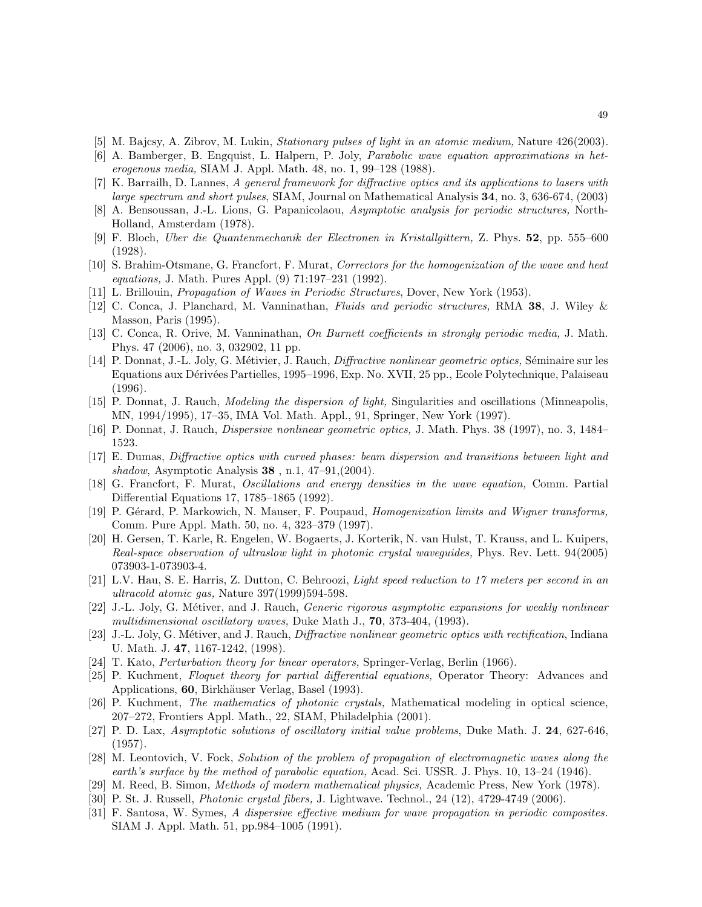[5] M. Bajcsy, A. Zibrov, M. Lukin, *Stationary pulses of light in an atomic medium,* Nature 426(2003).

[6] A. Bamberger, B. Engquist, L. Halpern, P. Joly, *Parabolic wave equation approximations in heterogeneous media,* SIAM J. Appl. Math. 48, no. 1, 99–128 (1988).

[7] K. Barrailh, D. Lannes, *A general framework for diffractive optics and its applications to lasers with large spectrum and short pulses*, SIAM, Journal on Mathematical Analysis **34**, no. 3, 636-674, (2003)

[8] A. Bensoussan, J.-L. Lions, G. Papanicolaou, *Asymptotic analysis for periodic structures,* North-Holland, Amsterdam (1978).

[9] F. Bloch, *Uber die Quantenmechanik der Electronen in Kristallgittern,* Z. Phys. **52**, pp. 555–600 (1928).

[10] S. Brahim-Otsmane, G. Francfort, F. Murat, *Correctors for the homogenization of the wave and heat equations,* J. Math. Pures Appl. (9) 71:197–231 (1992).

[11] L. Brillouin, *Propagation of Waves in Periodic Structures*, Dover, New York (1953).

[12] C. Conca, J. Planchard, M. Vanninathan, *Fluids and periodic structures,* RMA **38**, J. Wiley & Masson, Paris (1995).

[13] C. Conca, R. Orive, M. Vanninathan, *On Burnett coefficients in strongly periodic media,* J. Math. Phys. 47 (2006), no. 3, 032902, 11 pp.

[14] P. Donnat, J.-L. Joly, G. Métivier, J. Rauch, *Diffractive nonlinear geometric optics,* Séminaire sur les Equations aux Dérivées Partielles, 1995–1996, Exp. No. XVII, 25 pp., Ecole Polytechnique, Palaiseau (1996).

[15] P. Donnat, J. Rauch, *Modeling the dispersion of light,* Singularities and oscillations (Minneapolis, MN, 1994/1995), 17–35, IMA Vol. Math. Appl., 91, Springer, New York (1997).

[16] P. Donnat, J. Rauch, *Dispersive nonlinear geometric optics,* J. Math. Phys. 38 (1997), no. 3, 1484–1523.

[17] E. Dumas, *Diffractive optics with curved phases: beam dispersion and transitions between light and shadow*, Asymptotic Analysis **38** , n.1, 47–91,(2004).

[18] G. Francfort, F. Murat, *Oscillations and energy densities in the wave equation,* Comm. Partial Differential Equations 17, 1785–1865 (1992).

[19] P. Gérard, P. Markowich, N. Mauser, F. Poupaud, *Homogenization limits and Wigner transforms,* Comm. Pure Appl. Math. 50, no. 4, 323–379 (1997).

[20] H. Gersen, T. Karle, R. Engelen, W. Bogaerts, J. Korterik, N. van Hulst, T. Krauss, and L. Kuipers, *Real-space observation of ultraslow light in photonic crystal waveguides,* Phys. Rev. Lett. 94(2005) 073903-1-073903-4.

[21] L.V. Hau, S. E. Harris, Z. Dutton, C. Behroozi, *Light speed reduction to 17 meters per second in an ultracold atomic gas,* Nature 397(1999)594-598.

[22] J.-L. Joly, G. Métiver, and J. Rauch, *Generic rigorous asymptotic expansions for weakly nonlinear multidimensional oscillatory waves,* Duke Math J., **70**, 373-404, (1993).

[23] J.-L. Joly, G. Métiver, and J. Rauch, *Diffractive nonlinear geometric optics with rectification*, Indiana U. Math. J. **47**, 1167-1242, (1998).

[24] T. Kato, *Perturbation theory for linear operators,* Springer-Verlag, Berlin (1966).

[25] P. Kuchment, *Floquet theory for partial differential equations,* Operator Theory: Advances and Applications, **60**, Birkhäuser Verlag, Basel (1993).

[26] P. Kuchment, *The mathematics of photonic crystals,* Mathematical modeling in optical science, 207–272, Frontiers Appl. Math., 22, SIAM, Philadelphia (2001).

[27] P. D. Lax, *Asymptotic solutions of oscillatory initial value problems*, Duke Math. J. **24**, 627-646, (1957).

[28] M. Leontovich, V. Fock, *Solution of the problem of propagation of electromagnetic waves along the earth's surface by the method of parabolic equation,* Acad. Sci. USSR. J. Phys. 10, 13–24 (1946).

[29] M. Reed, B. Simon, *Methods of modern mathematical physics,* Academic Press, New York (1978).

[30] P. St. J. Russell, *Photonic crystal fibers,* J. Lightwave. Technol., 24 (12), 4729-4749 (2006).

[31] F. Santosa, W. Symes, *A dispersive effective medium for wave propagation in periodic composites.* SIAM J. Appl. Math. 51, pp.984–1005 (1991).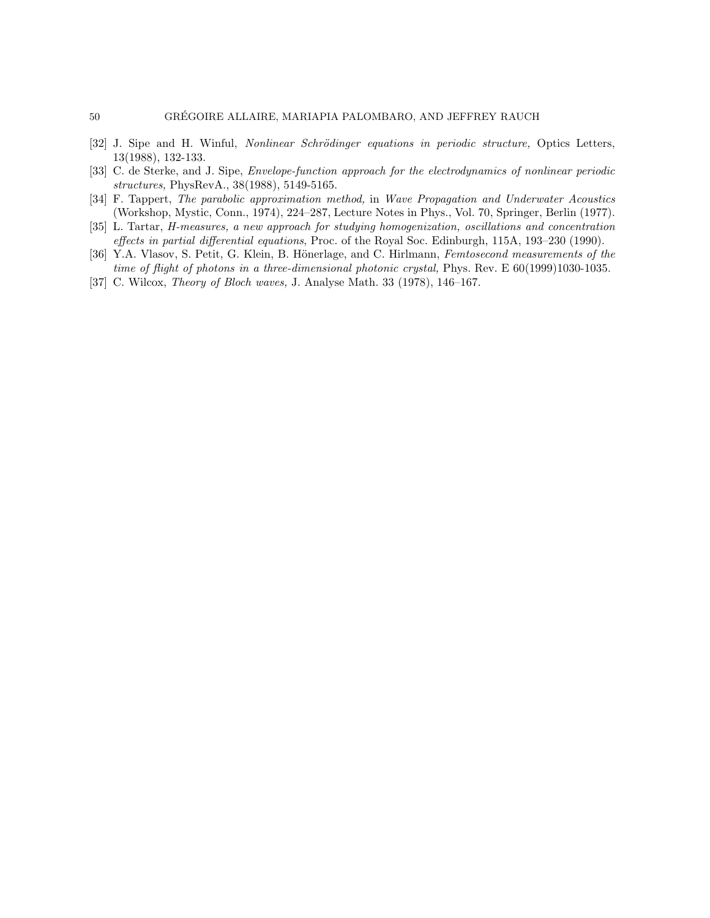[32] J. Sipe and H. Winful, *Nonlinear Schrödinger equations in periodic structure,* Optics Letters, 13(1988), 132-133.

[33] C. de Sterke, and J. Sipe, *Envelope-function approach for the electrodynamics of nonlinear periodic structures,* PhysRevA., 38(1988), 5149-5165.

[34] F. Tappert, *The parabolic approximation method,* in *Wave Propagation and Underwater Acoustics* (Workshop, Mystic, Conn., 1974), 224–287, Lecture Notes in Phys., Vol. 70, Springer, Berlin (1977).

[35] L. Tartar, *H-measures, a new approach for studying homogenization, oscillations and concentration effects in partial differential equations*, Proc. of the Royal Soc. Edinburgh, 115A, 193–230 (1990).

[36] Y.A. Vlasov, S. Petit, G. Klein, B. Hönerlage, and C. Hirlmann, *Femtosecond measurements of the time of flight of photons in a three-dimensional photonic crystal,* Phys. Rev. E 60(1999)1030-1035.

[37] C. Wilcox, *Theory of Bloch waves,* J. Analyse Math. 33 (1978), 146–167.